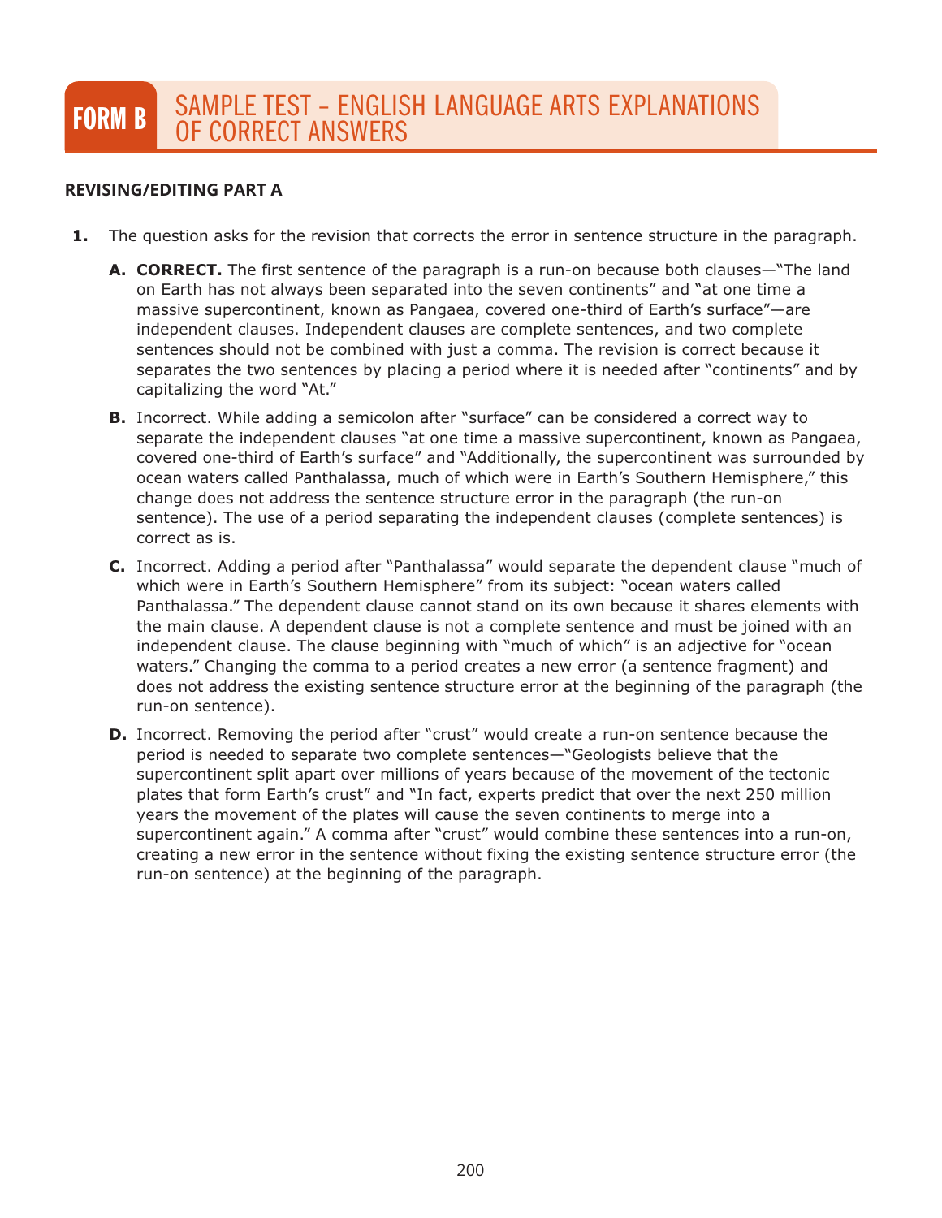# FORM B SAMPLE TEST – ENGLISH LANGUAGE ARTS EXPLANATIONS OF CORRECT ANSWERS

## REVISING/EDITING PART A

**1.** The question asks for the revision that corrects the error in sentence structure in the paragraph.

**A.** **CORRECT.** The first sentence of the paragraph is a run-on because both clauses—"The land on Earth has not always been separated into the seven continents" and "at one time a massive supercontinent, known as Pangaea, covered one-third of Earth's surface"—are independent clauses. Independent clauses are complete sentences, and two complete sentences should not be combined with just a comma. The revision is correct because it separates the two sentences by placing a period where it is needed after "continents" and by capitalizing the word "At."

**B.** Incorrect. While adding a semicolon after "surface" can be considered a correct way to separate the independent clauses "at one time a massive supercontinent, known as Pangaea, covered one-third of Earth's surface" and "Additionally, the supercontinent was surrounded by ocean waters called Panthalassa, much of which were in Earth's Southern Hemisphere," this change does not address the sentence structure error in the paragraph (the run-on sentence). The use of a period separating the independent clauses (complete sentences) is correct as is.

**C.** Incorrect. Adding a period after "Panthalassa" would separate the dependent clause "much of which were in Earth's Southern Hemisphere" from its subject: "ocean waters called Panthalassa." The dependent clause cannot stand on its own because it shares elements with the main clause. A dependent clause is not a complete sentence and must be joined with an independent clause. The clause beginning with "much of which" is an adjective for "ocean waters." Changing the comma to a period creates a new error (a sentence fragment) and does not address the existing sentence structure error at the beginning of the paragraph (the run-on sentence).

**D.** Incorrect. Removing the period after "crust" would create a run-on sentence because the period is needed to separate two complete sentences—"Geologists believe that the supercontinent split apart over millions of years because of the movement of the tectonic plates that form Earth's crust" and "In fact, experts predict that over the next 250 million years the movement of the plates will cause the seven continents to merge into a supercontinent again." A comma after "crust" would combine these sentences into a run-on, creating a new error in the sentence without fixing the existing sentence structure error (the run-on sentence) at the beginning of the paragraph.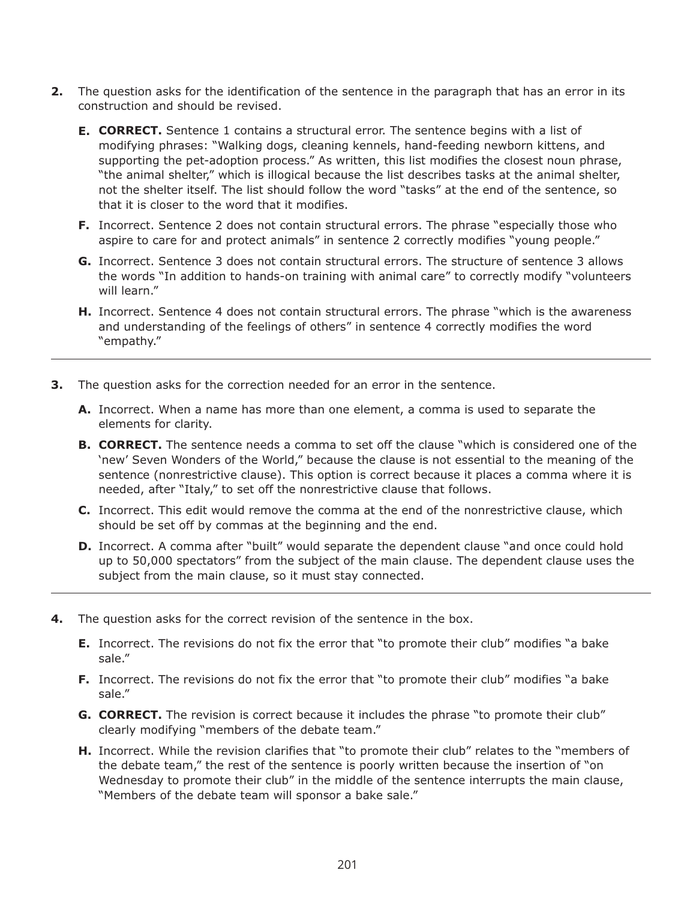**2.** The question asks for the identification of the sentence in the paragraph that has an error in its construction and should be revised.

- **E. CORRECT.** Sentence 1 contains a structural error. The sentence begins with a list of modifying phrases: "Walking dogs, cleaning kennels, hand-feeding newborn kittens, and supporting the pet-adoption process." As written, this list modifies the closest noun phrase, "the animal shelter," which is illogical because the list describes tasks at the animal shelter, not the shelter itself. The list should follow the word "tasks" at the end of the sentence, so that it is closer to the word that it modifies.
- **F.** Incorrect. Sentence 2 does not contain structural errors. The phrase "especially those who aspire to care for and protect animals" in sentence 2 correctly modifies "young people."
- **G.** Incorrect. Sentence 3 does not contain structural errors. The structure of sentence 3 allows the words "In addition to hands-on training with animal care" to correctly modify "volunteers will learn."
- **H.** Incorrect. Sentence 4 does not contain structural errors. The phrase "which is the awareness and understanding of the feelings of others" in sentence 4 correctly modifies the word "empathy."

---

**3.** The question asks for the correction needed for an error in the sentence.

- **A.** Incorrect. When a name has more than one element, a comma is used to separate the elements for clarity.
- **B. CORRECT.** The sentence needs a comma to set off the clause "which is considered one of the 'new' Seven Wonders of the World," because the clause is not essential to the meaning of the sentence (nonrestrictive clause). This option is correct because it places a comma where it is needed, after "Italy," to set off the nonrestrictive clause that follows.
- **C.** Incorrect. This edit would remove the comma at the end of the nonrestrictive clause, which should be set off by commas at the beginning and the end.
- **D.** Incorrect. A comma after "built" would separate the dependent clause "and once could hold up to 50,000 spectators" from the subject of the main clause. The dependent clause uses the subject from the main clause, so it must stay connected.

---

**4.** The question asks for the correct revision of the sentence in the box.

- **E.** Incorrect. The revisions do not fix the error that "to promote their club" modifies "a bake sale."
- **F.** Incorrect. The revisions do not fix the error that "to promote their club" modifies "a bake sale."
- **G. CORRECT.** The revision is correct because it includes the phrase "to promote their club" clearly modifying "members of the debate team."
- **H.** Incorrect. While the revision clarifies that "to promote their club" relates to the "members of the debate team," the rest of the sentence is poorly written because the insertion of "on Wednesday to promote their club" in the middle of the sentence interrupts the main clause, "Members of the debate team will sponsor a bake sale."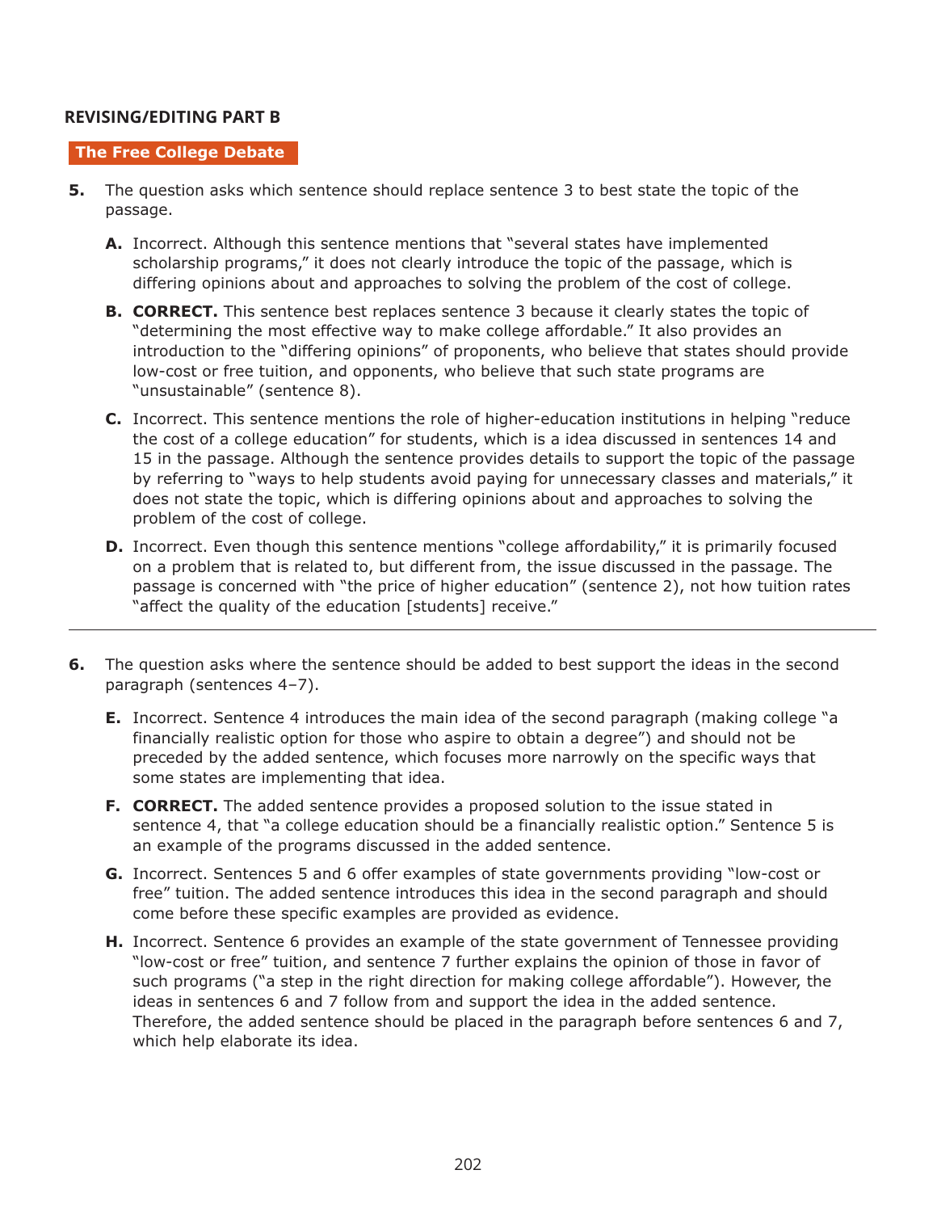## REVISING/EDITING PART B

**The Free College Debate**

**5.** The question asks which sentence should replace sentence 3 to best state the topic of the passage.

- **A.** Incorrect. Although this sentence mentions that "several states have implemented scholarship programs," it does not clearly introduce the topic of the passage, which is differing opinions about and approaches to solving the problem of the cost of college.
- **B.** **CORRECT.** This sentence best replaces sentence 3 because it clearly states the topic of "determining the most effective way to make college affordable." It also provides an introduction to the "differing opinions" of proponents, who believe that states should provide low-cost or free tuition, and opponents, who believe that such state programs are "unsustainable" (sentence 8).
- **C.** Incorrect. This sentence mentions the role of higher-education institutions in helping "reduce the cost of a college education" for students, which is a idea discussed in sentences 14 and 15 in the passage. Although the sentence provides details to support the topic of the passage by referring to "ways to help students avoid paying for unnecessary classes and materials," it does not state the topic, which is differing opinions about and approaches to solving the problem of the cost of college.
- **D.** Incorrect. Even though this sentence mentions "college affordability," it is primarily focused on a problem that is related to, but different from, the issue discussed in the passage. The passage is concerned with "the price of higher education" (sentence 2), not how tuition rates "affect the quality of the education [students] receive."

---

**6.** The question asks where the sentence should be added to best support the ideas in the second paragraph (sentences 4–7).

- **E.** Incorrect. Sentence 4 introduces the main idea of the second paragraph (making college "a financially realistic option for those who aspire to obtain a degree") and should not be preceded by the added sentence, which focuses more narrowly on the specific ways that some states are implementing that idea.
- **F.** **CORRECT.** The added sentence provides a proposed solution to the issue stated in sentence 4, that "a college education should be a financially realistic option." Sentence 5 is an example of the programs discussed in the added sentence.
- **G.** Incorrect. Sentences 5 and 6 offer examples of state governments providing "low-cost or free" tuition. The added sentence introduces this idea in the second paragraph and should come before these specific examples are provided as evidence.
- **H.** Incorrect. Sentence 6 provides an example of the state government of Tennessee providing "low-cost or free" tuition, and sentence 7 further explains the opinion of those in favor of such programs ("a step in the right direction for making college affordable"). However, the ideas in sentences 6 and 7 follow from and support the idea in the added sentence. Therefore, the added sentence should be placed in the paragraph before sentences 6 and 7, which help elaborate its idea.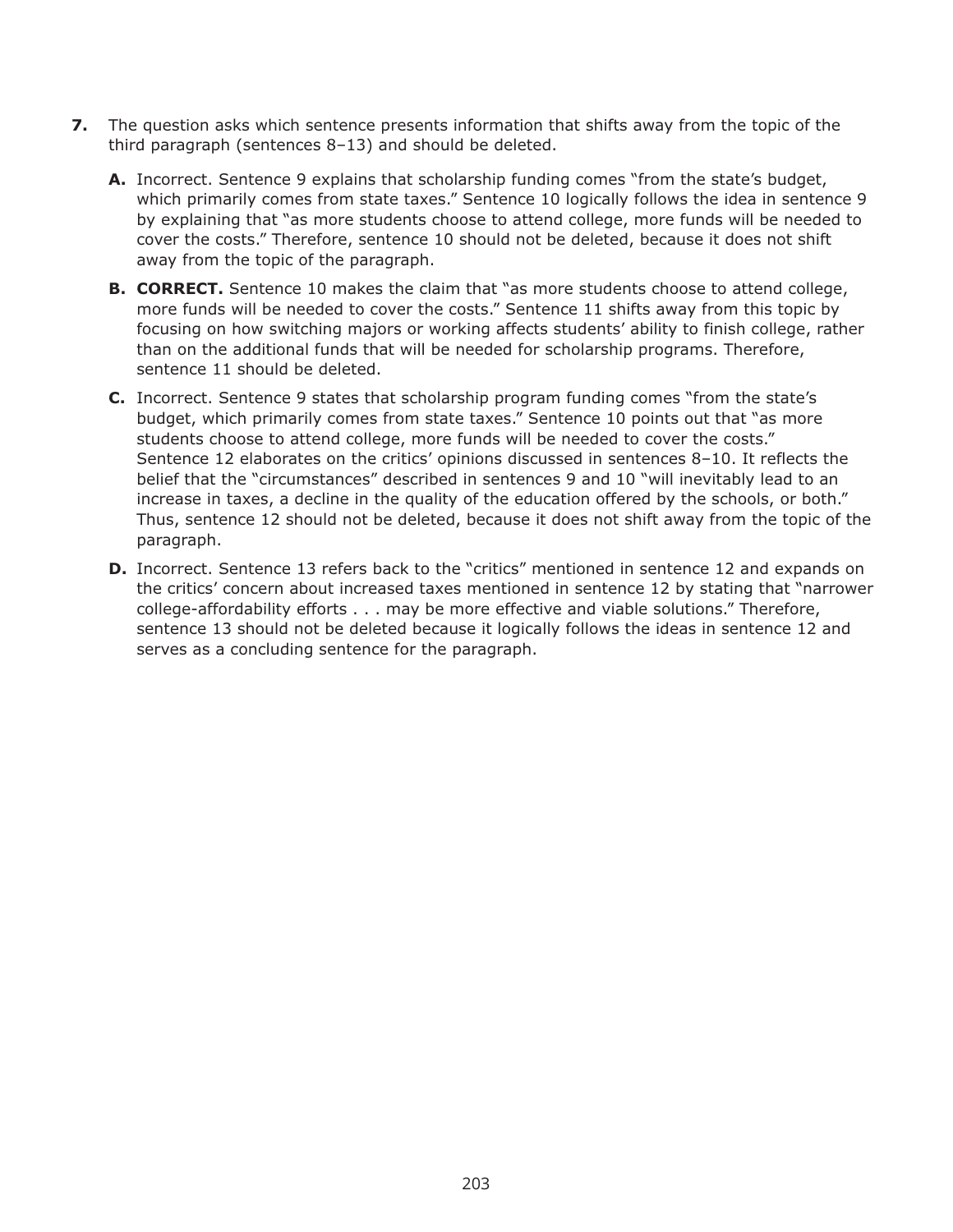7. The question asks which sentence presents information that shifts away from the topic of the third paragraph (sentences 8–13) and should be deleted.

   **A.** Incorrect. Sentence 9 explains that scholarship funding comes "from the state's budget, which primarily comes from state taxes." Sentence 10 logically follows the idea in sentence 9 by explaining that "as more students choose to attend college, more funds will be needed to cover the costs." Therefore, sentence 10 should not be deleted, because it does not shift away from the topic of the paragraph.

   **B.** **CORRECT.** Sentence 10 makes the claim that "as more students choose to attend college, more funds will be needed to cover the costs." Sentence 11 shifts away from this topic by focusing on how switching majors or working affects students' ability to finish college, rather than on the additional funds that will be needed for scholarship programs. Therefore, sentence 11 should be deleted.

   **C.** Incorrect. Sentence 9 states that scholarship program funding comes "from the state's budget, which primarily comes from state taxes." Sentence 10 points out that "as more students choose to attend college, more funds will be needed to cover the costs." Sentence 12 elaborates on the critics' opinions discussed in sentences 8–10. It reflects the belief that the "circumstances" described in sentences 9 and 10 "will inevitably lead to an increase in taxes, a decline in the quality of the education offered by the schools, or both." Thus, sentence 12 should not be deleted, because it does not shift away from the topic of the paragraph.

   **D.** Incorrect. Sentence 13 refers back to the "critics" mentioned in sentence 12 and expands on the critics' concern about increased taxes mentioned in sentence 12 by stating that "narrower college-affordability efforts . . . may be more effective and viable solutions." Therefore, sentence 13 should not be deleted because it logically follows the ideas in sentence 12 and serves as a concluding sentence for the paragraph.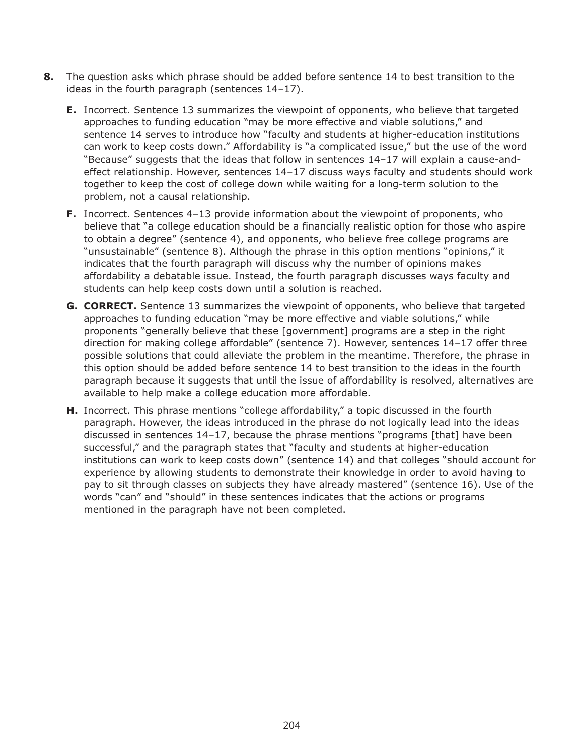**8.** The question asks which phrase should be added before sentence 14 to best transition to the ideas in the fourth paragraph (sentences 14–17).

- **E.** Incorrect. Sentence 13 summarizes the viewpoint of opponents, who believe that targeted approaches to funding education "may be more effective and viable solutions," and sentence 14 serves to introduce how "faculty and students at higher-education institutions can work to keep costs down." Affordability is "a complicated issue," but the use of the word "Because" suggests that the ideas that follow in sentences 14–17 will explain a cause-and-effect relationship. However, sentences 14–17 discuss ways faculty and students should work together to keep the cost of college down while waiting for a long-term solution to the problem, not a causal relationship.
- **F.** Incorrect. Sentences 4–13 provide information about the viewpoint of proponents, who believe that "a college education should be a financially realistic option for those who aspire to obtain a degree" (sentence 4), and opponents, who believe free college programs are "unsustainable" (sentence 8). Although the phrase in this option mentions "opinions," it indicates that the fourth paragraph will discuss why the number of opinions makes affordability a debatable issue. Instead, the fourth paragraph discusses ways faculty and students can help keep costs down until a solution is reached.
- **G. CORRECT.** Sentence 13 summarizes the viewpoint of opponents, who believe that targeted approaches to funding education "may be more effective and viable solutions," while proponents "generally believe that these [government] programs are a step in the right direction for making college affordable" (sentence 7). However, sentences 14–17 offer three possible solutions that could alleviate the problem in the meantime. Therefore, the phrase in this option should be added before sentence 14 to best transition to the ideas in the fourth paragraph because it suggests that until the issue of affordability is resolved, alternatives are available to help make a college education more affordable.
- **H.** Incorrect. This phrase mentions "college affordability," a topic discussed in the fourth paragraph. However, the ideas introduced in the phrase do not logically lead into the ideas discussed in sentences 14–17, because the phrase mentions "programs [that] have been successful," and the paragraph states that "faculty and students at higher-education institutions can work to keep costs down" (sentence 14) and that colleges "should account for experience by allowing students to demonstrate their knowledge in order to avoid having to pay to sit through classes on subjects they have already mastered" (sentence 16). Use of the words "can" and "should" in these sentences indicates that the actions or programs mentioned in the paragraph have not been completed.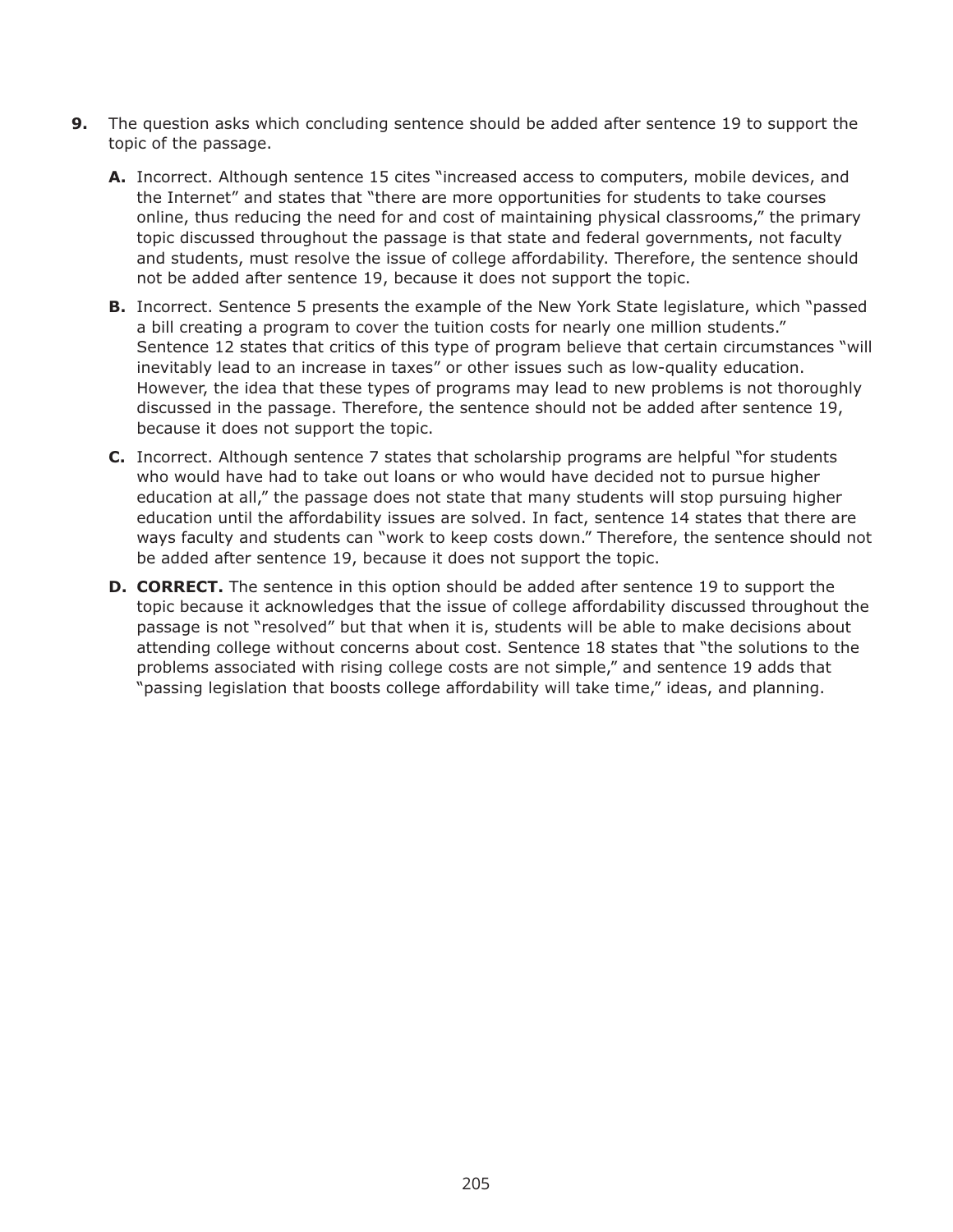**9.** The question asks which concluding sentence should be added after sentence 19 to support the topic of the passage.

**A.** Incorrect. Although sentence 15 cites "increased access to computers, mobile devices, and the Internet" and states that "there are more opportunities for students to take courses online, thus reducing the need for and cost of maintaining physical classrooms," the primary topic discussed throughout the passage is that state and federal governments, not faculty and students, must resolve the issue of college affordability. Therefore, the sentence should not be added after sentence 19, because it does not support the topic.

**B.** Incorrect. Sentence 5 presents the example of the New York State legislature, which "passed a bill creating a program to cover the tuition costs for nearly one million students." Sentence 12 states that critics of this type of program believe that certain circumstances "will inevitably lead to an increase in taxes" or other issues such as low-quality education. However, the idea that these types of programs may lead to new problems is not thoroughly discussed in the passage. Therefore, the sentence should not be added after sentence 19, because it does not support the topic.

**C.** Incorrect. Although sentence 7 states that scholarship programs are helpful "for students who would have had to take out loans or who would have decided not to pursue higher education at all," the passage does not state that many students will stop pursuing higher education until the affordability issues are solved. In fact, sentence 14 states that there are ways faculty and students can "work to keep costs down." Therefore, the sentence should not be added after sentence 19, because it does not support the topic.

**D. CORRECT.** The sentence in this option should be added after sentence 19 to support the topic because it acknowledges that the issue of college affordability discussed throughout the passage is not "resolved" but that when it is, students will be able to make decisions about attending college without concerns about cost. Sentence 18 states that "the solutions to the problems associated with rising college costs are not simple," and sentence 19 adds that "passing legislation that boosts college affordability will take time," ideas, and planning.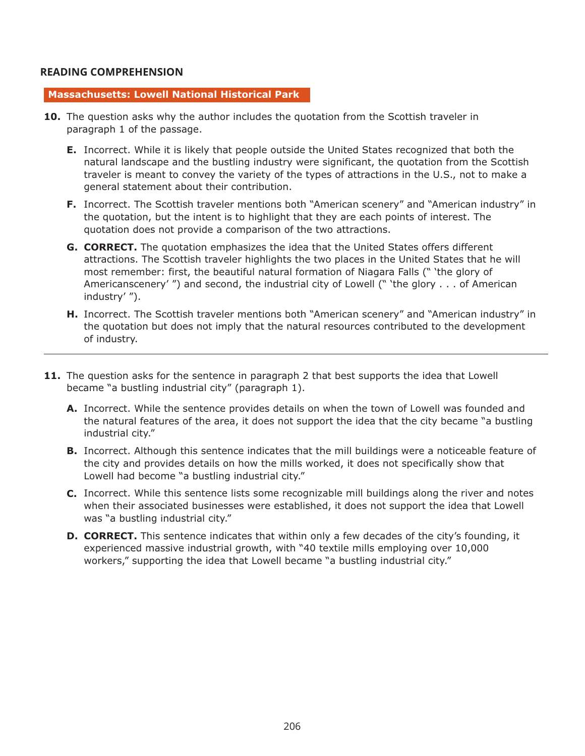## READING COMPREHENSION

### Massachusetts: Lowell National Historical Park

**10.** The question asks why the author includes the quotation from the Scottish traveler in paragraph 1 of the passage.

- **E.** Incorrect. While it is likely that people outside the United States recognized that both the natural landscape and the bustling industry were significant, the quotation from the Scottish traveler is meant to convey the variety of the types of attractions in the U.S., not to make a general statement about their contribution.
- **F.** Incorrect. The Scottish traveler mentions both "American scenery" and "American industry" in the quotation, but the intent is to highlight that they are each points of interest. The quotation does not provide a comparison of the two attractions.
- **G.** **CORRECT.** The quotation emphasizes the idea that the United States offers different attractions. The Scottish traveler highlights the two places in the United States that he will most remember: first, the beautiful natural formation of Niagara Falls (" 'the glory of Americanscenery' ") and second, the industrial city of Lowell (" 'the glory . . . of American industry' ").
- **H.** Incorrect. The Scottish traveler mentions both "American scenery" and "American industry" in the quotation but does not imply that the natural resources contributed to the development of industry.

---

**11.** The question asks for the sentence in paragraph 2 that best supports the idea that Lowell became "a bustling industrial city" (paragraph 1).

- **A.** Incorrect. While the sentence provides details on when the town of Lowell was founded and the natural features of the area, it does not support the idea that the city became "a bustling industrial city."
- **B.** Incorrect. Although this sentence indicates that the mill buildings were a noticeable feature of the city and provides details on how the mills worked, it does not specifically show that Lowell had become "a bustling industrial city."
- **C.** Incorrect. While this sentence lists some recognizable mill buildings along the river and notes when their associated businesses were established, it does not support the idea that Lowell was "a bustling industrial city."
- **D.** **CORRECT.** This sentence indicates that within only a few decades of the city's founding, it experienced massive industrial growth, with "40 textile mills employing over 10,000 workers," supporting the idea that Lowell became "a bustling industrial city."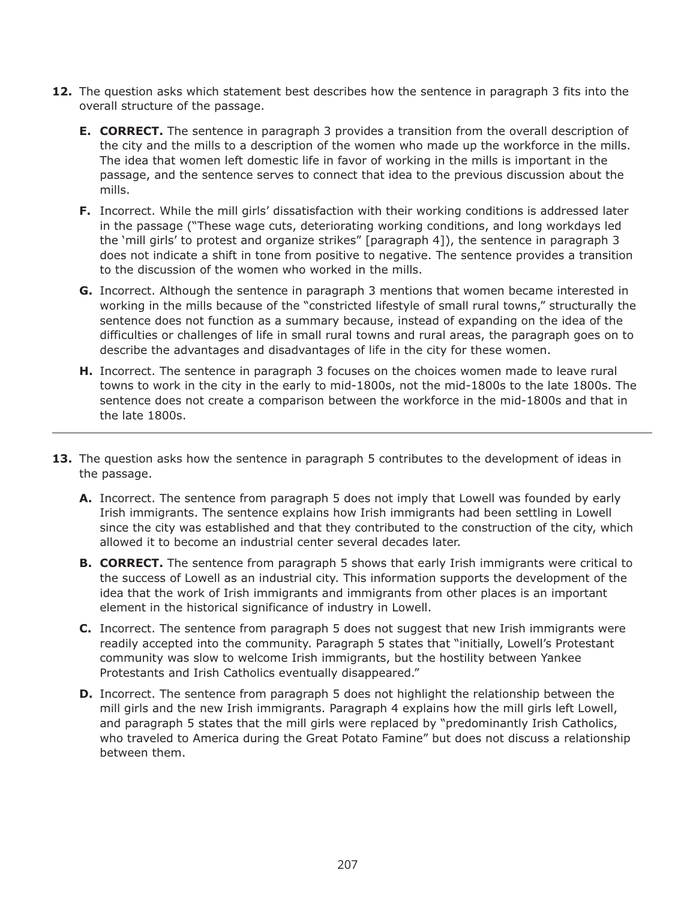**12.** The question asks which statement best describes how the sentence in paragraph 3 fits into the overall structure of the passage.

- **E. CORRECT.** The sentence in paragraph 3 provides a transition from the overall description of the city and the mills to a description of the women who made up the workforce in the mills. The idea that women left domestic life in favor of working in the mills is important in the passage, and the sentence serves to connect that idea to the previous discussion about the mills.
- **F.** Incorrect. While the mill girls' dissatisfaction with their working conditions is addressed later in the passage ("These wage cuts, deteriorating working conditions, and long workdays led the 'mill girls' to protest and organize strikes" [paragraph 4]), the sentence in paragraph 3 does not indicate a shift in tone from positive to negative. The sentence provides a transition to the discussion of the women who worked in the mills.
- **G.** Incorrect. Although the sentence in paragraph 3 mentions that women became interested in working in the mills because of the "constricted lifestyle of small rural towns," structurally the sentence does not function as a summary because, instead of expanding on the idea of the difficulties or challenges of life in small rural towns and rural areas, the paragraph goes on to describe the advantages and disadvantages of life in the city for these women.
- **H.** Incorrect. The sentence in paragraph 3 focuses on the choices women made to leave rural towns to work in the city in the early to mid-1800s, not the mid-1800s to the late 1800s. The sentence does not create a comparison between the workforce in the mid-1800s and that in the late 1800s.

---

**13.** The question asks how the sentence in paragraph 5 contributes to the development of ideas in the passage.

- **A.** Incorrect. The sentence from paragraph 5 does not imply that Lowell was founded by early Irish immigrants. The sentence explains how Irish immigrants had been settling in Lowell since the city was established and that they contributed to the construction of the city, which allowed it to become an industrial center several decades later.
- **B. CORRECT.** The sentence from paragraph 5 shows that early Irish immigrants were critical to the success of Lowell as an industrial city. This information supports the development of the idea that the work of Irish immigrants and immigrants from other places is an important element in the historical significance of industry in Lowell.
- **C.** Incorrect. The sentence from paragraph 5 does not suggest that new Irish immigrants were readily accepted into the community. Paragraph 5 states that "initially, Lowell's Protestant community was slow to welcome Irish immigrants, but the hostility between Yankee Protestants and Irish Catholics eventually disappeared."
- **D.** Incorrect. The sentence from paragraph 5 does not highlight the relationship between the mill girls and the new Irish immigrants. Paragraph 4 explains how the mill girls left Lowell, and paragraph 5 states that the mill girls were replaced by "predominantly Irish Catholics, who traveled to America during the Great Potato Famine" but does not discuss a relationship between them.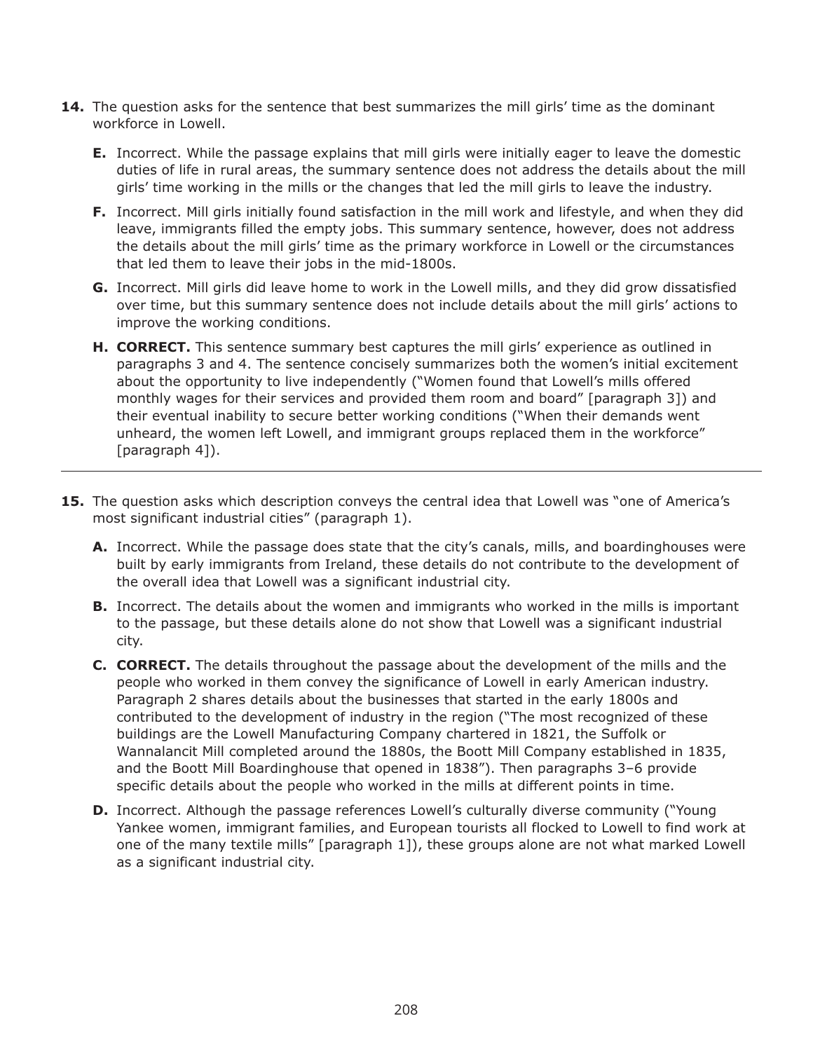**14.** The question asks for the sentence that best summarizes the mill girls' time as the dominant workforce in Lowell.

- **E.** Incorrect. While the passage explains that mill girls were initially eager to leave the domestic duties of life in rural areas, the summary sentence does not address the details about the mill girls' time working in the mills or the changes that led the mill girls to leave the industry.
- **F.** Incorrect. Mill girls initially found satisfaction in the mill work and lifestyle, and when they did leave, immigrants filled the empty jobs. This summary sentence, however, does not address the details about the mill girls' time as the primary workforce in Lowell or the circumstances that led them to leave their jobs in the mid-1800s.
- **G.** Incorrect. Mill girls did leave home to work in the Lowell mills, and they did grow dissatisfied over time, but this summary sentence does not include details about the mill girls' actions to improve the working conditions.
- **H. CORRECT.** This sentence summary best captures the mill girls' experience as outlined in paragraphs 3 and 4. The sentence concisely summarizes both the women's initial excitement about the opportunity to live independently ("Women found that Lowell's mills offered monthly wages for their services and provided them room and board" [paragraph 3]) and their eventual inability to secure better working conditions ("When their demands went unheard, the women left Lowell, and immigrant groups replaced them in the workforce" [paragraph 4]).

---

**15.** The question asks which description conveys the central idea that Lowell was "one of America's most significant industrial cities" (paragraph 1).

- **A.** Incorrect. While the passage does state that the city's canals, mills, and boardinghouses were built by early immigrants from Ireland, these details do not contribute to the development of the overall idea that Lowell was a significant industrial city.
- **B.** Incorrect. The details about the women and immigrants who worked in the mills is important to the passage, but these details alone do not show that Lowell was a significant industrial city.
- **C. CORRECT.** The details throughout the passage about the development of the mills and the people who worked in them convey the significance of Lowell in early American industry. Paragraph 2 shares details about the businesses that started in the early 1800s and contributed to the development of industry in the region ("The most recognized of these buildings are the Lowell Manufacturing Company chartered in 1821, the Suffolk or Wannalancit Mill completed around the 1880s, the Boott Mill Company established in 1835, and the Boott Mill Boardinghouse that opened in 1838"). Then paragraphs 3–6 provide specific details about the people who worked in the mills at different points in time.
- **D.** Incorrect. Although the passage references Lowell's culturally diverse community ("Young Yankee women, immigrant families, and European tourists all flocked to Lowell to find work at one of the many textile mills" [paragraph 1]), these groups alone are not what marked Lowell as a significant industrial city.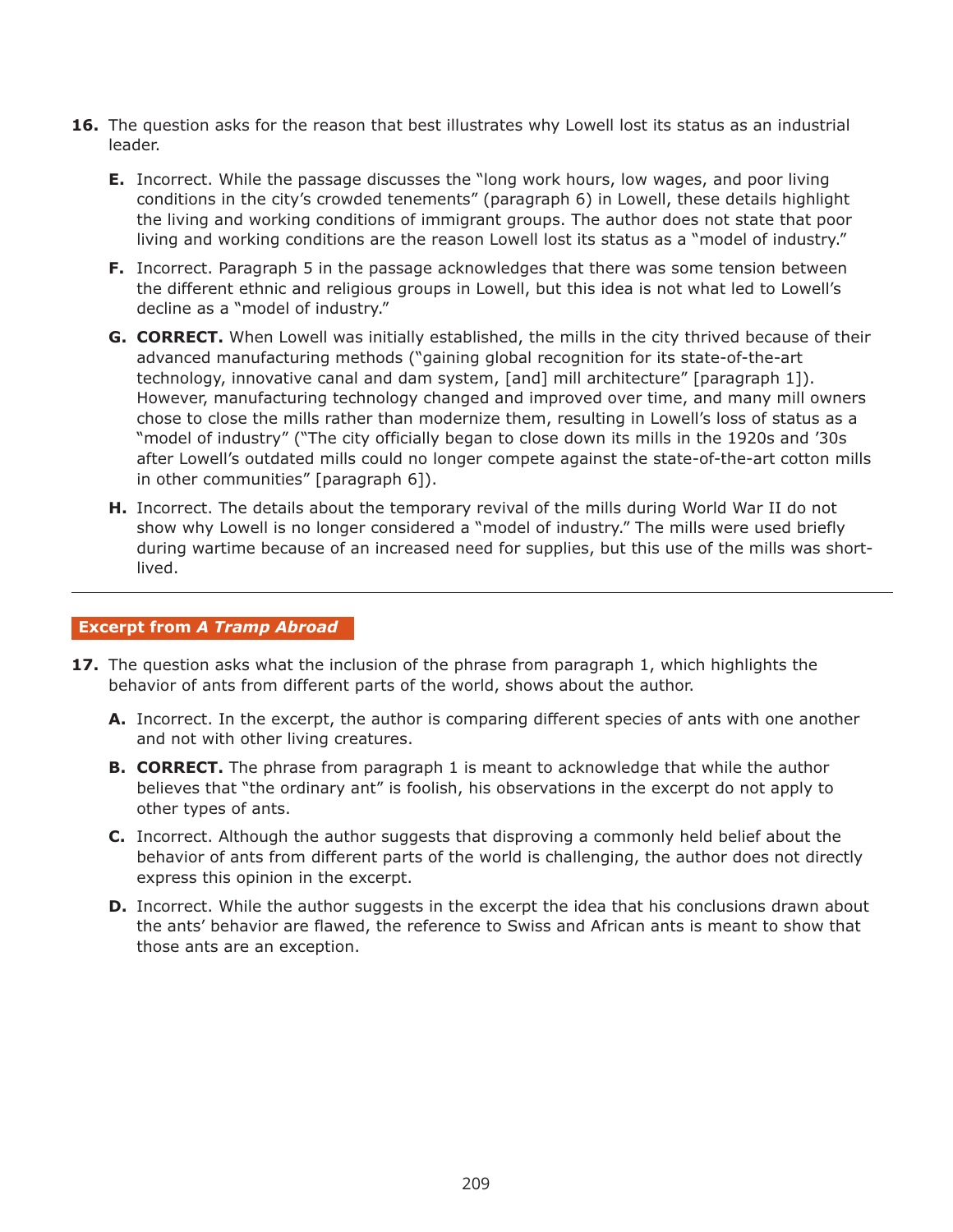16. The question asks for the reason that best illustrates why Lowell lost its status as an industrial leader.

   **E.** Incorrect. While the passage discusses the "long work hours, low wages, and poor living conditions in the city's crowded tenements" (paragraph 6) in Lowell, these details highlight the living and working conditions of immigrant groups. The author does not state that poor living and working conditions are the reason Lowell lost its status as a "model of industry."

   **F.** Incorrect. Paragraph 5 in the passage acknowledges that there was some tension between the different ethnic and religious groups in Lowell, but this idea is not what led to Lowell's decline as a "model of industry."

   **G.** **CORRECT.** When Lowell was initially established, the mills in the city thrived because of their advanced manufacturing methods ("gaining global recognition for its state-of-the-art technology, innovative canal and dam system, [and] mill architecture" [paragraph 1]). However, manufacturing technology changed and improved over time, and many mill owners chose to close the mills rather than modernize them, resulting in Lowell's loss of status as a "model of industry" ("The city officially began to close down its mills in the 1920s and '30s after Lowell's outdated mills could no longer compete against the state-of-the-art cotton mills in other communities" [paragraph 6]).

   **H.** Incorrect. The details about the temporary revival of the mills during World War II do not show why Lowell is no longer considered a "model of industry." The mills were used briefly during wartime because of an increased need for supplies, but this use of the mills was short-lived.

---

## Excerpt from *A Tramp Abroad*

17. The question asks what the inclusion of the phrase from paragraph 1, which highlights the behavior of ants from different parts of the world, shows about the author.

   **A.** Incorrect. In the excerpt, the author is comparing different species of ants with one another and not with other living creatures.

   **B.** **CORRECT.** The phrase from paragraph 1 is meant to acknowledge that while the author believes that "the ordinary ant" is foolish, his observations in the excerpt do not apply to other types of ants.

   **C.** Incorrect. Although the author suggests that disproving a commonly held belief about the behavior of ants from different parts of the world is challenging, the author does not directly express this opinion in the excerpt.

   **D.** Incorrect. While the author suggests in the excerpt the idea that his conclusions drawn about the ants' behavior are flawed, the reference to Swiss and African ants is meant to show that those ants are an exception.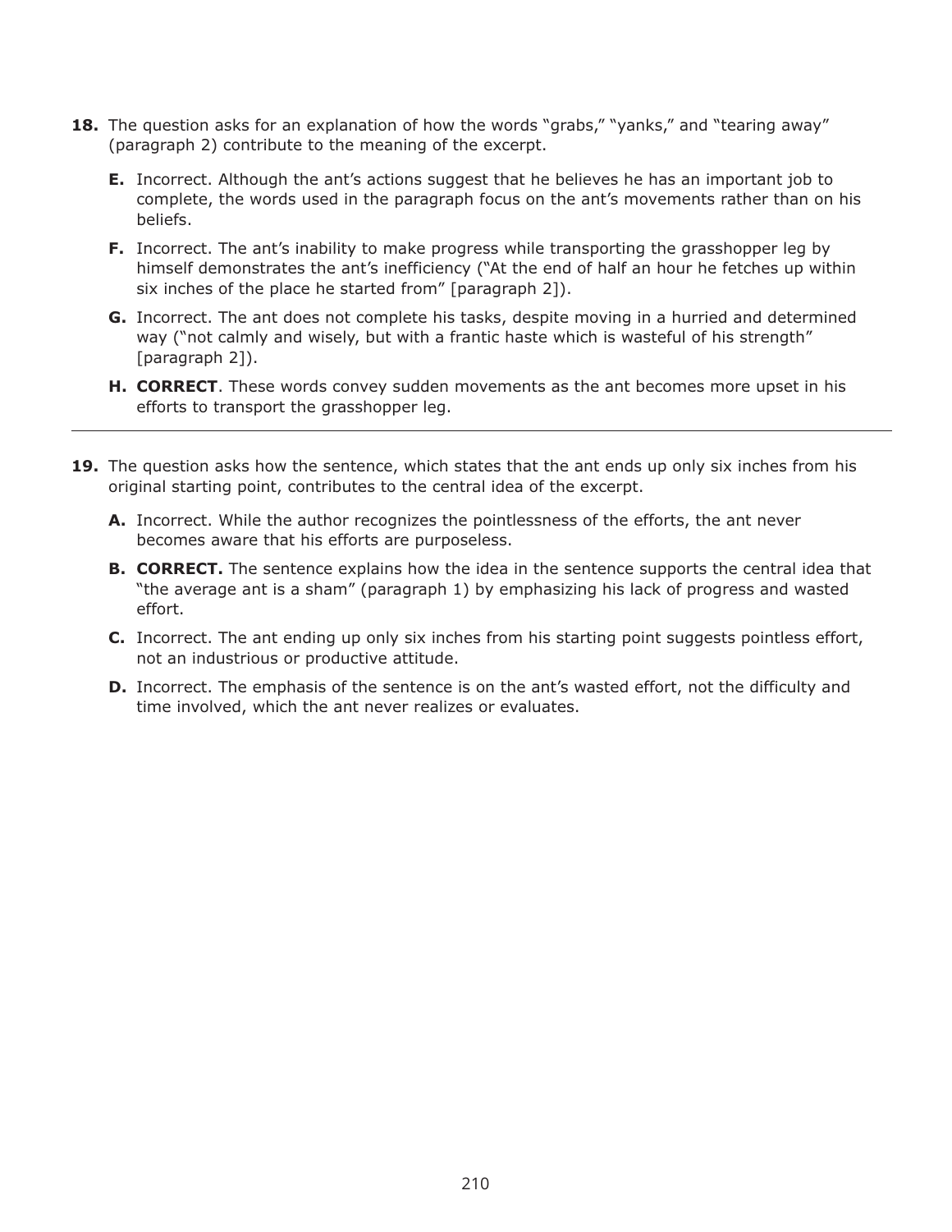**18.** The question asks for an explanation of how the words "grabs," "yanks," and "tearing away" (paragraph 2) contribute to the meaning of the excerpt.

- **E.** Incorrect. Although the ant's actions suggest that he believes he has an important job to complete, the words used in the paragraph focus on the ant's movements rather than on his beliefs.
- **F.** Incorrect. The ant's inability to make progress while transporting the grasshopper leg by himself demonstrates the ant's inefficiency ("At the end of half an hour he fetches up within six inches of the place he started from" [paragraph 2]).
- **G.** Incorrect. The ant does not complete his tasks, despite moving in a hurried and determined way ("not calmly and wisely, but with a frantic haste which is wasteful of his strength" [paragraph 2]).
- **H.** **CORRECT**. These words convey sudden movements as the ant becomes more upset in his efforts to transport the grasshopper leg.

---

**19.** The question asks how the sentence, which states that the ant ends up only six inches from his original starting point, contributes to the central idea of the excerpt.

- **A.** Incorrect. While the author recognizes the pointlessness of the efforts, the ant never becomes aware that his efforts are purposeless.
- **B.** **CORRECT.** The sentence explains how the idea in the sentence supports the central idea that "the average ant is a sham" (paragraph 1) by emphasizing his lack of progress and wasted effort.
- **C.** Incorrect. The ant ending up only six inches from his starting point suggests pointless effort, not an industrious or productive attitude.
- **D.** Incorrect. The emphasis of the sentence is on the ant's wasted effort, not the difficulty and time involved, which the ant never realizes or evaluates.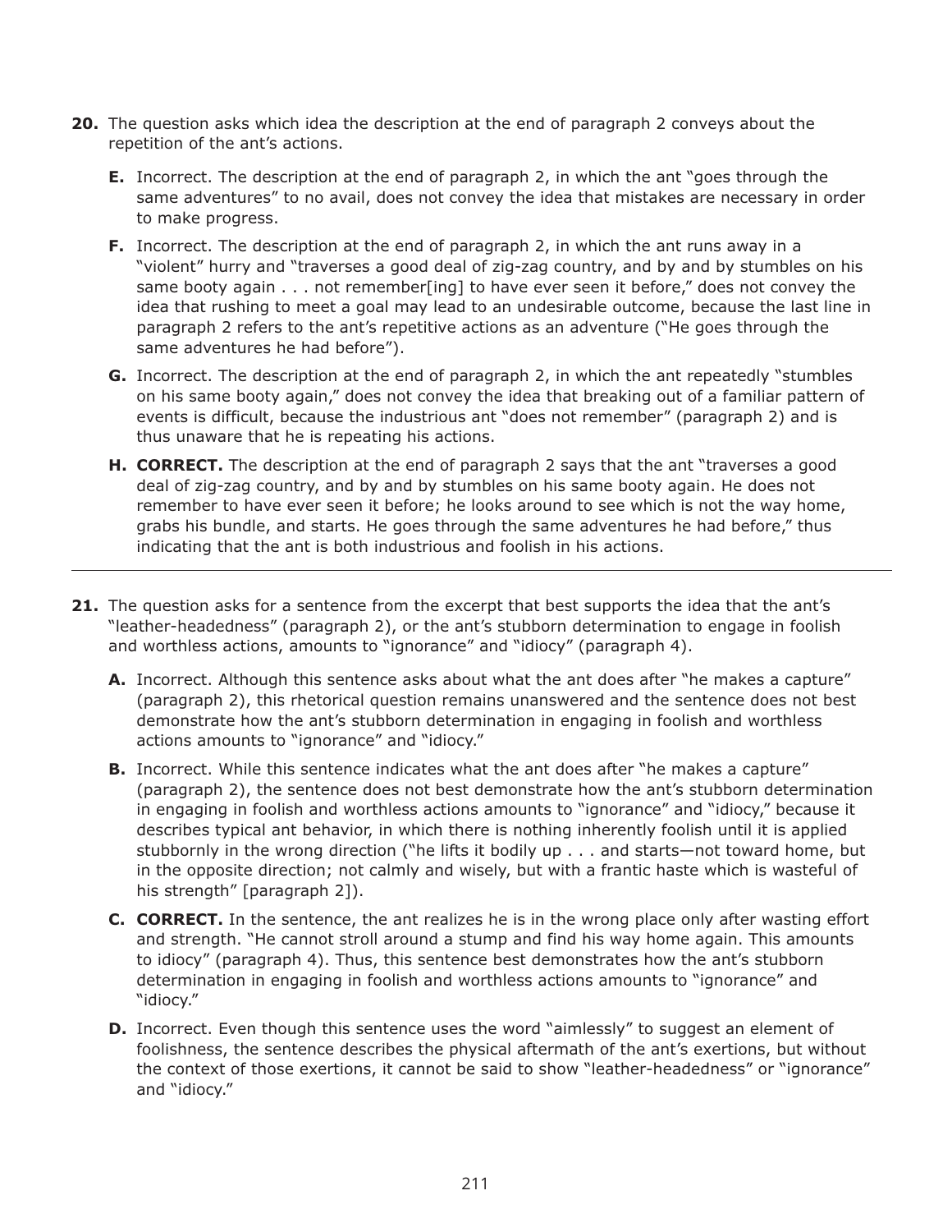**20.** The question asks which idea the description at the end of paragraph 2 conveys about the repetition of the ant's actions.

- **E.** Incorrect. The description at the end of paragraph 2, in which the ant "goes through the same adventures" to no avail, does not convey the idea that mistakes are necessary in order to make progress.
- **F.** Incorrect. The description at the end of paragraph 2, in which the ant runs away in a "violent" hurry and "traverses a good deal of zig-zag country, and by and by stumbles on his same booty again . . . not remember[ing] to have ever seen it before," does not convey the idea that rushing to meet a goal may lead to an undesirable outcome, because the last line in paragraph 2 refers to the ant's repetitive actions as an adventure ("He goes through the same adventures he had before").
- **G.** Incorrect. The description at the end of paragraph 2, in which the ant repeatedly "stumbles on his same booty again," does not convey the idea that breaking out of a familiar pattern of events is difficult, because the industrious ant "does not remember" (paragraph 2) and is thus unaware that he is repeating his actions.
- **H.** **CORRECT.** The description at the end of paragraph 2 says that the ant "traverses a good deal of zig-zag country, and by and by stumbles on his same booty again. He does not remember to have ever seen it before; he looks around to see which is not the way home, grabs his bundle, and starts. He goes through the same adventures he had before," thus indicating that the ant is both industrious and foolish in his actions.

---

**21.** The question asks for a sentence from the excerpt that best supports the idea that the ant's "leather-headedness" (paragraph 2), or the ant's stubborn determination to engage in foolish and worthless actions, amounts to "ignorance" and "idiocy" (paragraph 4).

- **A.** Incorrect. Although this sentence asks about what the ant does after "he makes a capture" (paragraph 2), this rhetorical question remains unanswered and the sentence does not best demonstrate how the ant's stubborn determination in engaging in foolish and worthless actions amounts to "ignorance" and "idiocy."
- **B.** Incorrect. While this sentence indicates what the ant does after "he makes a capture" (paragraph 2), the sentence does not best demonstrate how the ant's stubborn determination in engaging in foolish and worthless actions amounts to "ignorance" and "idiocy," because it describes typical ant behavior, in which there is nothing inherently foolish until it is applied stubbornly in the wrong direction ("he lifts it bodily up . . . and starts—not toward home, but in the opposite direction; not calmly and wisely, but with a frantic haste which is wasteful of his strength" [paragraph 2]).
- **C.** **CORRECT.** In the sentence, the ant realizes he is in the wrong place only after wasting effort and strength. "He cannot stroll around a stump and find his way home again. This amounts to idiocy" (paragraph 4). Thus, this sentence best demonstrates how the ant's stubborn determination in engaging in foolish and worthless actions amounts to "ignorance" and "idiocy."
- **D.** Incorrect. Even though this sentence uses the word "aimlessly" to suggest an element of foolishness, the sentence describes the physical aftermath of the ant's exertions, but without the context of those exertions, it cannot be said to show "leather-headedness" or "ignorance" and "idiocy."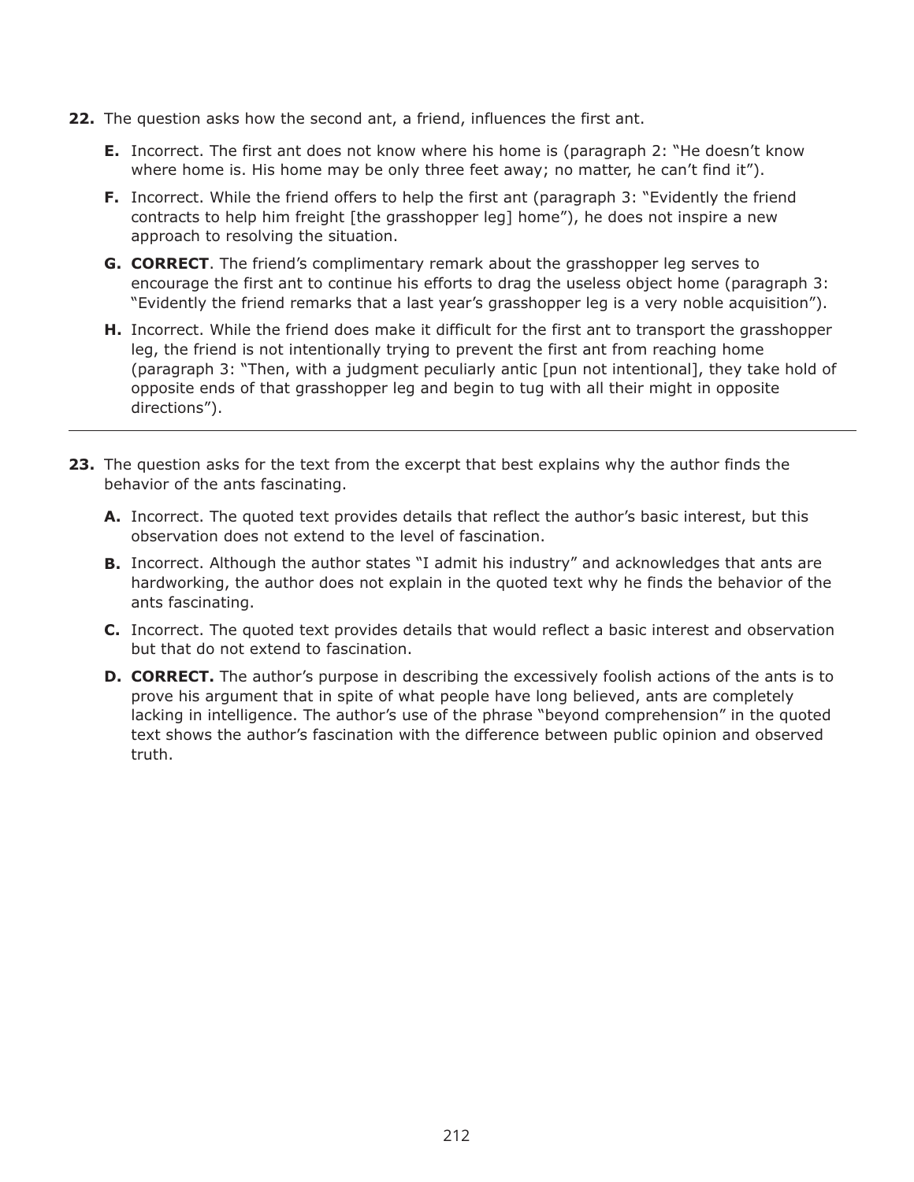**22.** The question asks how the second ant, a friend, influences the first ant.

- **E.** Incorrect. The first ant does not know where his home is (paragraph 2: "He doesn't know where home is. His home may be only three feet away; no matter, he can't find it").
- **F.** Incorrect. While the friend offers to help the first ant (paragraph 3: "Evidently the friend contracts to help him freight [the grasshopper leg] home"), he does not inspire a new approach to resolving the situation.
- **G.** **CORRECT**. The friend's complimentary remark about the grasshopper leg serves to encourage the first ant to continue his efforts to drag the useless object home (paragraph 3: "Evidently the friend remarks that a last year's grasshopper leg is a very noble acquisition").
- **H.** Incorrect. While the friend does make it difficult for the first ant to transport the grasshopper leg, the friend is not intentionally trying to prevent the first ant from reaching home (paragraph 3: "Then, with a judgment peculiarly antic [pun not intentional], they take hold of opposite ends of that grasshopper leg and begin to tug with all their might in opposite directions").

---

**23.** The question asks for the text from the excerpt that best explains why the author finds the behavior of the ants fascinating.

- **A.** Incorrect. The quoted text provides details that reflect the author's basic interest, but this observation does not extend to the level of fascination.
- **B.** Incorrect. Although the author states "I admit his industry" and acknowledges that ants are hardworking, the author does not explain in the quoted text why he finds the behavior of the ants fascinating.
- **C.** Incorrect. The quoted text provides details that would reflect a basic interest and observation but that do not extend to fascination.
- **D.** **CORRECT.** The author's purpose in describing the excessively foolish actions of the ants is to prove his argument that in spite of what people have long believed, ants are completely lacking in intelligence. The author's use of the phrase "beyond comprehension" in the quoted text shows the author's fascination with the difference between public opinion and observed truth.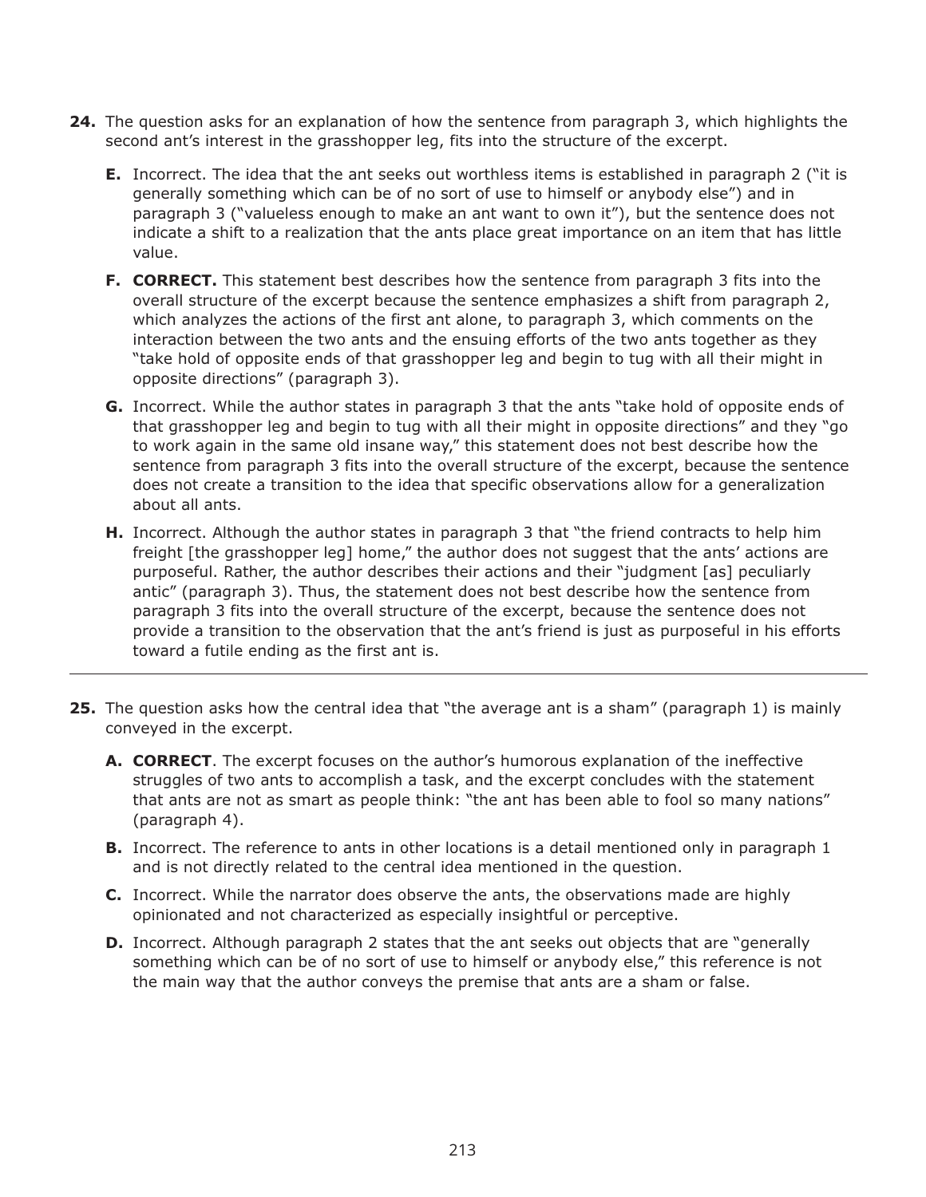**24.** The question asks for an explanation of how the sentence from paragraph 3, which highlights the second ant's interest in the grasshopper leg, fits into the structure of the excerpt.

- **E.** Incorrect. The idea that the ant seeks out worthless items is established in paragraph 2 ("it is generally something which can be of no sort of use to himself or anybody else") and in paragraph 3 ("valueless enough to make an ant want to own it"), but the sentence does not indicate a shift to a realization that the ants place great importance on an item that has little value.
- **F. CORRECT.** This statement best describes how the sentence from paragraph 3 fits into the overall structure of the excerpt because the sentence emphasizes a shift from paragraph 2, which analyzes the actions of the first ant alone, to paragraph 3, which comments on the interaction between the two ants and the ensuing efforts of the two ants together as they "take hold of opposite ends of that grasshopper leg and begin to tug with all their might in opposite directions" (paragraph 3).
- **G.** Incorrect. While the author states in paragraph 3 that the ants "take hold of opposite ends of that grasshopper leg and begin to tug with all their might in opposite directions" and they "go to work again in the same old insane way," this statement does not best describe how the sentence from paragraph 3 fits into the overall structure of the excerpt, because the sentence does not create a transition to the idea that specific observations allow for a generalization about all ants.
- **H.** Incorrect. Although the author states in paragraph 3 that "the friend contracts to help him freight [the grasshopper leg] home," the author does not suggest that the ants' actions are purposeful. Rather, the author describes their actions and their "judgment [as] peculiarly antic" (paragraph 3). Thus, the statement does not best describe how the sentence from paragraph 3 fits into the overall structure of the excerpt, because the sentence does not provide a transition to the observation that the ant's friend is just as purposeful in his efforts toward a futile ending as the first ant is.

---

**25.** The question asks how the central idea that "the average ant is a sham" (paragraph 1) is mainly conveyed in the excerpt.

- **A. CORRECT**. The excerpt focuses on the author's humorous explanation of the ineffective struggles of two ants to accomplish a task, and the excerpt concludes with the statement that ants are not as smart as people think: "the ant has been able to fool so many nations" (paragraph 4).
- **B.** Incorrect. The reference to ants in other locations is a detail mentioned only in paragraph 1 and is not directly related to the central idea mentioned in the question.
- **C.** Incorrect. While the narrator does observe the ants, the observations made are highly opinionated and not characterized as especially insightful or perceptive.
- **D.** Incorrect. Although paragraph 2 states that the ant seeks out objects that are "generally something which can be of no sort of use to himself or anybody else," this reference is not the main way that the author conveys the premise that ants are a sham or false.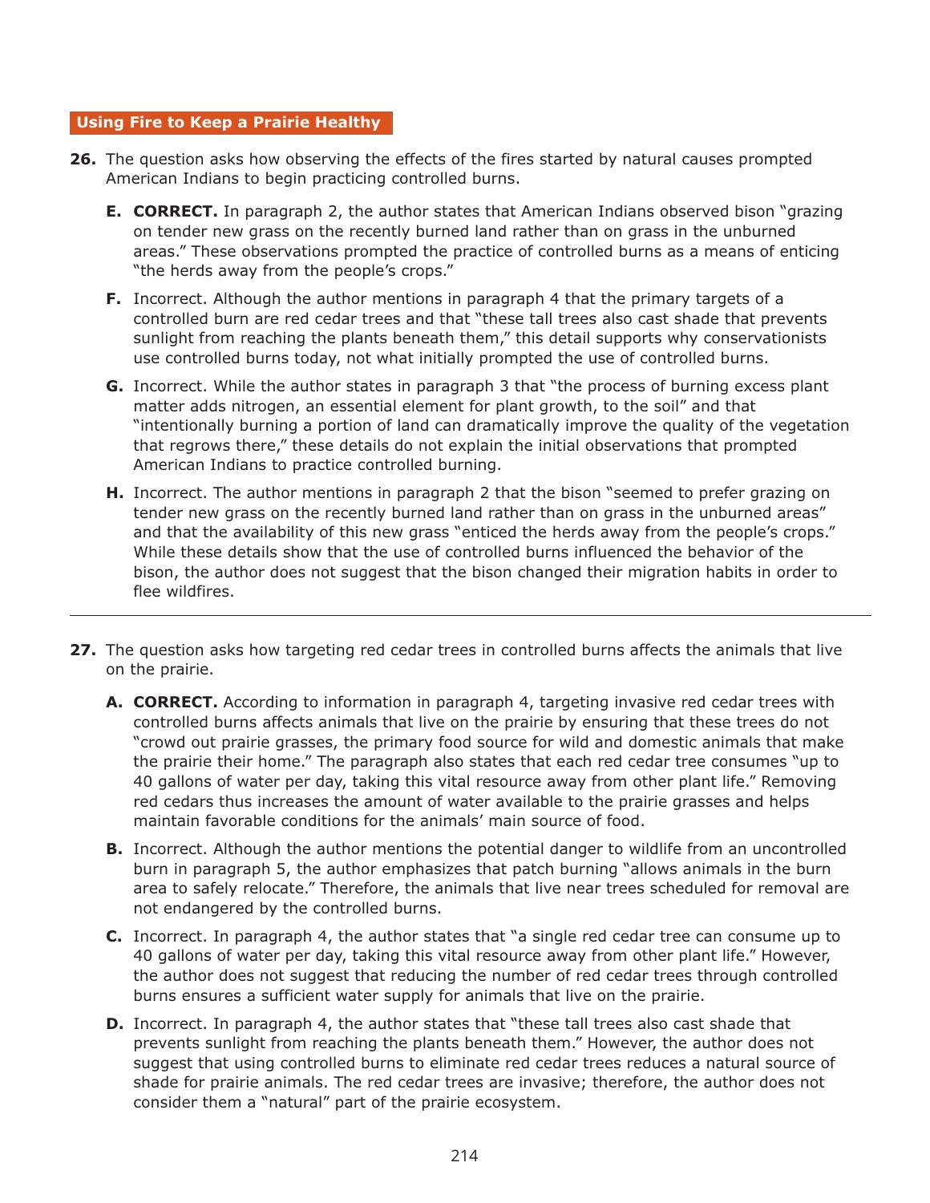## Using Fire to Keep a Prairie Healthy

**26.** The question asks how observing the effects of the fires started by natural causes prompted American Indians to begin practicing controlled burns.

- **E. CORRECT.** In paragraph 2, the author states that American Indians observed bison "grazing on tender new grass on the recently burned land rather than on grass in the unburned areas." These observations prompted the practice of controlled burns as a means of enticing "the herds away from the people's crops."
- **F.** Incorrect. Although the author mentions in paragraph 4 that the primary targets of a controlled burn are red cedar trees and that "these tall trees also cast shade that prevents sunlight from reaching the plants beneath them," this detail supports why conservationists use controlled burns today, not what initially prompted the use of controlled burns.
- **G.** Incorrect. While the author states in paragraph 3 that "the process of burning excess plant matter adds nitrogen, an essential element for plant growth, to the soil" and that "intentionally burning a portion of land can dramatically improve the quality of the vegetation that regrows there," these details do not explain the initial observations that prompted American Indians to practice controlled burning.
- **H.** Incorrect. The author mentions in paragraph 2 that the bison "seemed to prefer grazing on tender new grass on the recently burned land rather than on grass in the unburned areas" and that the availability of this new grass "enticed the herds away from the people's crops." While these details show that the use of controlled burns influenced the behavior of the bison, the author does not suggest that the bison changed their migration habits in order to flee wildfires.

---

**27.** The question asks how targeting red cedar trees in controlled burns affects the animals that live on the prairie.

- **A. CORRECT.** According to information in paragraph 4, targeting invasive red cedar trees with controlled burns affects animals that live on the prairie by ensuring that these trees do not "crowd out prairie grasses, the primary food source for wild and domestic animals that make the prairie their home." The paragraph also states that each red cedar tree consumes "up to 40 gallons of water per day, taking this vital resource away from other plant life." Removing red cedars thus increases the amount of water available to the prairie grasses and helps maintain favorable conditions for the animals' main source of food.
- **B.** Incorrect. Although the author mentions the potential danger to wildlife from an uncontrolled burn in paragraph 5, the author emphasizes that patch burning "allows animals in the burn area to safely relocate." Therefore, the animals that live near trees scheduled for removal are not endangered by the controlled burns.
- **C.** Incorrect. In paragraph 4, the author states that "a single red cedar tree can consume up to 40 gallons of water per day, taking this vital resource away from other plant life." However, the author does not suggest that reducing the number of red cedar trees through controlled burns ensures a sufficient water supply for animals that live on the prairie.
- **D.** Incorrect. In paragraph 4, the author states that "these tall trees also cast shade that prevents sunlight from reaching the plants beneath them." However, the author does not suggest that using controlled burns to eliminate red cedar trees reduces a natural source of shade for prairie animals. The red cedar trees are invasive; therefore, the author does not consider them a "natural" part of the prairie ecosystem.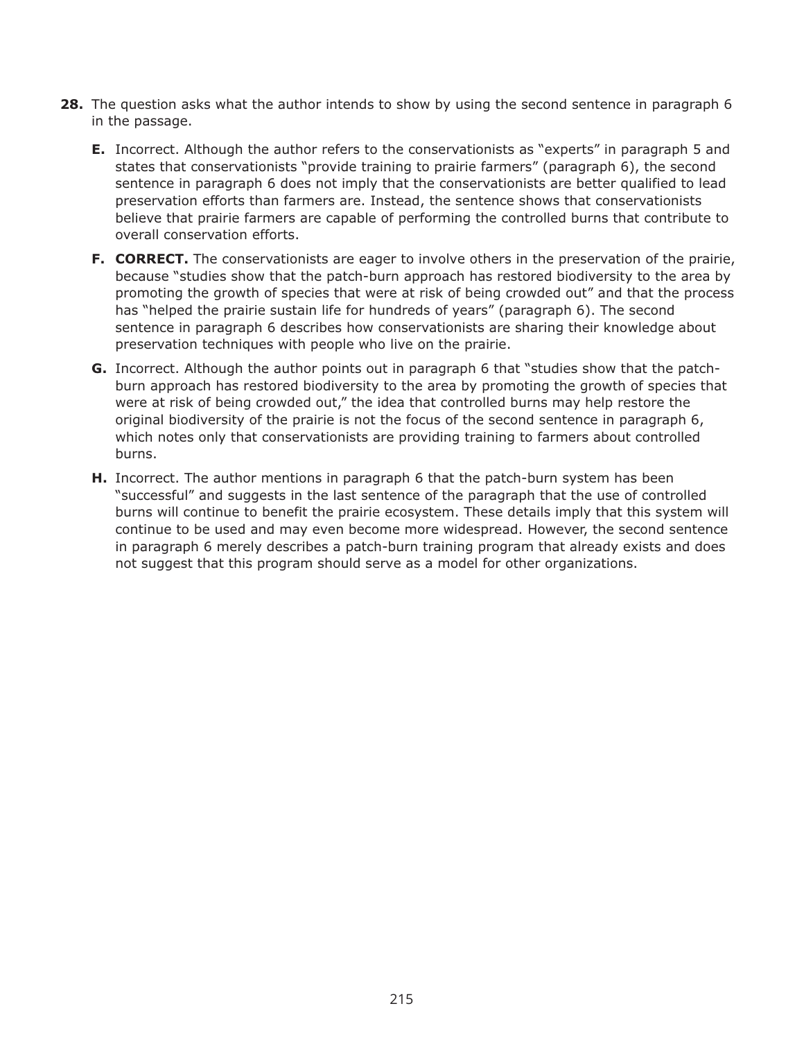**28.** The question asks what the author intends to show by using the second sentence in paragraph 6 in the passage.

- **E.** Incorrect. Although the author refers to the conservationists as "experts" in paragraph 5 and states that conservationists "provide training to prairie farmers" (paragraph 6), the second sentence in paragraph 6 does not imply that the conservationists are better qualified to lead preservation efforts than farmers are. Instead, the sentence shows that conservationists believe that prairie farmers are capable of performing the controlled burns that contribute to overall conservation efforts.

- **F. CORRECT.** The conservationists are eager to involve others in the preservation of the prairie, because "studies show that the patch-burn approach has restored biodiversity to the area by promoting the growth of species that were at risk of being crowded out" and that the process has "helped the prairie sustain life for hundreds of years" (paragraph 6). The second sentence in paragraph 6 describes how conservationists are sharing their knowledge about preservation techniques with people who live on the prairie.

- **G.** Incorrect. Although the author points out in paragraph 6 that "studies show that the patch-burn approach has restored biodiversity to the area by promoting the growth of species that were at risk of being crowded out," the idea that controlled burns may help restore the original biodiversity of the prairie is not the focus of the second sentence in paragraph 6, which notes only that conservationists are providing training to farmers about controlled burns.

- **H.** Incorrect. The author mentions in paragraph 6 that the patch-burn system has been "successful" and suggests in the last sentence of the paragraph that the use of controlled burns will continue to benefit the prairie ecosystem. These details imply that this system will continue to be used and may even become more widespread. However, the second sentence in paragraph 6 merely describes a patch-burn training program that already exists and does not suggest that this program should serve as a model for other organizations.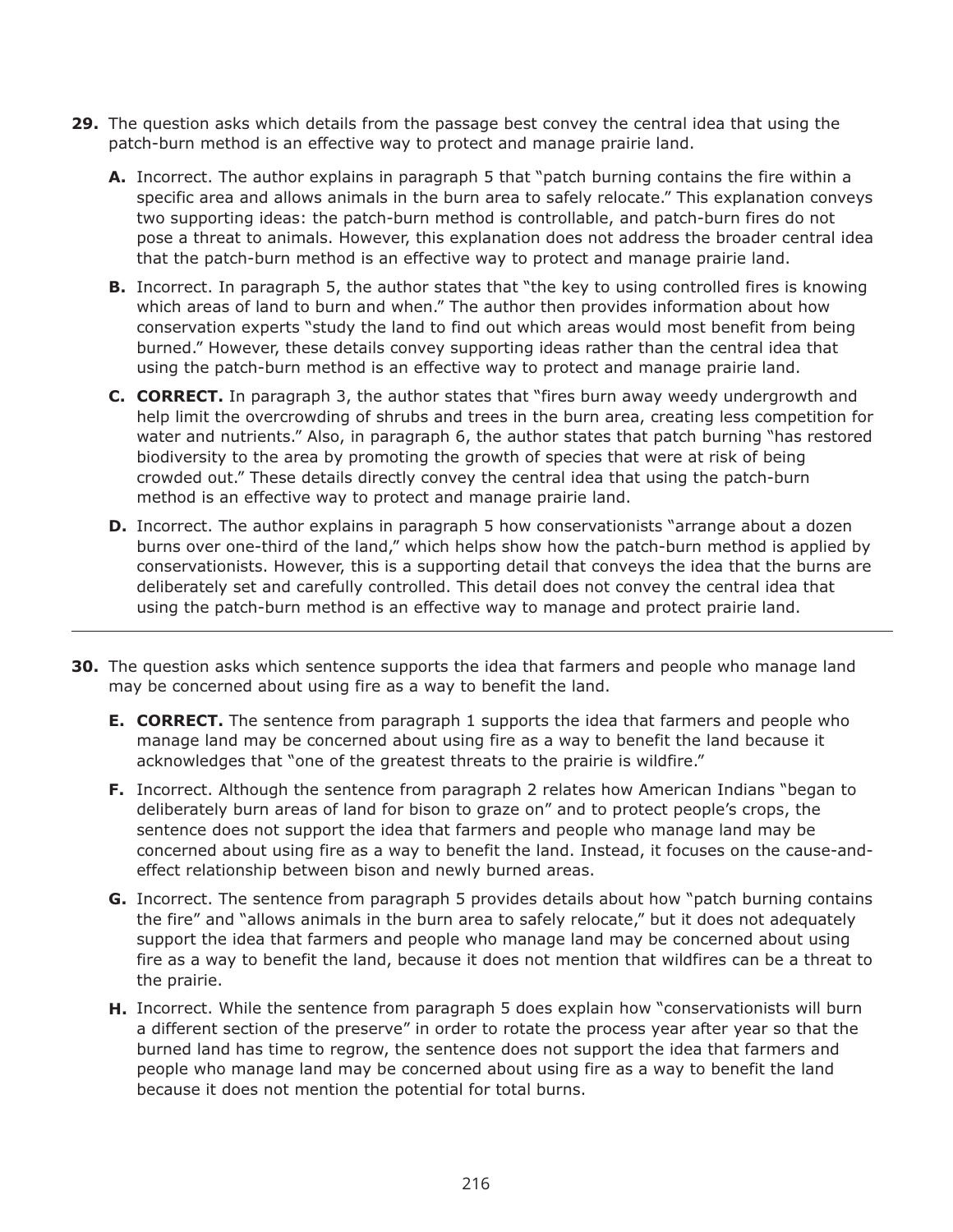**29.** The question asks which details from the passage best convey the central idea that using the patch-burn method is an effective way to protect and manage prairie land.

- **A.** Incorrect. The author explains in paragraph 5 that "patch burning contains the fire within a specific area and allows animals in the burn area to safely relocate." This explanation conveys two supporting ideas: the patch-burn method is controllable, and patch-burn fires do not pose a threat to animals. However, this explanation does not address the broader central idea that the patch-burn method is an effective way to protect and manage prairie land.
- **B.** Incorrect. In paragraph 5, the author states that "the key to using controlled fires is knowing which areas of land to burn and when." The author then provides information about how conservation experts "study the land to find out which areas would most benefit from being burned." However, these details convey supporting ideas rather than the central idea that using the patch-burn method is an effective way to protect and manage prairie land.
- **C.** **CORRECT.** In paragraph 3, the author states that "fires burn away weedy undergrowth and help limit the overcrowding of shrubs and trees in the burn area, creating less competition for water and nutrients." Also, in paragraph 6, the author states that patch burning "has restored biodiversity to the area by promoting the growth of species that were at risk of being crowded out." These details directly convey the central idea that using the patch-burn method is an effective way to protect and manage prairie land.
- **D.** Incorrect. The author explains in paragraph 5 how conservationists "arrange about a dozen burns over one-third of the land," which helps show how the patch-burn method is applied by conservationists. However, this is a supporting detail that conveys the idea that the burns are deliberately set and carefully controlled. This detail does not convey the central idea that using the patch-burn method is an effective way to manage and protect prairie land.

---

**30.** The question asks which sentence supports the idea that farmers and people who manage land may be concerned about using fire as a way to benefit the land.

- **E.** **CORRECT.** The sentence from paragraph 1 supports the idea that farmers and people who manage land may be concerned about using fire as a way to benefit the land because it acknowledges that "one of the greatest threats to the prairie is wildfire."
- **F.** Incorrect. Although the sentence from paragraph 2 relates how American Indians "began to deliberately burn areas of land for bison to graze on" and to protect people's crops, the sentence does not support the idea that farmers and people who manage land may be concerned about using fire as a way to benefit the land. Instead, it focuses on the cause-and-effect relationship between bison and newly burned areas.
- **G.** Incorrect. The sentence from paragraph 5 provides details about how "patch burning contains the fire" and "allows animals in the burn area to safely relocate," but it does not adequately support the idea that farmers and people who manage land may be concerned about using fire as a way to benefit the land, because it does not mention that wildfires can be a threat to the prairie.
- **H.** Incorrect. While the sentence from paragraph 5 does explain how "conservationists will burn a different section of the preserve" in order to rotate the process year after year so that the burned land has time to regrow, the sentence does not support the idea that farmers and people who manage land may be concerned about using fire as a way to benefit the land because it does not mention the potential for total burns.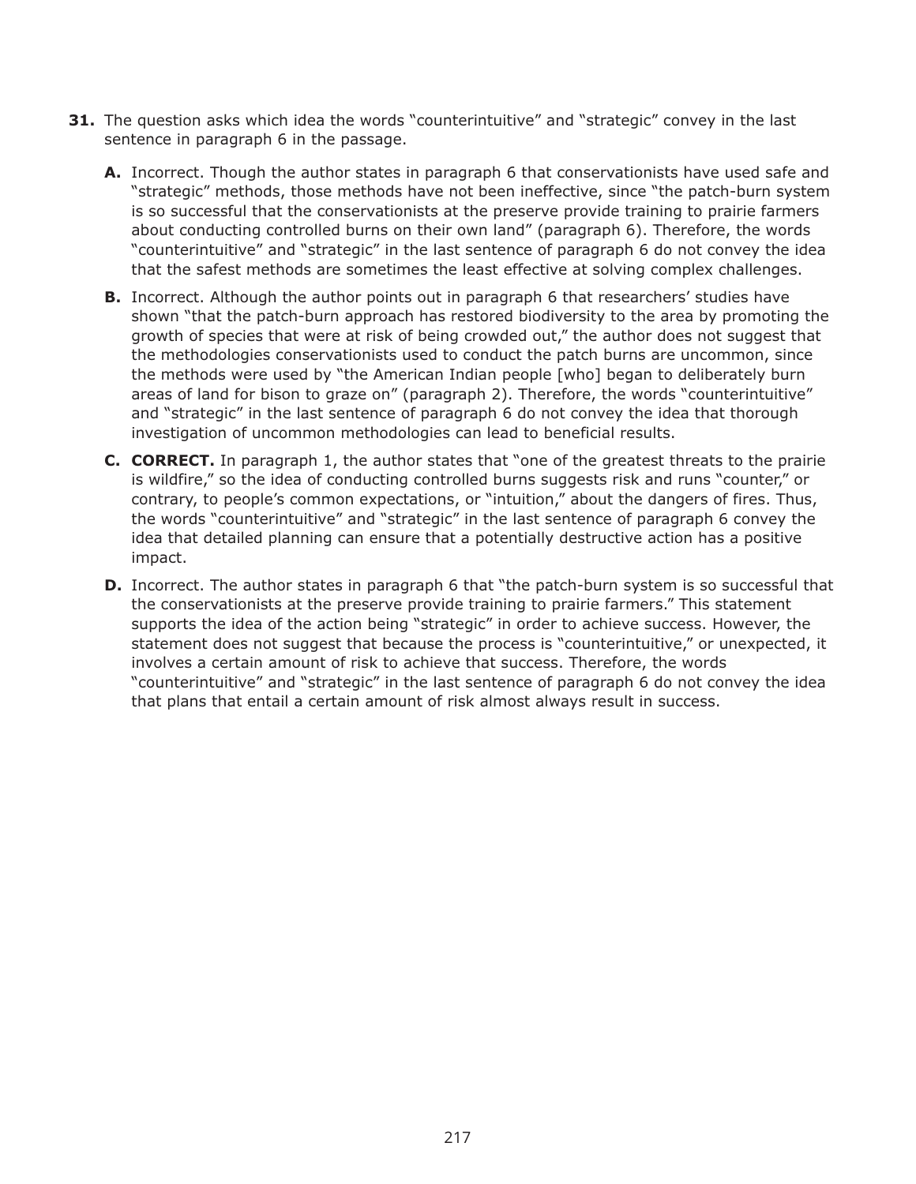**31.** The question asks which idea the words "counterintuitive" and "strategic" convey in the last sentence in paragraph 6 in the passage.

- **A.** Incorrect. Though the author states in paragraph 6 that conservationists have used safe and "strategic" methods, those methods have not been ineffective, since "the patch-burn system is so successful that the conservationists at the preserve provide training to prairie farmers about conducting controlled burns on their own land" (paragraph 6). Therefore, the words "counterintuitive" and "strategic" in the last sentence of paragraph 6 do not convey the idea that the safest methods are sometimes the least effective at solving complex challenges.

- **B.** Incorrect. Although the author points out in paragraph 6 that researchers' studies have shown "that the patch-burn approach has restored biodiversity to the area by promoting the growth of species that were at risk of being crowded out," the author does not suggest that the methodologies conservationists used to conduct the patch burns are uncommon, since the methods were used by "the American Indian people [who] began to deliberately burn areas of land for bison to graze on" (paragraph 2). Therefore, the words "counterintuitive" and "strategic" in the last sentence of paragraph 6 do not convey the idea that thorough investigation of uncommon methodologies can lead to beneficial results.

- **C. CORRECT.** In paragraph 1, the author states that "one of the greatest threats to the prairie is wildfire," so the idea of conducting controlled burns suggests risk and runs "counter," or contrary, to people's common expectations, or "intuition," about the dangers of fires. Thus, the words "counterintuitive" and "strategic" in the last sentence of paragraph 6 convey the idea that detailed planning can ensure that a potentially destructive action has a positive impact.

- **D.** Incorrect. The author states in paragraph 6 that "the patch-burn system is so successful that the conservationists at the preserve provide training to prairie farmers." This statement supports the idea of the action being "strategic" in order to achieve success. However, the statement does not suggest that because the process is "counterintuitive," or unexpected, it involves a certain amount of risk to achieve that success. Therefore, the words "counterintuitive" and "strategic" in the last sentence of paragraph 6 do not convey the idea that plans that entail a certain amount of risk almost always result in success.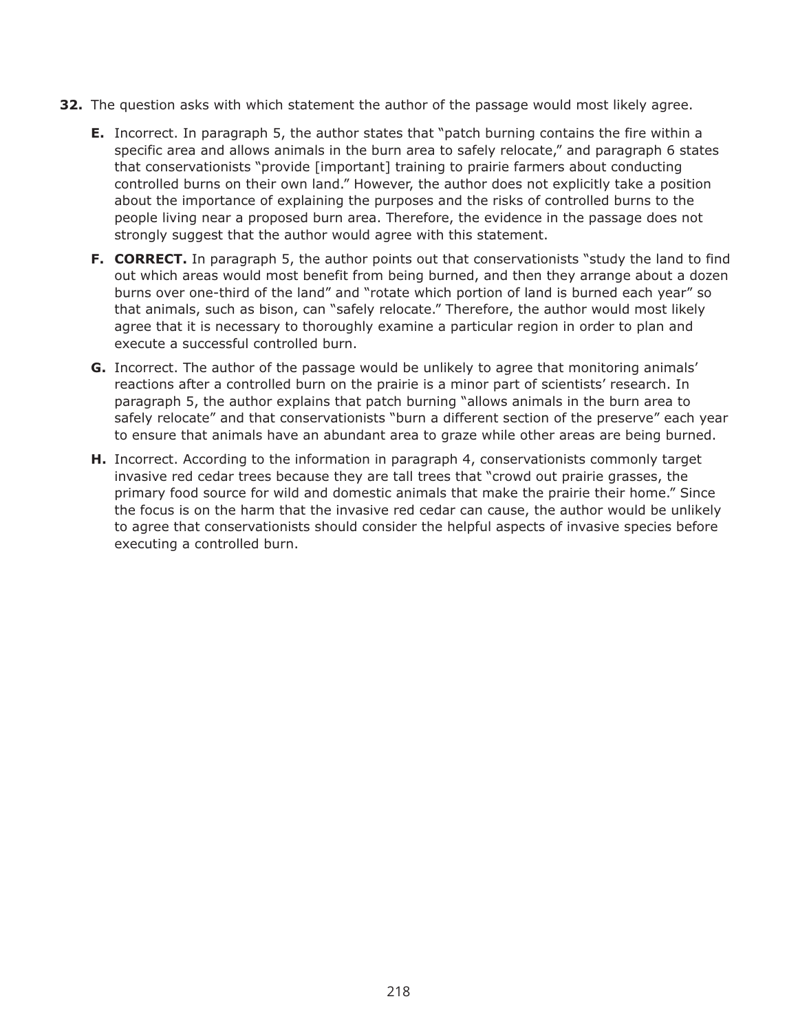**32.** The question asks with which statement the author of the passage would most likely agree.

- **E.** Incorrect. In paragraph 5, the author states that "patch burning contains the fire within a specific area and allows animals in the burn area to safely relocate," and paragraph 6 states that conservationists "provide [important] training to prairie farmers about conducting controlled burns on their own land." However, the author does not explicitly take a position about the importance of explaining the purposes and the risks of controlled burns to the people living near a proposed burn area. Therefore, the evidence in the passage does not strongly suggest that the author would agree with this statement.

- **F. CORRECT.** In paragraph 5, the author points out that conservationists "study the land to find out which areas would most benefit from being burned, and then they arrange about a dozen burns over one-third of the land" and "rotate which portion of land is burned each year" so that animals, such as bison, can "safely relocate." Therefore, the author would most likely agree that it is necessary to thoroughly examine a particular region in order to plan and execute a successful controlled burn.

- **G.** Incorrect. The author of the passage would be unlikely to agree that monitoring animals' reactions after a controlled burn on the prairie is a minor part of scientists' research. In paragraph 5, the author explains that patch burning "allows animals in the burn area to safely relocate" and that conservationists "burn a different section of the preserve" each year to ensure that animals have an abundant area to graze while other areas are being burned.

- **H.** Incorrect. According to the information in paragraph 4, conservationists commonly target invasive red cedar trees because they are tall trees that "crowd out prairie grasses, the primary food source for wild and domestic animals that make the prairie their home." Since the focus is on the harm that the invasive red cedar can cause, the author would be unlikely to agree that conservationists should consider the helpful aspects of invasive species before executing a controlled burn.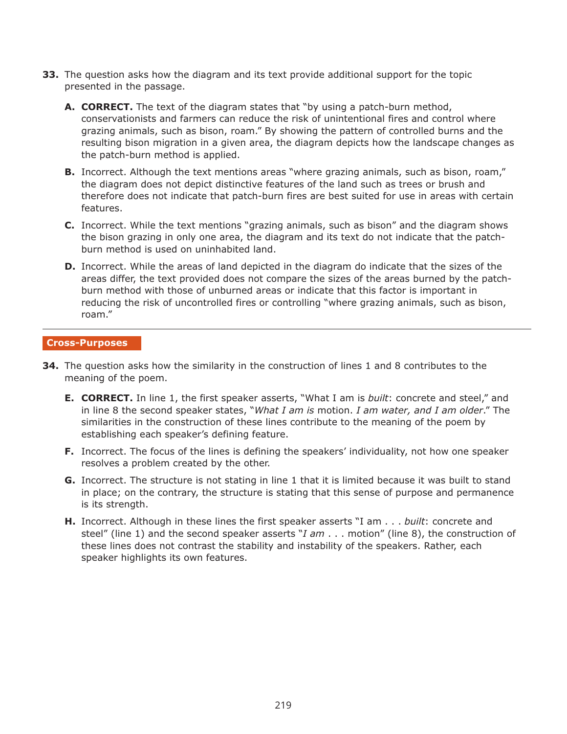**33.** The question asks how the diagram and its text provide additional support for the topic presented in the passage.

- **A. CORRECT.** The text of the diagram states that "by using a patch-burn method, conservationists and farmers can reduce the risk of unintentional fires and control where grazing animals, such as bison, roam." By showing the pattern of controlled burns and the resulting bison migration in a given area, the diagram depicts how the landscape changes as the patch-burn method is applied.
- **B.** Incorrect. Although the text mentions areas "where grazing animals, such as bison, roam," the diagram does not depict distinctive features of the land such as trees or brush and therefore does not indicate that patch-burn fires are best suited for use in areas with certain features.
- **C.** Incorrect. While the text mentions "grazing animals, such as bison" and the diagram shows the bison grazing in only one area, the diagram and its text do not indicate that the patch-burn method is used on uninhabited land.
- **D.** Incorrect. While the areas of land depicted in the diagram do indicate that the sizes of the areas differ, the text provided does not compare the sizes of the areas burned by the patch-burn method with those of unburned areas or indicate that this factor is important in reducing the risk of uncontrolled fires or controlling "where grazing animals, such as bison, roam."

---

## Cross-Purposes

**34.** The question asks how the similarity in the construction of lines 1 and 8 contributes to the meaning of the poem.

- **E. CORRECT.** In line 1, the first speaker asserts, "What I am is *built*: concrete and steel," and in line 8 the second speaker states, "*What I am is* motion. *I am water, and I am older*." The similarities in the construction of these lines contribute to the meaning of the poem by establishing each speaker's defining feature.
- **F.** Incorrect. The focus of the lines is defining the speakers' individuality, not how one speaker resolves a problem created by the other.
- **G.** Incorrect. The structure is not stating in line 1 that it is limited because it was built to stand in place; on the contrary, the structure is stating that this sense of purpose and permanence is its strength.
- **H.** Incorrect. Although in these lines the first speaker asserts "I am . . . *built*: concrete and steel" (line 1) and the second speaker asserts "*I am* . . . motion" (line 8), the construction of these lines does not contrast the stability and instability of the speakers. Rather, each speaker highlights its own features.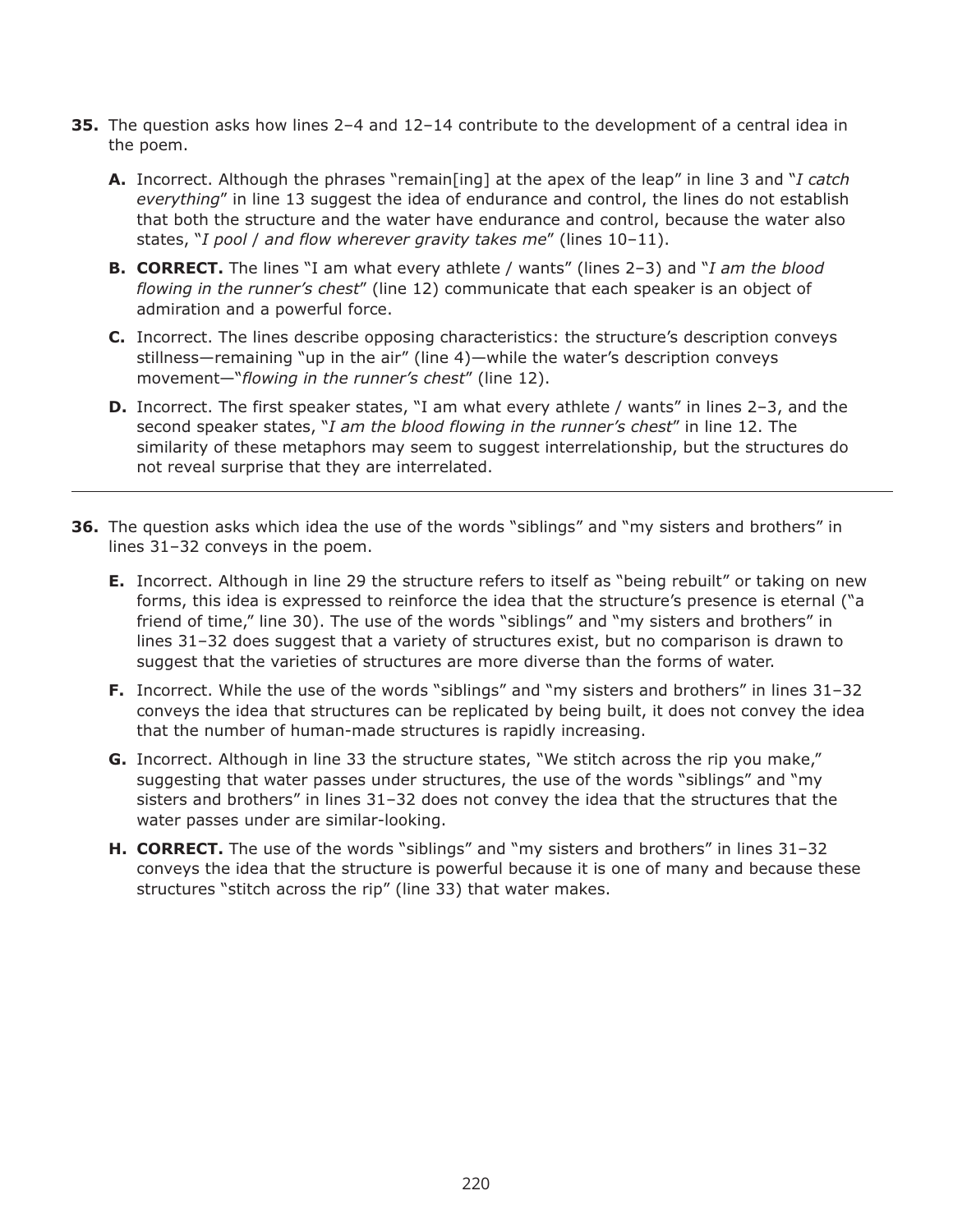**35.** The question asks how lines 2–4 and 12–14 contribute to the development of a central idea in the poem.

- **A.** Incorrect. Although the phrases "remain[ing] at the apex of the leap" in line 3 and "*I catch everything*" in line 13 suggest the idea of endurance and control, the lines do not establish that both the structure and the water have endurance and control, because the water also states, "*I pool* / *and flow wherever gravity takes me*" (lines 10–11).
- **B.** **CORRECT.** The lines "I am what every athlete / wants" (lines 2–3) and "*I am the blood flowing in the runner's chest*" (line 12) communicate that each speaker is an object of admiration and a powerful force.
- **C.** Incorrect. The lines describe opposing characteristics: the structure's description conveys stillness—remaining "up in the air" (line 4)—while the water's description conveys movement—"*flowing in the runner's chest*" (line 12).
- **D.** Incorrect. The first speaker states, "I am what every athlete / wants" in lines 2–3, and the second speaker states, "*I am the blood flowing in the runner's chest*" in line 12. The similarity of these metaphors may seem to suggest interrelationship, but the structures do not reveal surprise that they are interrelated.

---

**36.** The question asks which idea the use of the words "siblings" and "my sisters and brothers" in lines 31–32 conveys in the poem.

- **E.** Incorrect. Although in line 29 the structure refers to itself as "being rebuilt" or taking on new forms, this idea is expressed to reinforce the idea that the structure's presence is eternal ("a friend of time," line 30). The use of the words "siblings" and "my sisters and brothers" in lines 31–32 does suggest that a variety of structures exist, but no comparison is drawn to suggest that the varieties of structures are more diverse than the forms of water.
- **F.** Incorrect. While the use of the words "siblings" and "my sisters and brothers" in lines 31–32 conveys the idea that structures can be replicated by being built, it does not convey the idea that the number of human-made structures is rapidly increasing.
- **G.** Incorrect. Although in line 33 the structure states, "We stitch across the rip you make," suggesting that water passes under structures, the use of the words "siblings" and "my sisters and brothers" in lines 31–32 does not convey the idea that the structures that the water passes under are similar-looking.
- **H.** **CORRECT.** The use of the words "siblings" and "my sisters and brothers" in lines 31–32 conveys the idea that the structure is powerful because it is one of many and because these structures "stitch across the rip" (line 33) that water makes.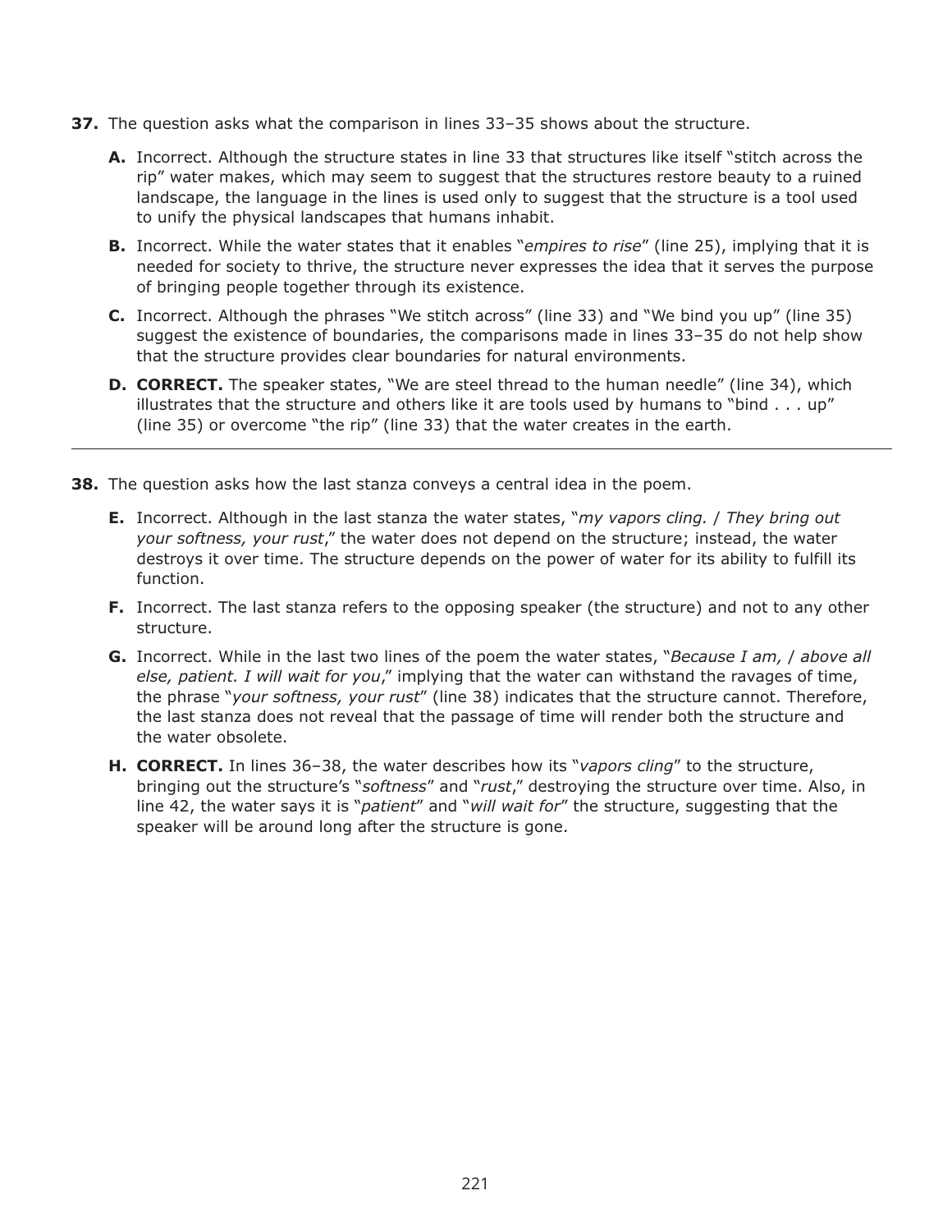**37.** The question asks what the comparison in lines 33–35 shows about the structure.

- **A.** Incorrect. Although the structure states in line 33 that structures like itself "stitch across the rip" water makes, which may seem to suggest that the structures restore beauty to a ruined landscape, the language in the lines is used only to suggest that the structure is a tool used to unify the physical landscapes that humans inhabit.
- **B.** Incorrect. While the water states that it enables "*empires to rise*" (line 25), implying that it is needed for society to thrive, the structure never expresses the idea that it serves the purpose of bringing people together through its existence.
- **C.** Incorrect. Although the phrases "We stitch across" (line 33) and "We bind you up" (line 35) suggest the existence of boundaries, the comparisons made in lines 33–35 do not help show that the structure provides clear boundaries for natural environments.
- **D.** **CORRECT.** The speaker states, "We are steel thread to the human needle" (line 34), which illustrates that the structure and others like it are tools used by humans to "bind . . . up" (line 35) or overcome "the rip" (line 33) that the water creates in the earth.

---

**38.** The question asks how the last stanza conveys a central idea in the poem.

- **E.** Incorrect. Although in the last stanza the water states, "*my vapors cling.* / *They bring out your softness, your rust*," the water does not depend on the structure; instead, the water destroys it over time. The structure depends on the power of water for its ability to fulfill its function.
- **F.** Incorrect. The last stanza refers to the opposing speaker (the structure) and not to any other structure.
- **G.** Incorrect. While in the last two lines of the poem the water states, "*Because I am,* / *above all else, patient. I will wait for you*," implying that the water can withstand the ravages of time, the phrase "*your softness, your rust*" (line 38) indicates that the structure cannot. Therefore, the last stanza does not reveal that the passage of time will render both the structure and the water obsolete.
- **H.** **CORRECT.** In lines 36–38, the water describes how its "*vapors cling*" to the structure, bringing out the structure's "*softness*" and "*rust*," destroying the structure over time. Also, in line 42, the water says it is "*patient*" and "*will wait for*" the structure, suggesting that the speaker will be around long after the structure is gone.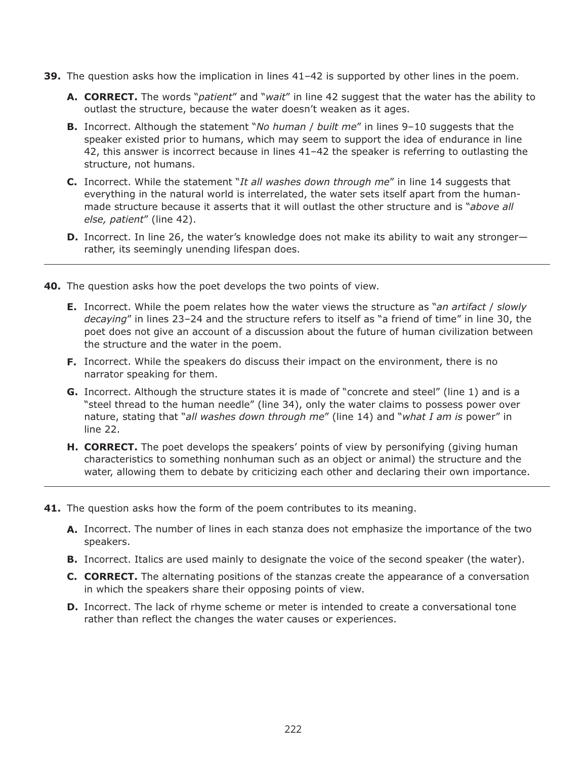**39.** The question asks how the implication in lines 41–42 is supported by other lines in the poem.

- **A. CORRECT.** The words "*patient*" and "*wait*" in line 42 suggest that the water has the ability to outlast the structure, because the water doesn't weaken as it ages.
- **B.** Incorrect. Although the statement "*No human* / *built me*" in lines 9–10 suggests that the speaker existed prior to humans, which may seem to support the idea of endurance in line 42, this answer is incorrect because in lines 41–42 the speaker is referring to outlasting the structure, not humans.
- **C.** Incorrect. While the statement "*It all washes down through me*" in line 14 suggests that everything in the natural world is interrelated, the water sets itself apart from the human-made structure because it asserts that it will outlast the other structure and is "*above all else, patient*" (line 42).
- **D.** Incorrect. In line 26, the water's knowledge does not make its ability to wait any stronger—rather, its seemingly unending lifespan does.

---

**40.** The question asks how the poet develops the two points of view.

- **E.** Incorrect. While the poem relates how the water views the structure as "*an artifact* / *slowly decaying*" in lines 23–24 and the structure refers to itself as "a friend of time" in line 30, the poet does not give an account of a discussion about the future of human civilization between the structure and the water in the poem.
- **F.** Incorrect. While the speakers do discuss their impact on the environment, there is no narrator speaking for them.
- **G.** Incorrect. Although the structure states it is made of "concrete and steel" (line 1) and is a "steel thread to the human needle" (line 34), only the water claims to possess power over nature, stating that "*all washes down through me*" (line 14) and "*what I am is* power" in line 22.
- **H. CORRECT.** The poet develops the speakers' points of view by personifying (giving human characteristics to something nonhuman such as an object or animal) the structure and the water, allowing them to debate by criticizing each other and declaring their own importance.

---

**41.** The question asks how the form of the poem contributes to its meaning.

- **A.** Incorrect. The number of lines in each stanza does not emphasize the importance of the two speakers.
- **B.** Incorrect. Italics are used mainly to designate the voice of the second speaker (the water).
- **C. CORRECT.** The alternating positions of the stanzas create the appearance of a conversation in which the speakers share their opposing points of view.
- **D.** Incorrect. The lack of rhyme scheme or meter is intended to create a conversational tone rather than reflect the changes the water causes or experiences.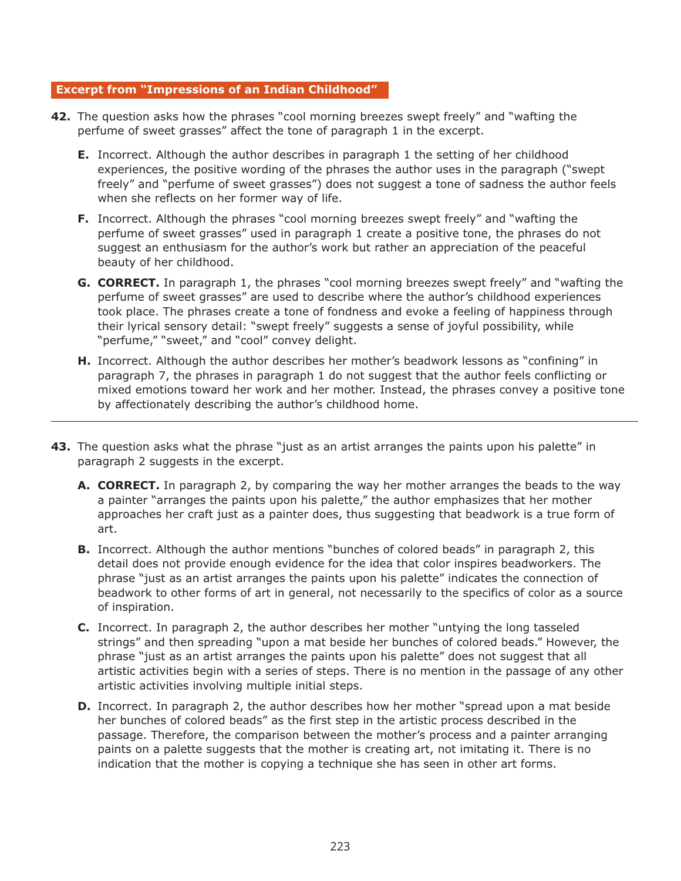## Excerpt from "Impressions of an Indian Childhood"

**42.** The question asks how the phrases "cool morning breezes swept freely" and "wafting the perfume of sweet grasses" affect the tone of paragraph 1 in the excerpt.

- **E.** Incorrect. Although the author describes in paragraph 1 the setting of her childhood experiences, the positive wording of the phrases the author uses in the paragraph ("swept freely" and "perfume of sweet grasses") does not suggest a tone of sadness the author feels when she reflects on her former way of life.
- **F.** Incorrect. Although the phrases "cool morning breezes swept freely" and "wafting the perfume of sweet grasses" used in paragraph 1 create a positive tone, the phrases do not suggest an enthusiasm for the author's work but rather an appreciation of the peaceful beauty of her childhood.
- **G.** **CORRECT.** In paragraph 1, the phrases "cool morning breezes swept freely" and "wafting the perfume of sweet grasses" are used to describe where the author's childhood experiences took place. The phrases create a tone of fondness and evoke a feeling of happiness through their lyrical sensory detail: "swept freely" suggests a sense of joyful possibility, while "perfume," "sweet," and "cool" convey delight.
- **H.** Incorrect. Although the author describes her mother's beadwork lessons as "confining" in paragraph 7, the phrases in paragraph 1 do not suggest that the author feels conflicting or mixed emotions toward her work and her mother. Instead, the phrases convey a positive tone by affectionately describing the author's childhood home.

---

**43.** The question asks what the phrase "just as an artist arranges the paints upon his palette" in paragraph 2 suggests in the excerpt.

- **A.** **CORRECT.** In paragraph 2, by comparing the way her mother arranges the beads to the way a painter "arranges the paints upon his palette," the author emphasizes that her mother approaches her craft just as a painter does, thus suggesting that beadwork is a true form of art.
- **B.** Incorrect. Although the author mentions "bunches of colored beads" in paragraph 2, this detail does not provide enough evidence for the idea that color inspires beadworkers. The phrase "just as an artist arranges the paints upon his palette" indicates the connection of beadwork to other forms of art in general, not necessarily to the specifics of color as a source of inspiration.
- **C.** Incorrect. In paragraph 2, the author describes her mother "untying the long tasseled strings" and then spreading "upon a mat beside her bunches of colored beads." However, the phrase "just as an artist arranges the paints upon his palette" does not suggest that all artistic activities begin with a series of steps. There is no mention in the passage of any other artistic activities involving multiple initial steps.
- **D.** Incorrect. In paragraph 2, the author describes how her mother "spread upon a mat beside her bunches of colored beads" as the first step in the artistic process described in the passage. Therefore, the comparison between the mother's process and a painter arranging paints on a palette suggests that the mother is creating art, not imitating it. There is no indication that the mother is copying a technique she has seen in other art forms.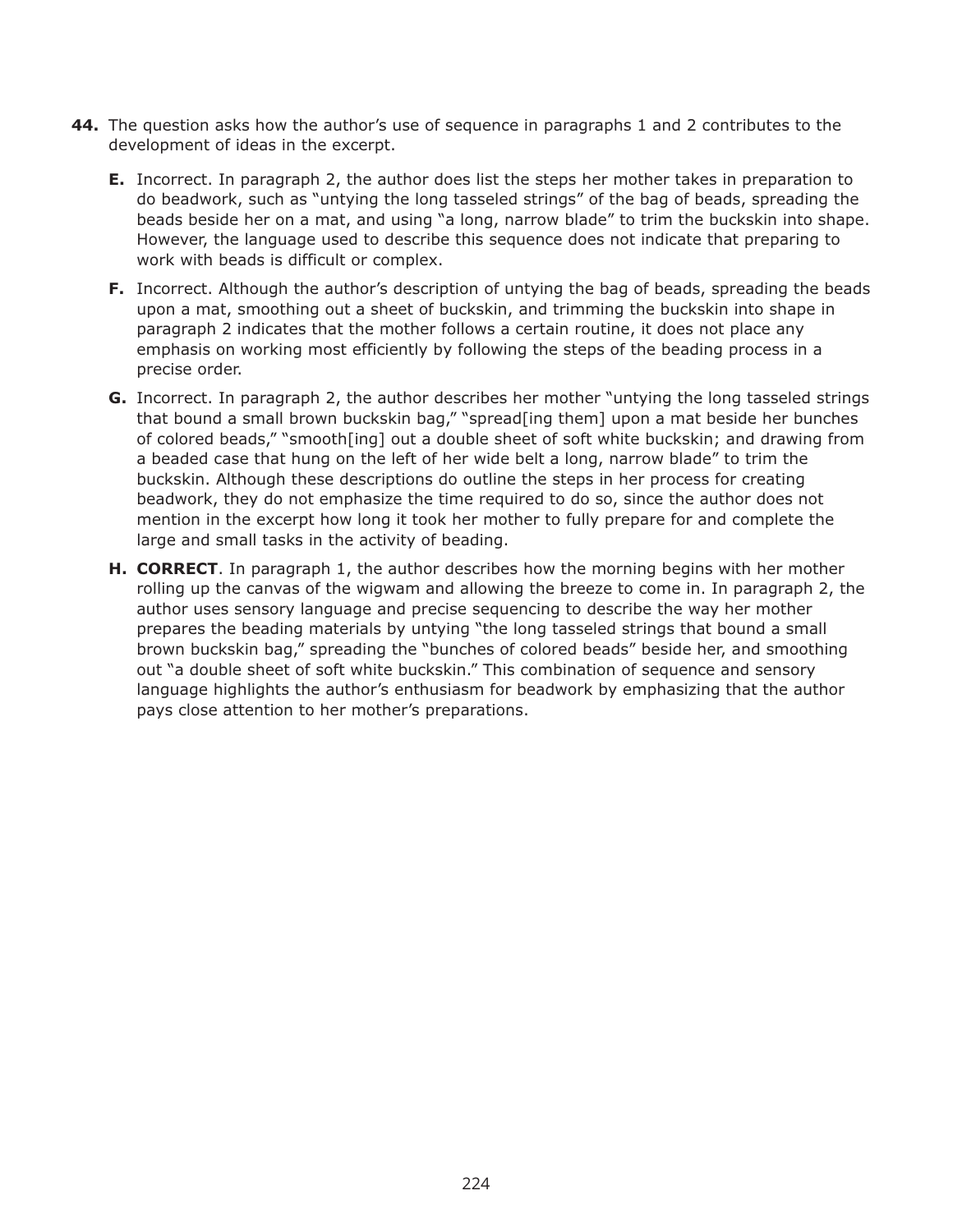**44.** The question asks how the author's use of sequence in paragraphs 1 and 2 contributes to the development of ideas in the excerpt.

- **E.** Incorrect. In paragraph 2, the author does list the steps her mother takes in preparation to do beadwork, such as "untying the long tasseled strings" of the bag of beads, spreading the beads beside her on a mat, and using "a long, narrow blade" to trim the buckskin into shape. However, the language used to describe this sequence does not indicate that preparing to work with beads is difficult or complex.

- **F.** Incorrect. Although the author's description of untying the bag of beads, spreading the beads upon a mat, smoothing out a sheet of buckskin, and trimming the buckskin into shape in paragraph 2 indicates that the mother follows a certain routine, it does not place any emphasis on working most efficiently by following the steps of the beading process in a precise order.

- **G.** Incorrect. In paragraph 2, the author describes her mother "untying the long tasseled strings that bound a small brown buckskin bag," "spread[ing them] upon a mat beside her bunches of colored beads," "smooth[ing] out a double sheet of soft white buckskin; and drawing from a beaded case that hung on the left of her wide belt a long, narrow blade" to trim the buckskin. Although these descriptions do outline the steps in her process for creating beadwork, they do not emphasize the time required to do so, since the author does not mention in the excerpt how long it took her mother to fully prepare for and complete the large and small tasks in the activity of beading.

- **H.** **CORRECT**. In paragraph 1, the author describes how the morning begins with her mother rolling up the canvas of the wigwam and allowing the breeze to come in. In paragraph 2, the author uses sensory language and precise sequencing to describe the way her mother prepares the beading materials by untying "the long tasseled strings that bound a small brown buckskin bag," spreading the "bunches of colored beads" beside her, and smoothing out "a double sheet of soft white buckskin." This combination of sequence and sensory language highlights the author's enthusiasm for beadwork by emphasizing that the author pays close attention to her mother's preparations.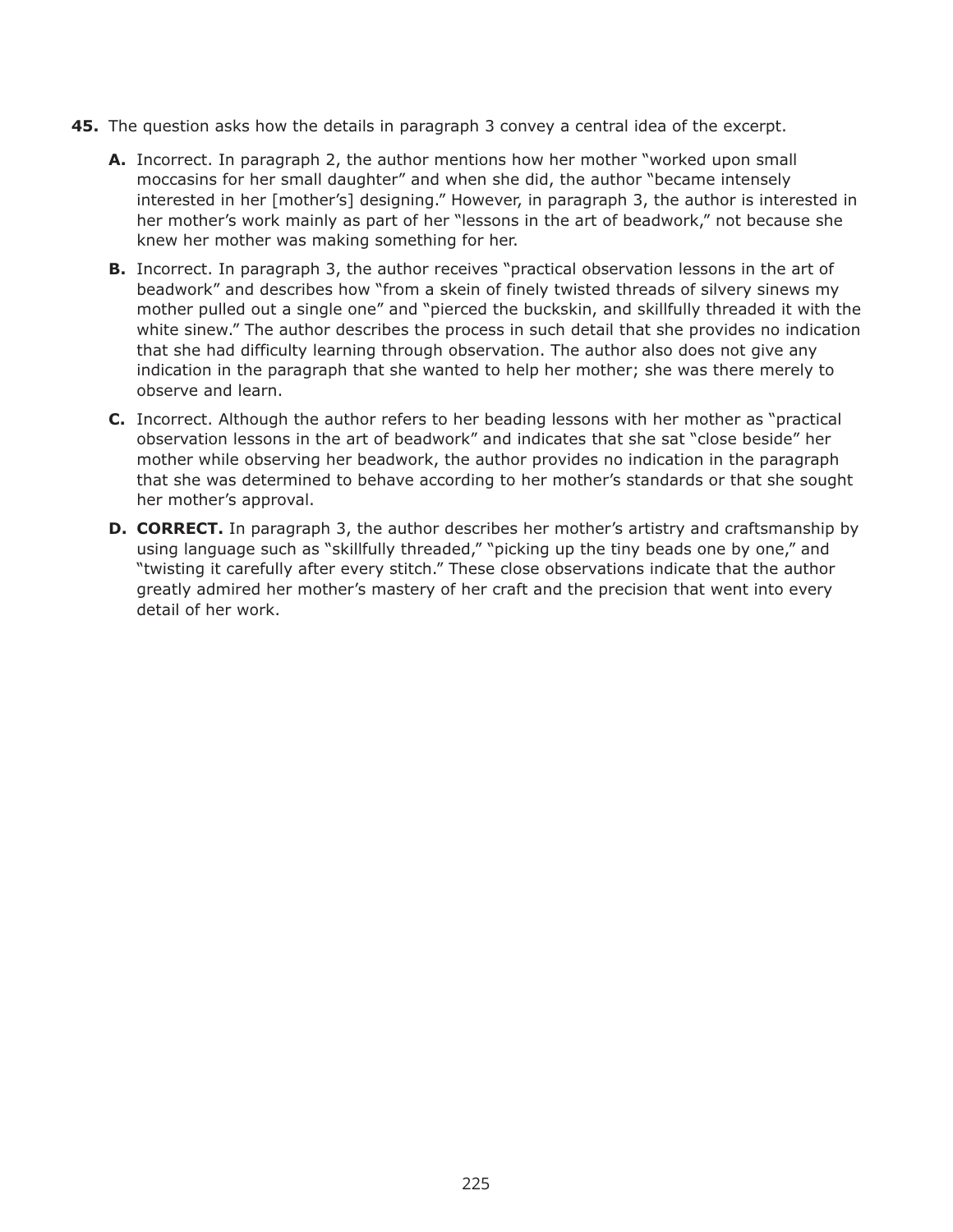**45.** The question asks how the details in paragraph 3 convey a central idea of the excerpt.

- **A.** Incorrect. In paragraph 2, the author mentions how her mother "worked upon small moccasins for her small daughter" and when she did, the author "became intensely interested in her [mother's] designing." However, in paragraph 3, the author is interested in her mother's work mainly as part of her "lessons in the art of beadwork," not because she knew her mother was making something for her.
- **B.** Incorrect. In paragraph 3, the author receives "practical observation lessons in the art of beadwork" and describes how "from a skein of finely twisted threads of silvery sinews my mother pulled out a single one" and "pierced the buckskin, and skillfully threaded it with the white sinew." The author describes the process in such detail that she provides no indication that she had difficulty learning through observation. The author also does not give any indication in the paragraph that she wanted to help her mother; she was there merely to observe and learn.
- **C.** Incorrect. Although the author refers to her beading lessons with her mother as "practical observation lessons in the art of beadwork" and indicates that she sat "close beside" her mother while observing her beadwork, the author provides no indication in the paragraph that she was determined to behave according to her mother's standards or that she sought her mother's approval.
- **D.** **CORRECT.** In paragraph 3, the author describes her mother's artistry and craftsmanship by using language such as "skillfully threaded," "picking up the tiny beads one by one," and "twisting it carefully after every stitch." These close observations indicate that the author greatly admired her mother's mastery of her craft and the precision that went into every detail of her work.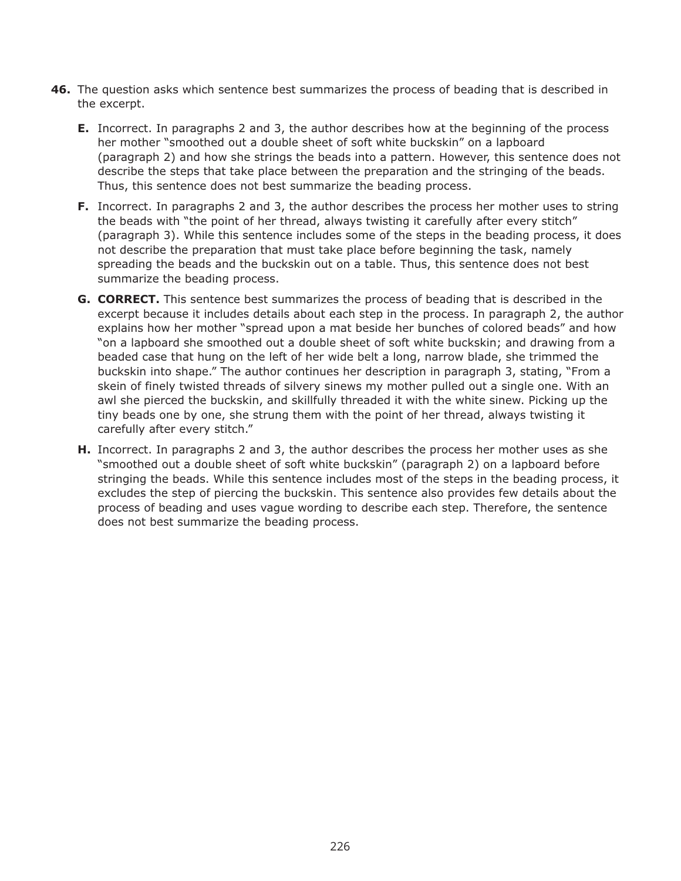**46.** The question asks which sentence best summarizes the process of beading that is described in the excerpt.

- **E.** Incorrect. In paragraphs 2 and 3, the author describes how at the beginning of the process her mother "smoothed out a double sheet of soft white buckskin" on a lapboard (paragraph 2) and how she strings the beads into a pattern. However, this sentence does not describe the steps that take place between the preparation and the stringing of the beads. Thus, this sentence does not best summarize the beading process.

- **F.** Incorrect. In paragraphs 2 and 3, the author describes the process her mother uses to string the beads with "the point of her thread, always twisting it carefully after every stitch" (paragraph 3). While this sentence includes some of the steps in the beading process, it does not describe the preparation that must take place before beginning the task, namely spreading the beads and the buckskin out on a table. Thus, this sentence does not best summarize the beading process.

- **G.** **CORRECT.** This sentence best summarizes the process of beading that is described in the excerpt because it includes details about each step in the process. In paragraph 2, the author explains how her mother "spread upon a mat beside her bunches of colored beads" and how "on a lapboard she smoothed out a double sheet of soft white buckskin; and drawing from a beaded case that hung on the left of her wide belt a long, narrow blade, she trimmed the buckskin into shape." The author continues her description in paragraph 3, stating, "From a skein of finely twisted threads of silvery sinews my mother pulled out a single one. With an awl she pierced the buckskin, and skillfully threaded it with the white sinew. Picking up the tiny beads one by one, she strung them with the point of her thread, always twisting it carefully after every stitch."

- **H.** Incorrect. In paragraphs 2 and 3, the author describes the process her mother uses as she "smoothed out a double sheet of soft white buckskin" (paragraph 2) on a lapboard before stringing the beads. While this sentence includes most of the steps in the beading process, it excludes the step of piercing the buckskin. This sentence also provides few details about the process of beading and uses vague wording to describe each step. Therefore, the sentence does not best summarize the beading process.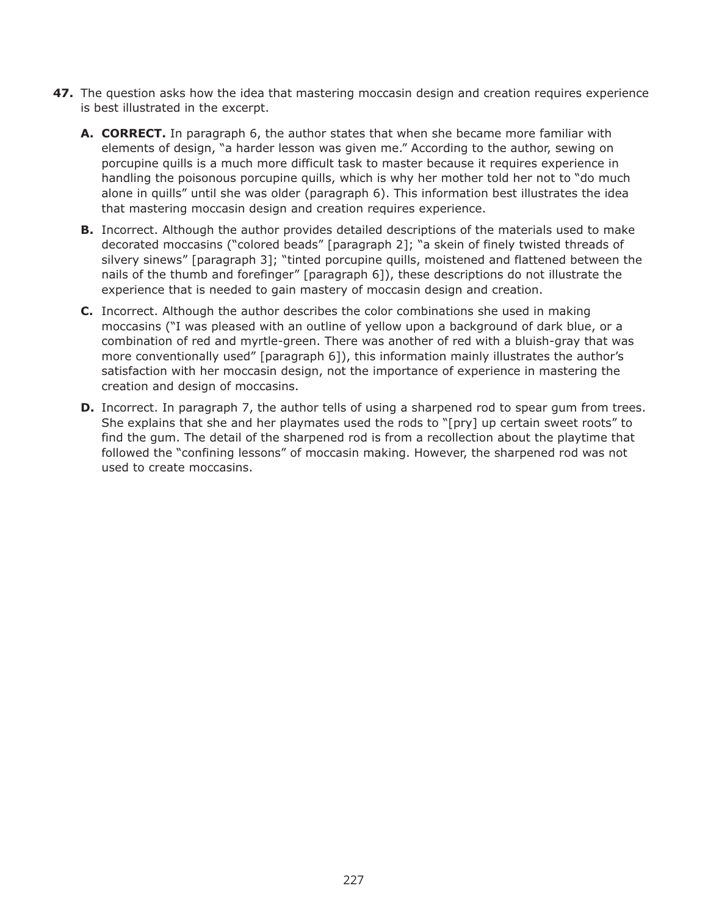**47.** The question asks how the idea that mastering moccasin design and creation requires experience is best illustrated in the excerpt.

- **A. CORRECT.** In paragraph 6, the author states that when she became more familiar with elements of design, "a harder lesson was given me." According to the author, sewing on porcupine quills is a much more difficult task to master because it requires experience in handling the poisonous porcupine quills, which is why her mother told her not to "do much alone in quills" until she was older (paragraph 6). This information best illustrates the idea that mastering moccasin design and creation requires experience.
- **B.** Incorrect. Although the author provides detailed descriptions of the materials used to make decorated moccasins ("colored beads" [paragraph 2]; "a skein of finely twisted threads of silvery sinews" [paragraph 3]; "tinted porcupine quills, moistened and flattened between the nails of the thumb and forefinger" [paragraph 6]), these descriptions do not illustrate the experience that is needed to gain mastery of moccasin design and creation.
- **C.** Incorrect. Although the author describes the color combinations she used in making moccasins ("I was pleased with an outline of yellow upon a background of dark blue, or a combination of red and myrtle-green. There was another of red with a bluish-gray that was more conventionally used" [paragraph 6]), this information mainly illustrates the author's satisfaction with her moccasin design, not the importance of experience in mastering the creation and design of moccasins.
- **D.** Incorrect. In paragraph 7, the author tells of using a sharpened rod to spear gum from trees. She explains that she and her playmates used the rods to "[pry] up certain sweet roots" to find the gum. The detail of the sharpened rod is from a recollection about the playtime that followed the "confining lessons" of moccasin making. However, the sharpened rod was not used to create moccasins.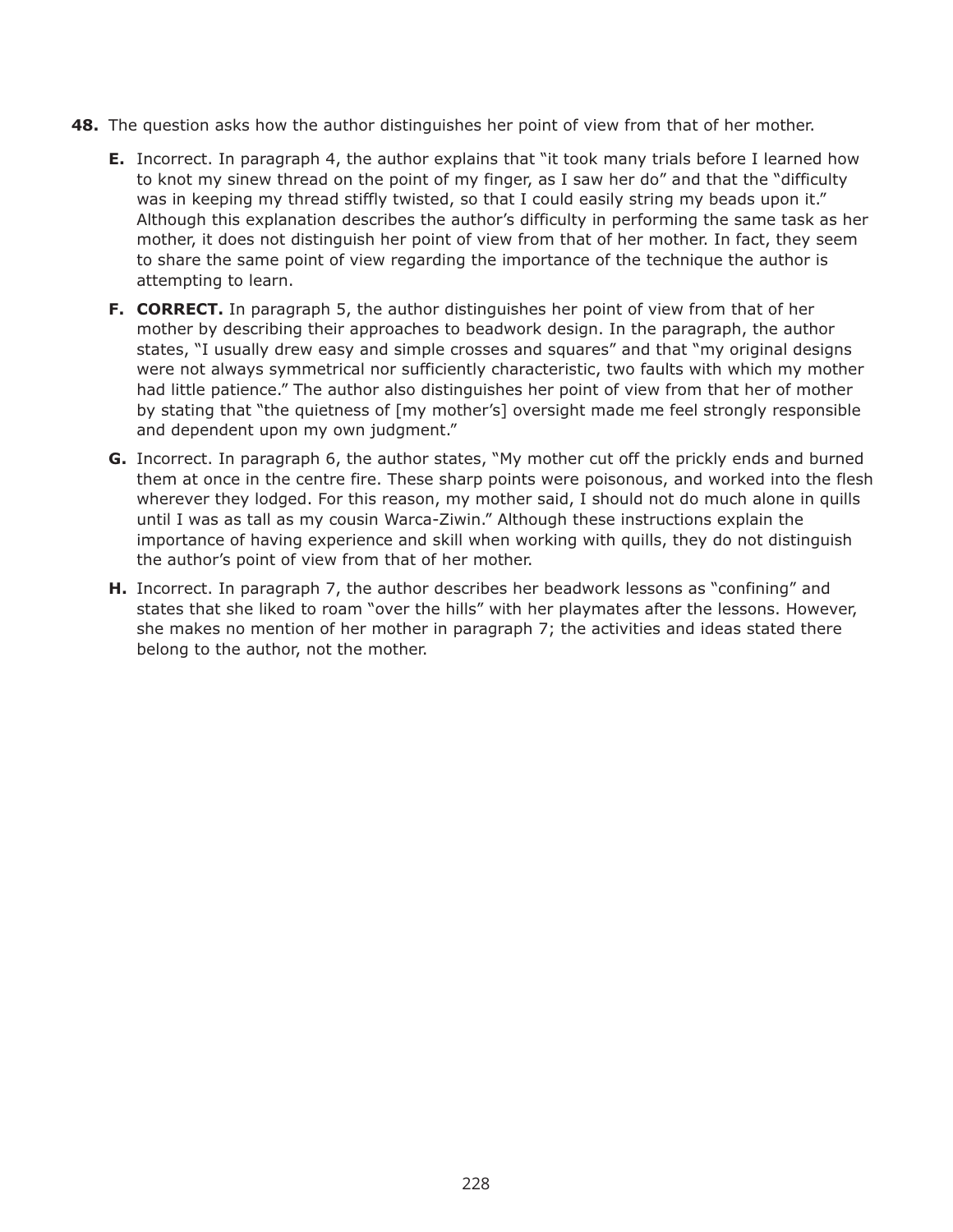**48.** The question asks how the author distinguishes her point of view from that of her mother.

- **E.** Incorrect. In paragraph 4, the author explains that "it took many trials before I learned how to knot my sinew thread on the point of my finger, as I saw her do" and that the "difficulty was in keeping my thread stiffly twisted, so that I could easily string my beads upon it." Although this explanation describes the author's difficulty in performing the same task as her mother, it does not distinguish her point of view from that of her mother. In fact, they seem to share the same point of view regarding the importance of the technique the author is attempting to learn.
- **F.** **CORRECT.** In paragraph 5, the author distinguishes her point of view from that of her mother by describing their approaches to beadwork design. In the paragraph, the author states, "I usually drew easy and simple crosses and squares" and that "my original designs were not always symmetrical nor sufficiently characteristic, two faults with which my mother had little patience." The author also distinguishes her point of view from that her of mother by stating that "the quietness of [my mother's] oversight made me feel strongly responsible and dependent upon my own judgment."
- **G.** Incorrect. In paragraph 6, the author states, "My mother cut off the prickly ends and burned them at once in the centre fire. These sharp points were poisonous, and worked into the flesh wherever they lodged. For this reason, my mother said, I should not do much alone in quills until I was as tall as my cousin Warca-Ziwin." Although these instructions explain the importance of having experience and skill when working with quills, they do not distinguish the author's point of view from that of her mother.
- **H.** Incorrect. In paragraph 7, the author describes her beadwork lessons as "confining" and states that she liked to roam "over the hills" with her playmates after the lessons. However, she makes no mention of her mother in paragraph 7; the activities and ideas stated there belong to the author, not the mother.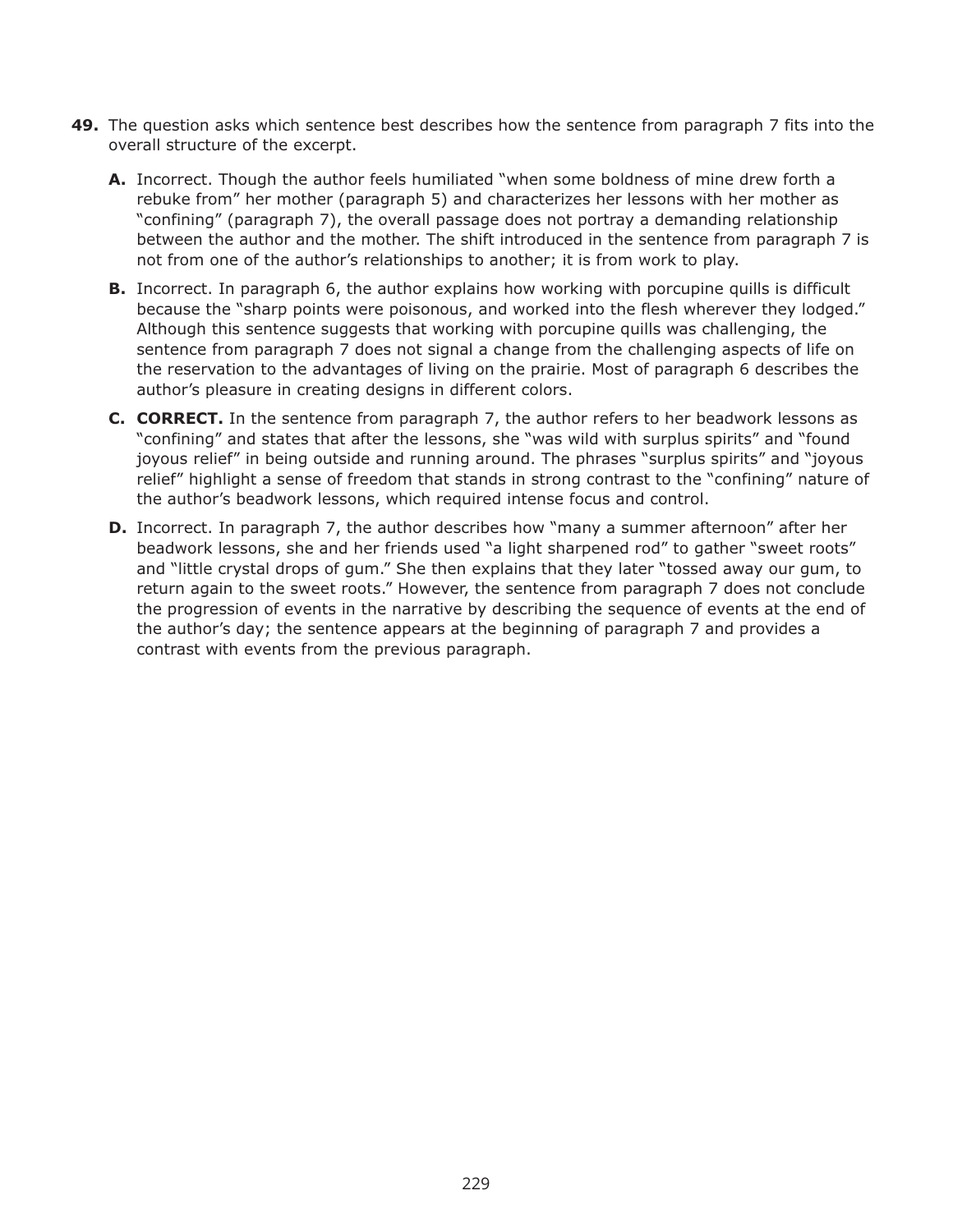**49.** The question asks which sentence best describes how the sentence from paragraph 7 fits into the overall structure of the excerpt.

- **A.** Incorrect. Though the author feels humiliated "when some boldness of mine drew forth a rebuke from" her mother (paragraph 5) and characterizes her lessons with her mother as "confining" (paragraph 7), the overall passage does not portray a demanding relationship between the author and the mother. The shift introduced in the sentence from paragraph 7 is not from one of the author's relationships to another; it is from work to play.
- **B.** Incorrect. In paragraph 6, the author explains how working with porcupine quills is difficult because the "sharp points were poisonous, and worked into the flesh wherever they lodged." Although this sentence suggests that working with porcupine quills was challenging, the sentence from paragraph 7 does not signal a change from the challenging aspects of life on the reservation to the advantages of living on the prairie. Most of paragraph 6 describes the author's pleasure in creating designs in different colors.
- **C.** **CORRECT.** In the sentence from paragraph 7, the author refers to her beadwork lessons as "confining" and states that after the lessons, she "was wild with surplus spirits" and "found joyous relief" in being outside and running around. The phrases "surplus spirits" and "joyous relief" highlight a sense of freedom that stands in strong contrast to the "confining" nature of the author's beadwork lessons, which required intense focus and control.
- **D.** Incorrect. In paragraph 7, the author describes how "many a summer afternoon" after her beadwork lessons, she and her friends used "a light sharpened rod" to gather "sweet roots" and "little crystal drops of gum." She then explains that they later "tossed away our gum, to return again to the sweet roots." However, the sentence from paragraph 7 does not conclude the progression of events in the narrative by describing the sequence of events at the end of the author's day; the sentence appears at the beginning of paragraph 7 and provides a contrast with events from the previous paragraph.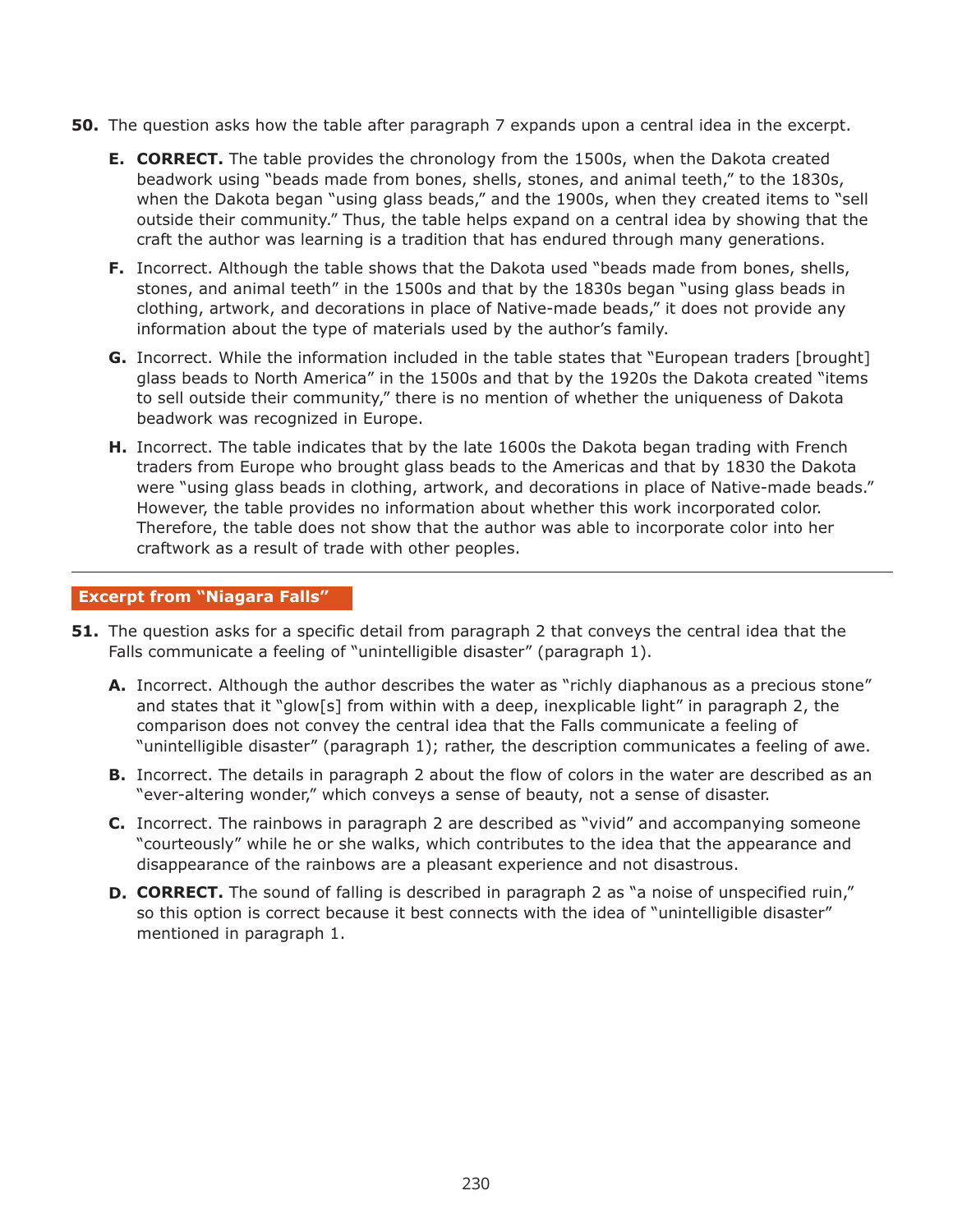**50.** The question asks how the table after paragraph 7 expands upon a central idea in the excerpt.

- **E. CORRECT.** The table provides the chronology from the 1500s, when the Dakota created beadwork using "beads made from bones, shells, stones, and animal teeth," to the 1830s, when the Dakota began "using glass beads," and the 1900s, when they created items to "sell outside their community." Thus, the table helps expand on a central idea by showing that the craft the author was learning is a tradition that has endured through many generations.
- **F.** Incorrect. Although the table shows that the Dakota used "beads made from bones, shells, stones, and animal teeth" in the 1500s and that by the 1830s began "using glass beads in clothing, artwork, and decorations in place of Native-made beads," it does not provide any information about the type of materials used by the author's family.
- **G.** Incorrect. While the information included in the table states that "European traders [brought] glass beads to North America" in the 1500s and that by the 1920s the Dakota created "items to sell outside their community," there is no mention of whether the uniqueness of Dakota beadwork was recognized in Europe.
- **H.** Incorrect. The table indicates that by the late 1600s the Dakota began trading with French traders from Europe who brought glass beads to the Americas and that by 1830 the Dakota were "using glass beads in clothing, artwork, and decorations in place of Native-made beads." However, the table provides no information about whether this work incorporated color. Therefore, the table does not show that the author was able to incorporate color into her craftwork as a result of trade with other peoples.

---

## Excerpt from "Niagara Falls"

**51.** The question asks for a specific detail from paragraph 2 that conveys the central idea that the Falls communicate a feeling of "unintelligible disaster" (paragraph 1).

- **A.** Incorrect. Although the author describes the water as "richly diaphanous as a precious stone" and states that it "glow[s] from within with a deep, inexplicable light" in paragraph 2, the comparison does not convey the central idea that the Falls communicate a feeling of "unintelligible disaster" (paragraph 1); rather, the description communicates a feeling of awe.
- **B.** Incorrect. The details in paragraph 2 about the flow of colors in the water are described as an "ever-altering wonder," which conveys a sense of beauty, not a sense of disaster.
- **C.** Incorrect. The rainbows in paragraph 2 are described as "vivid" and accompanying someone "courteously" while he or she walks, which contributes to the idea that the appearance and disappearance of the rainbows are a pleasant experience and not disastrous.
- **D. CORRECT.** The sound of falling is described in paragraph 2 as "a noise of unspecified ruin," so this option is correct because it best connects with the idea of "unintelligible disaster" mentioned in paragraph 1.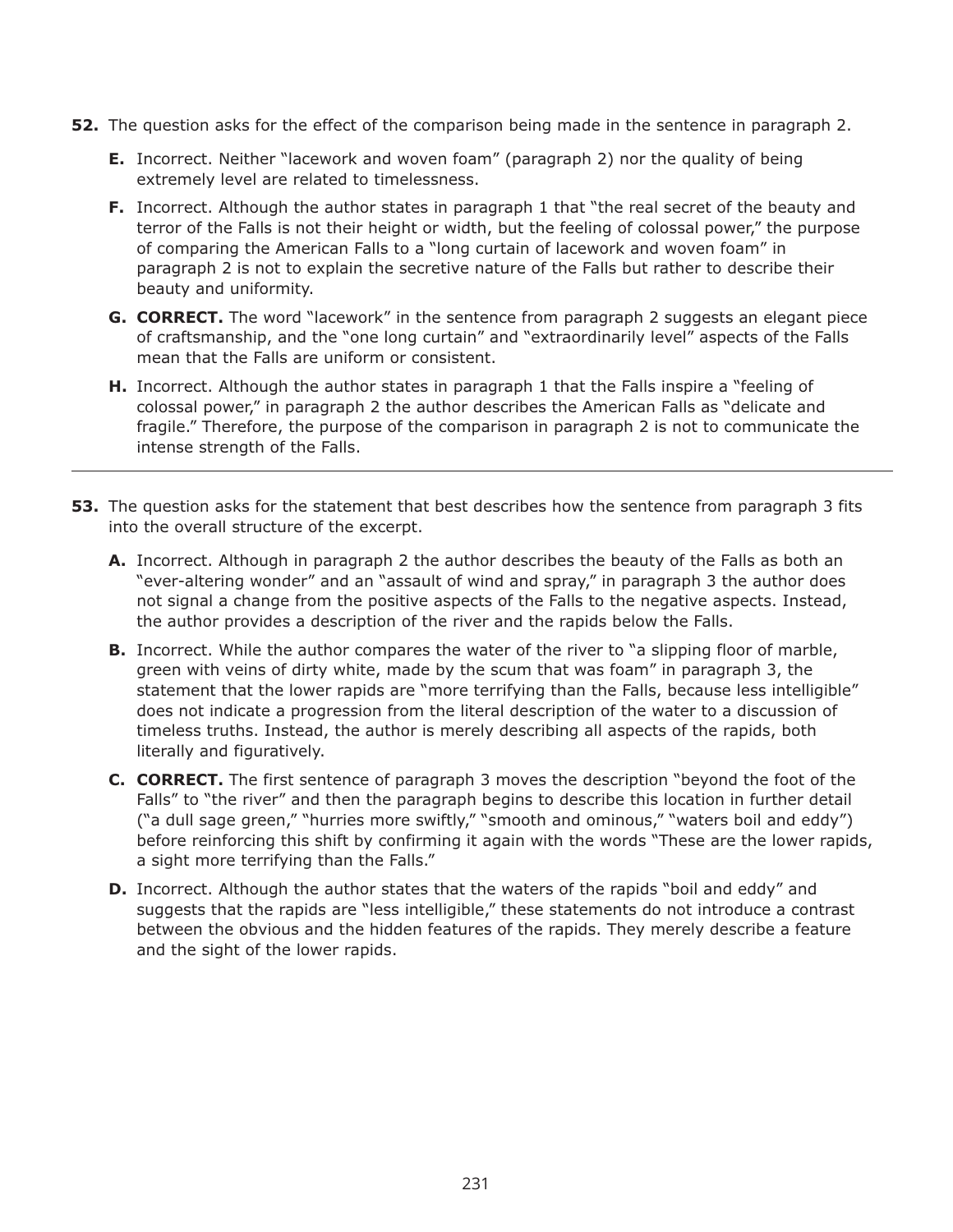**52.** The question asks for the effect of the comparison being made in the sentence in paragraph 2.

- **E.** Incorrect. Neither "lacework and woven foam" (paragraph 2) nor the quality of being extremely level are related to timelessness.
- **F.** Incorrect. Although the author states in paragraph 1 that "the real secret of the beauty and terror of the Falls is not their height or width, but the feeling of colossal power," the purpose of comparing the American Falls to a "long curtain of lacework and woven foam" in paragraph 2 is not to explain the secretive nature of the Falls but rather to describe their beauty and uniformity.
- **G. CORRECT.** The word "lacework" in the sentence from paragraph 2 suggests an elegant piece of craftsmanship, and the "one long curtain" and "extraordinarily level" aspects of the Falls mean that the Falls are uniform or consistent.
- **H.** Incorrect. Although the author states in paragraph 1 that the Falls inspire a "feeling of colossal power," in paragraph 2 the author describes the American Falls as "delicate and fragile." Therefore, the purpose of the comparison in paragraph 2 is not to communicate the intense strength of the Falls.

---

**53.** The question asks for the statement that best describes how the sentence from paragraph 3 fits into the overall structure of the excerpt.

- **A.** Incorrect. Although in paragraph 2 the author describes the beauty of the Falls as both an "ever-altering wonder" and an "assault of wind and spray," in paragraph 3 the author does not signal a change from the positive aspects of the Falls to the negative aspects. Instead, the author provides a description of the river and the rapids below the Falls.
- **B.** Incorrect. While the author compares the water of the river to "a slipping floor of marble, green with veins of dirty white, made by the scum that was foam" in paragraph 3, the statement that the lower rapids are "more terrifying than the Falls, because less intelligible" does not indicate a progression from the literal description of the water to a discussion of timeless truths. Instead, the author is merely describing all aspects of the rapids, both literally and figuratively.
- **C. CORRECT.** The first sentence of paragraph 3 moves the description "beyond the foot of the Falls" to "the river" and then the paragraph begins to describe this location in further detail ("a dull sage green," "hurries more swiftly," "smooth and ominous," "waters boil and eddy") before reinforcing this shift by confirming it again with the words "These are the lower rapids, a sight more terrifying than the Falls."
- **D.** Incorrect. Although the author states that the waters of the rapids "boil and eddy" and suggests that the rapids are "less intelligible," these statements do not introduce a contrast between the obvious and the hidden features of the rapids. They merely describe a feature and the sight of the lower rapids.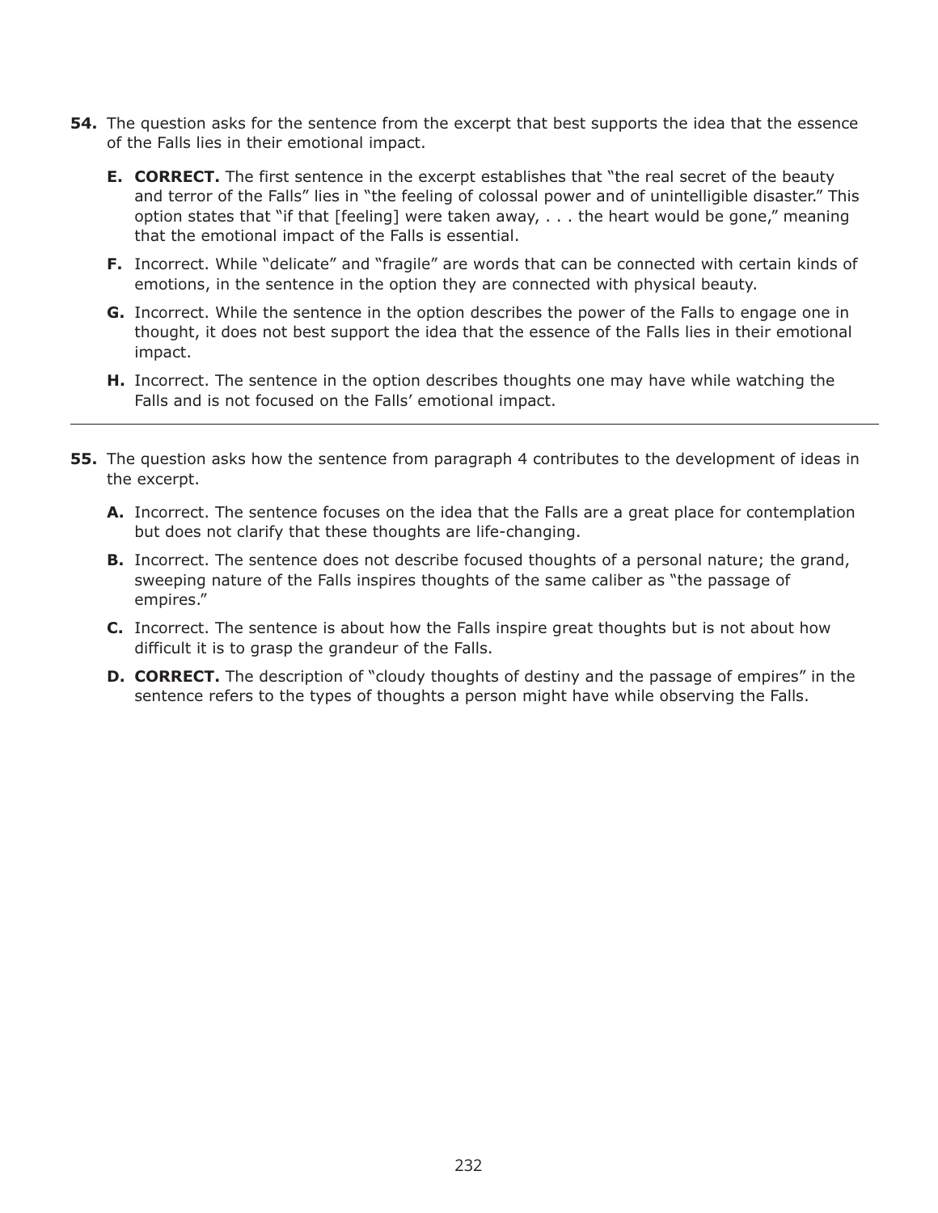**54.** The question asks for the sentence from the excerpt that best supports the idea that the essence of the Falls lies in their emotional impact.

- **E. CORRECT.** The first sentence in the excerpt establishes that "the real secret of the beauty and terror of the Falls" lies in "the feeling of colossal power and of unintelligible disaster." This option states that "if that [feeling] were taken away, . . . the heart would be gone," meaning that the emotional impact of the Falls is essential.
- **F.** Incorrect. While "delicate" and "fragile" are words that can be connected with certain kinds of emotions, in the sentence in the option they are connected with physical beauty.
- **G.** Incorrect. While the sentence in the option describes the power of the Falls to engage one in thought, it does not best support the idea that the essence of the Falls lies in their emotional impact.
- **H.** Incorrect. The sentence in the option describes thoughts one may have while watching the Falls and is not focused on the Falls' emotional impact.

---

**55.** The question asks how the sentence from paragraph 4 contributes to the development of ideas in the excerpt.

- **A.** Incorrect. The sentence focuses on the idea that the Falls are a great place for contemplation but does not clarify that these thoughts are life-changing.
- **B.** Incorrect. The sentence does not describe focused thoughts of a personal nature; the grand, sweeping nature of the Falls inspires thoughts of the same caliber as "the passage of empires."
- **C.** Incorrect. The sentence is about how the Falls inspire great thoughts but is not about how difficult it is to grasp the grandeur of the Falls.
- **D. CORRECT.** The description of "cloudy thoughts of destiny and the passage of empires" in the sentence refers to the types of thoughts a person might have while observing the Falls.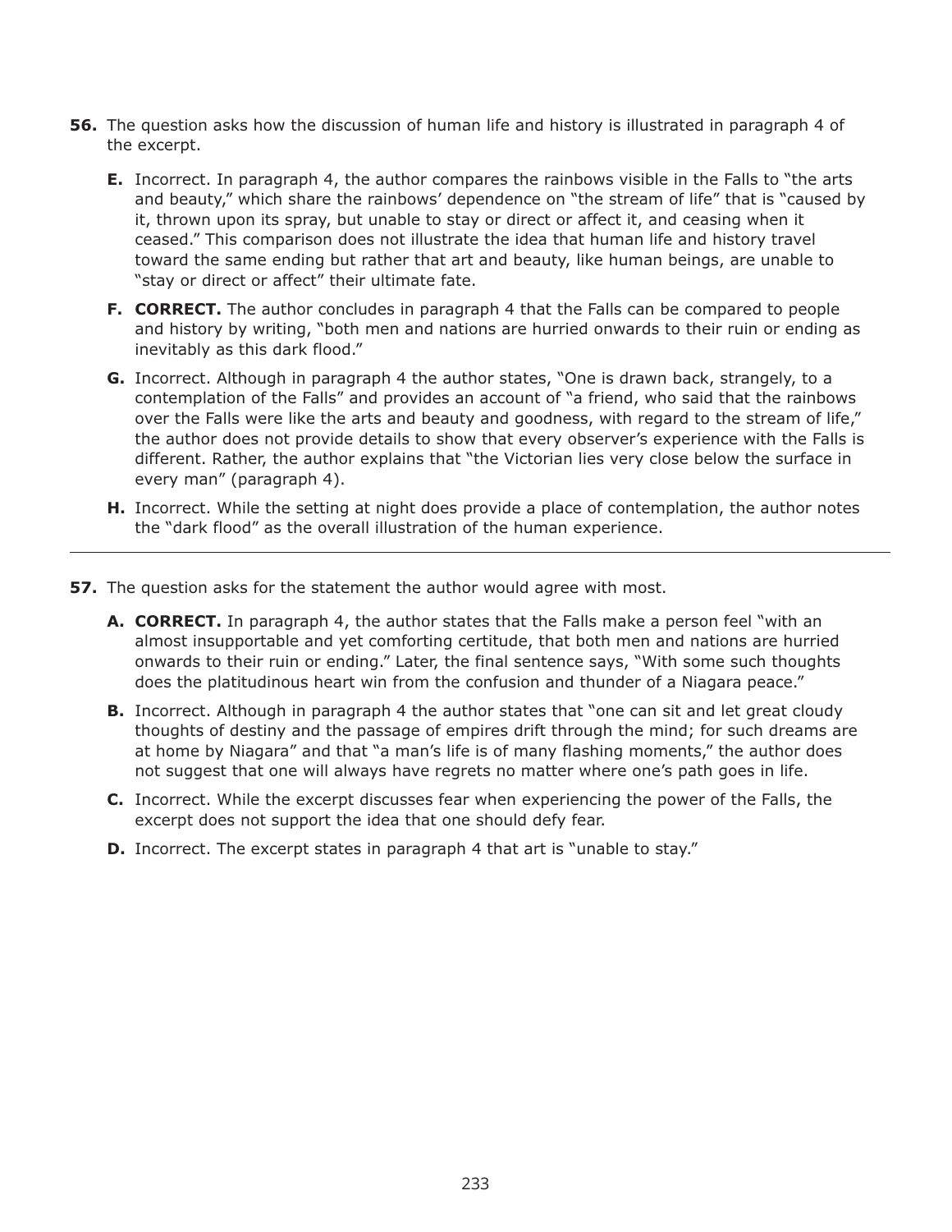**56.** The question asks how the discussion of human life and history is illustrated in paragraph 4 of the excerpt.

- **E.** Incorrect. In paragraph 4, the author compares the rainbows visible in the Falls to "the arts and beauty," which share the rainbows' dependence on "the stream of life" that is "caused by it, thrown upon its spray, but unable to stay or direct or affect it, and ceasing when it ceased." This comparison does not illustrate the idea that human life and history travel toward the same ending but rather that art and beauty, like human beings, are unable to "stay or direct or affect" their ultimate fate.
- **F. CORRECT.** The author concludes in paragraph 4 that the Falls can be compared to people and history by writing, "both men and nations are hurried onwards to their ruin or ending as inevitably as this dark flood."
- **G.** Incorrect. Although in paragraph 4 the author states, "One is drawn back, strangely, to a contemplation of the Falls" and provides an account of "a friend, who said that the rainbows over the Falls were like the arts and beauty and goodness, with regard to the stream of life," the author does not provide details to show that every observer's experience with the Falls is different. Rather, the author explains that "the Victorian lies very close below the surface in every man" (paragraph 4).
- **H.** Incorrect. While the setting at night does provide a place of contemplation, the author notes the "dark flood" as the overall illustration of the human experience.

---

**57.** The question asks for the statement the author would agree with most.

- **A. CORRECT.** In paragraph 4, the author states that the Falls make a person feel "with an almost insupportable and yet comforting certitude, that both men and nations are hurried onwards to their ruin or ending." Later, the final sentence says, "With some such thoughts does the platitudinous heart win from the confusion and thunder of a Niagara peace."
- **B.** Incorrect. Although in paragraph 4 the author states that "one can sit and let great cloudy thoughts of destiny and the passage of empires drift through the mind; for such dreams are at home by Niagara" and that "a man's life is of many flashing moments," the author does not suggest that one will always have regrets no matter where one's path goes in life.
- **C.** Incorrect. While the excerpt discusses fear when experiencing the power of the Falls, the excerpt does not support the idea that one should defy fear.
- **D.** Incorrect. The excerpt states in paragraph 4 that art is "unable to stay."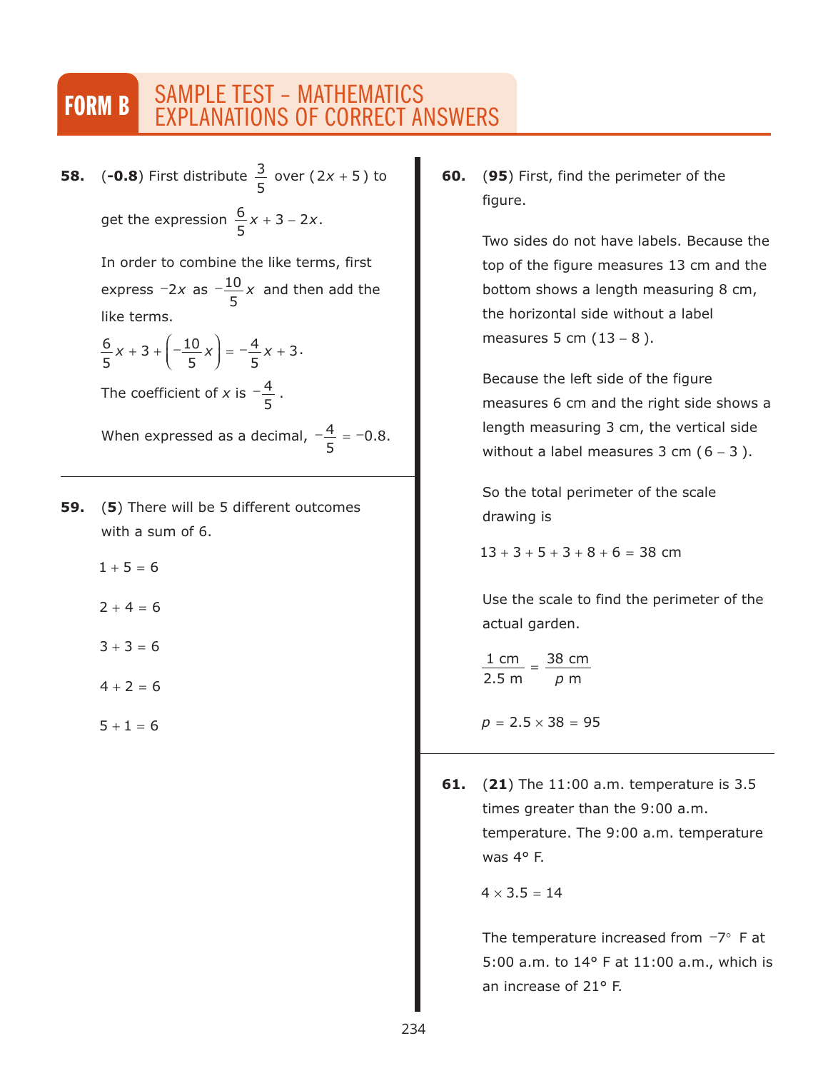# FORM B SAMPLE TEST – MATHEMATICS EXPLANATIONS OF CORRECT ANSWERS

**58.** (**-0.8**) First distribute $\frac{3}{5}$ over $(2x + 5)$ to get the expression $\frac{6}{5}x + 3 - 2x$.

In order to combine the like terms, first express $-2x$ as $-\frac{10}{5}x$ and then add the like terms.

$\frac{6}{5}x + 3 + \left(-\frac{10}{5}x\right) = -\frac{4}{5}x + 3$.

The coefficient of $x$ is $-\frac{4}{5}$.

When expressed as a decimal, $-\frac{4}{5} = -0.8$.

---

**59.** (**5**) There will be 5 different outcomes with a sum of 6.

$1 + 5 = 6$

$2 + 4 = 6$

$3 + 3 = 6$

$4 + 2 = 6$

$5 + 1 = 6$

---

**60.** (**95**) First, find the perimeter of the figure.

Two sides do not have labels. Because the top of the figure measures 13 cm and the bottom shows a length measuring 8 cm, the horizontal side without a label measures 5 cm $(13 - 8)$.

Because the left side of the figure measures 6 cm and the right side shows a length measuring 3 cm, the vertical side without a label measures 3 cm $(6 - 3)$.

So the total perimeter of the scale drawing is

$13 + 3 + 5 + 3 + 8 + 6 = 38$ cm

Use the scale to find the perimeter of the actual garden.

$$\frac{1 \text{ cm}}{2.5 \text{ m}} = \frac{38 \text{ cm}}{p \text{ m}}$$

$p = 2.5 \times 38 = 95$

---

**61.** (**21**) The 11:00 a.m. temperature is 3.5 times greater than the 9:00 a.m. temperature. The 9:00 a.m. temperature was 4° F.

$4 \times 3.5 = 14$

The temperature increased from $-7°$ F at 5:00 a.m. to 14° F at 11:00 a.m., which is an increase of 21° F.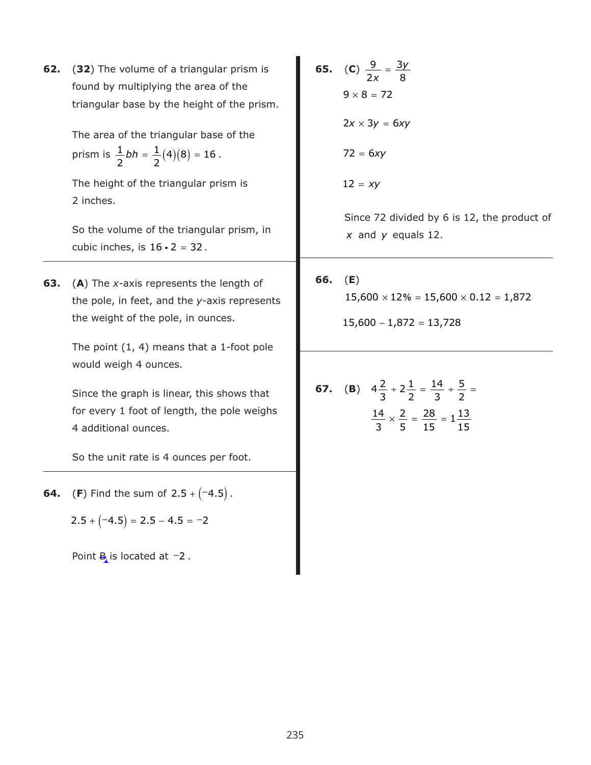**62.** (**32**) The volume of a triangular prism is found by multiplying the area of the triangular base by the height of the prism.

The area of the triangular base of the prism is $\frac{1}{2}bh = \frac{1}{2}(4)(8) = 16$.

The height of the triangular prism is 2 inches.

So the volume of the triangular prism, in cubic inches, is $16 \cdot 2 = 32$.

**63.** (**A**) The *x*-axis represents the length of the pole, in feet, and the *y*-axis represents the weight of the pole, in ounces.

The point (1, 4) means that a 1-foot pole would weigh 4 ounces.

Since the graph is linear, this shows that for every 1 foot of length, the pole weighs 4 additional ounces.

So the unit rate is 4 ounces per foot.

**64.** (**F**) Find the sum of $2.5 + (-4.5)$.

$2.5 + (-4.5) = 2.5 - 4.5 = -2$

Point B is located at $-2$.

**65.** (**C**) $\frac{9}{2x} = \frac{3y}{8}$

$9 \times 8 = 72$

$2x \times 3y = 6xy$

$72 = 6xy$

$12 = xy$

Since 72 divided by 6 is 12, the product of $x$ and $y$ equals 12.

**66.** (**E**)

$15{,}600 \times 12\% = 15{,}600 \times 0.12 = 1{,}872$

$15{,}600 - 1{,}872 = 13{,}728$

**67.** (**B**) $4\frac{2}{3} \div 2\frac{1}{2} = \frac{14}{3} \div \frac{5}{2} =$

$\frac{14}{3} \times \frac{2}{5} = \frac{28}{15} = 1\frac{13}{15}$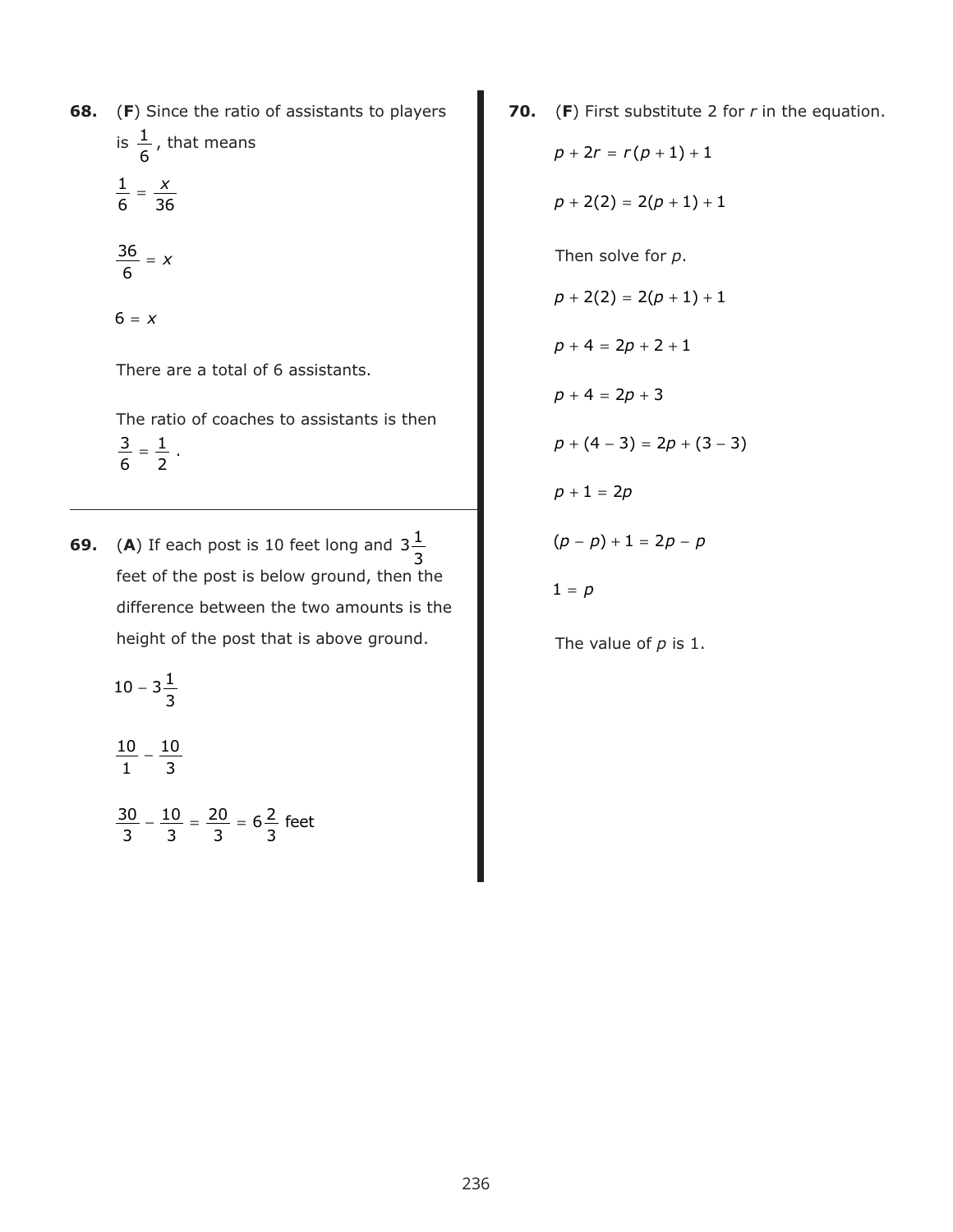**68.** (**F**) Since the ratio of assistants to players is $\frac{1}{6}$, that means

$$\frac{1}{6} = \frac{x}{36}$$

$$\frac{36}{6} = x$$

$$6 = x$$

There are a total of 6 assistants.

The ratio of coaches to assistants is then $\frac{3}{6} = \frac{1}{2}$.

**69.** (**A**) If each post is 10 feet long and $3\frac{1}{3}$ feet of the post is below ground, then the difference between the two amounts is the height of the post that is above ground.

$$10 - 3\frac{1}{3}$$

$$\frac{10}{1} - \frac{10}{3}$$

$$\frac{30}{3} - \frac{10}{3} = \frac{20}{3} = 6\frac{2}{3} \text{ feet}$$

**70.** (**F**) First substitute 2 for $r$ in the equation.

$$p + 2r = r(p + 1) + 1$$

$$p + 2(2) = 2(p + 1) + 1$$

Then solve for $p$.

$$p + 2(2) = 2(p + 1) + 1$$

$$p + 4 = 2p + 2 + 1$$

$$p + 4 = 2p + 3$$

$$p + (4 - 3) = 2p + (3 - 3)$$

$$p + 1 = 2p$$

$$(p - p) + 1 = 2p - p$$

$$1 = p$$

The value of $p$ is 1.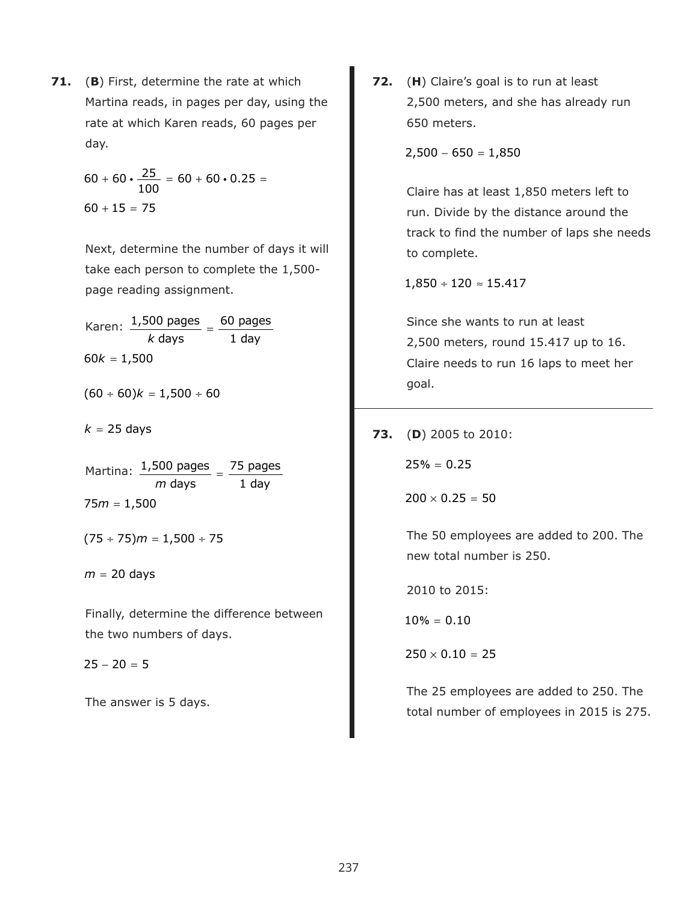**71.** (**B**) First, determine the rate at which Martina reads, in pages per day, using the rate at which Karen reads, 60 pages per day.

$$60 + 60 \cdot \frac{25}{100} = 60 + 60 \cdot 0.25 =$$
$$60 + 15 = 75$$

Next, determine the number of days it will take each person to complete the 1,500-page reading assignment.

Karen: $\frac{1{,}500 \text{ pages}}{k \text{ days}} = \frac{60 \text{ pages}}{1 \text{ day}}$

$60k = 1{,}500$

$(60 \div 60)k = 1{,}500 \div 60$

$k = 25$ days

Martina: $\frac{1{,}500 \text{ pages}}{m \text{ days}} = \frac{75 \text{ pages}}{1 \text{ day}}$

$75m = 1{,}500$

$(75 \div 75)m = 1{,}500 \div 75$

$m = 20$ days

Finally, determine the difference between the two numbers of days.

$25 - 20 = 5$

The answer is 5 days.

**72.** (**H**) Claire's goal is to run at least 2,500 meters, and she has already run 650 meters.

$2{,}500 - 650 = 1{,}850$

Claire has at least 1,850 meters left to run. Divide by the distance around the track to find the number of laps she needs to complete.

$1{,}850 \div 120 \approx 15.417$

Since she wants to run at least 2,500 meters, round 15.417 up to 16. Claire needs to run 16 laps to meet her goal.

**73.** (**D**) 2005 to 2010:

$25\% = 0.25$

$200 \times 0.25 = 50$

The 50 employees are added to 200. The new total number is 250.

2010 to 2015:

$10\% = 0.10$

$250 \times 0.10 = 25$

The 25 employees are added to 250. The total number of employees in 2015 is 275.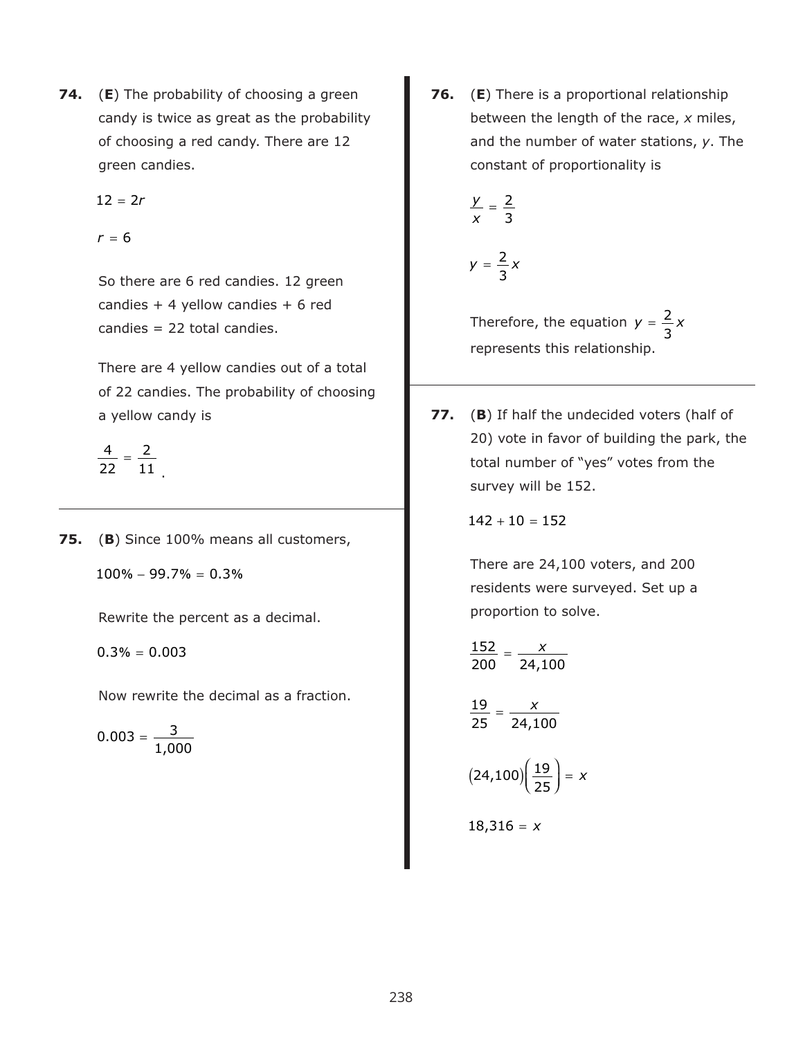**74.** (**E**) The probability of choosing a green candy is twice as great as the probability of choosing a red candy. There are 12 green candies.

$$12 = 2r$$

$$r = 6$$

So there are 6 red candies. 12 green candies + 4 yellow candies + 6 red candies = 22 total candies.

There are 4 yellow candies out of a total of 22 candies. The probability of choosing a yellow candy is

$$\frac{4}{22} = \frac{2}{11}.$$

---

**75.** (**B**) Since 100% means all customers,

$$100\% - 99.7\% = 0.3\%$$

Rewrite the percent as a decimal.

$$0.3\% = 0.003$$

Now rewrite the decimal as a fraction.

$$0.003 = \frac{3}{1{,}000}$$

---

**76.** (**E**) There is a proportional relationship between the length of the race, $x$ miles, and the number of water stations, $y$. The constant of proportionality is

$$\frac{y}{x} = \frac{2}{3}$$

$$y = \frac{2}{3}x$$

Therefore, the equation $y = \frac{2}{3}x$ represents this relationship.

---

**77.** (**B**) If half the undecided voters (half of 20) vote in favor of building the park, the total number of "yes" votes from the survey will be 152.

$$142 + 10 = 152$$

There are 24,100 voters, and 200 residents were surveyed. Set up a proportion to solve.

$$\frac{152}{200} = \frac{x}{24{,}100}$$

$$\frac{19}{25} = \frac{x}{24{,}100}$$

$$(24{,}100)\left(\frac{19}{25}\right) = x$$

$$18{,}316 = x$$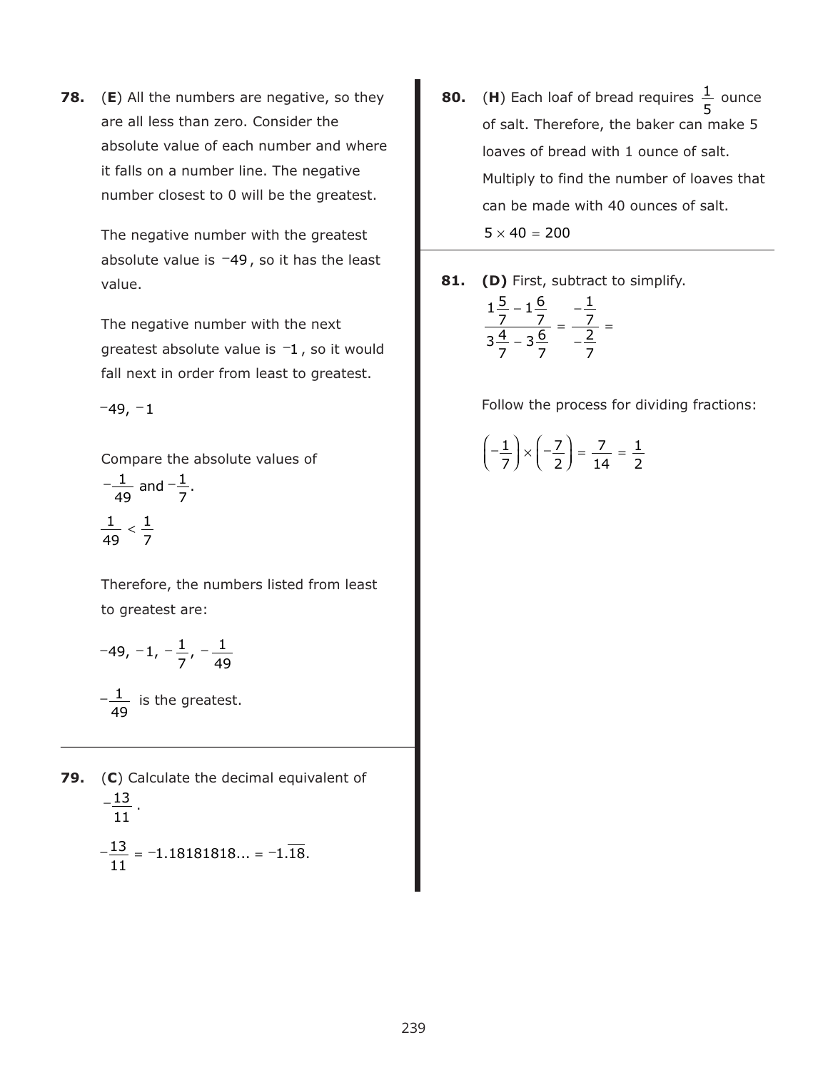**78.** (**E**) All the numbers are negative, so they are all less than zero. Consider the absolute value of each number and where it falls on a number line. The negative number closest to 0 will be the greatest.

The negative number with the greatest absolute value is $^{-}49$, so it has the least value.

The negative number with the next greatest absolute value is $^{-}1$, so it would fall next in order from least to greatest.

$^{-}49, \ ^{-}1$

Compare the absolute values of $-\frac{1}{49}$ and $-\frac{1}{7}$.

$\frac{1}{49} < \frac{1}{7}$

Therefore, the numbers listed from least to greatest are:

$^{-}49, \ ^{-}1, \ -\frac{1}{7}, \ -\frac{1}{49}$

$-\frac{1}{49}$ is the greatest.

---

**79.** (**C**) Calculate the decimal equivalent of $-\frac{13}{11}$.

$-\frac{13}{11} = {}^{-}1.18181818... = {}^{-}1.\overline{18}.$

---

**80.** (**H**) Each loaf of bread requires $\frac{1}{5}$ ounce of salt. Therefore, the baker can make 5 loaves of bread with 1 ounce of salt. Multiply to find the number of loaves that can be made with 40 ounces of salt.

$5 \times 40 = 200$

---

**81.** **(D)** First, subtract to simplify.

$$\frac{1\frac{5}{7} - 1\frac{6}{7}}{3\frac{4}{7} - 3\frac{6}{7}} = \frac{-\frac{1}{7}}{-\frac{2}{7}} =$$

Follow the process for dividing fractions:

$$\left(-\frac{1}{7}\right) \times \left(-\frac{7}{2}\right) = \frac{7}{14} = \frac{1}{2}$$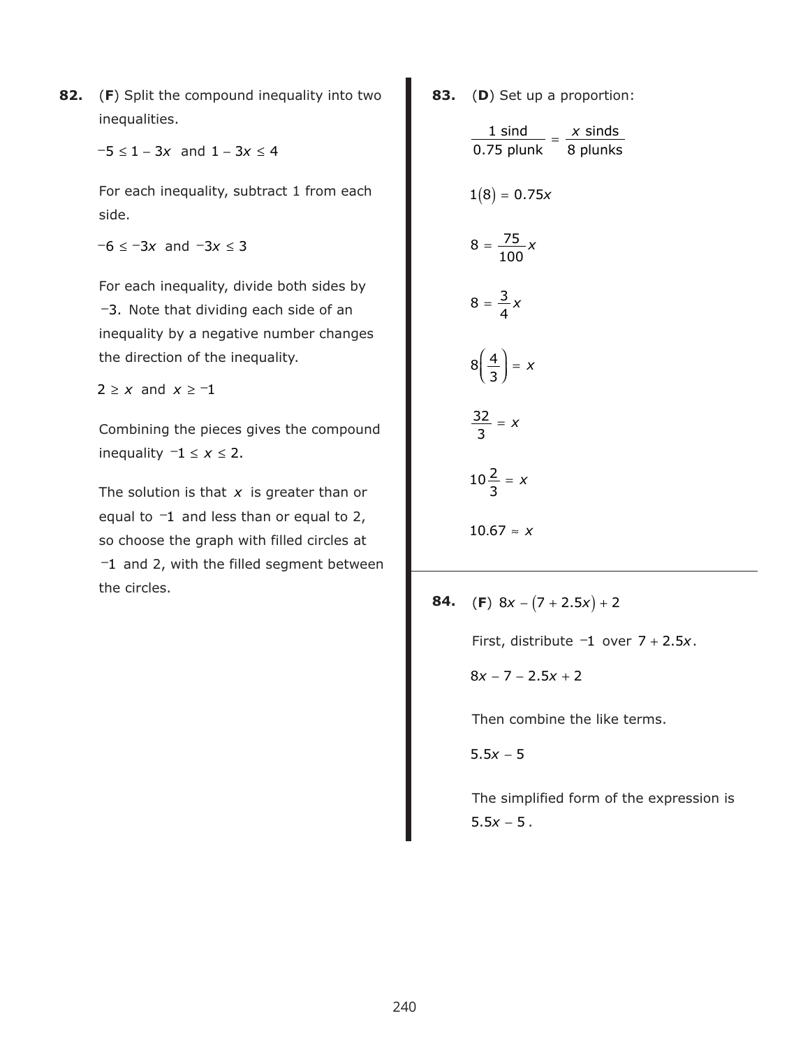**82.** (**F**) Split the compound inequality into two inequalities.

$-5 \le 1 - 3x$ and $1 - 3x \le 4$

For each inequality, subtract 1 from each side.

$-6 \le -3x$ and $-3x \le 3$

For each inequality, divide both sides by $-3$. Note that dividing each side of an inequality by a negative number changes the direction of the inequality.

$2 \ge x$ and $x \ge -1$

Combining the pieces gives the compound inequality $-1 \le x \le 2$.

The solution is that $x$ is greater than or equal to $-1$ and less than or equal to 2, so choose the graph with filled circles at $-1$ and 2, with the filled segment between the circles.

**83.** (**D**) Set up a proportion:

$$\frac{1 \text{ sind}}{0.75 \text{ plunk}} = \frac{x \text{ sinds}}{8 \text{ plunks}}$$

$$1(8) = 0.75x$$

$$8 = \frac{75}{100}x$$

$$8 = \frac{3}{4}x$$

$$8\left(\frac{4}{3}\right) = x$$

$$\frac{32}{3} = x$$

$$10\frac{2}{3} = x$$

$$10.67 \approx x$$

**84.** (**F**) $8x - (7 + 2.5x) + 2$

First, distribute $-1$ over $7 + 2.5x$.

$8x - 7 - 2.5x + 2$

Then combine the like terms.

$5.5x - 5$

The simplified form of the expression is $5.5x - 5$.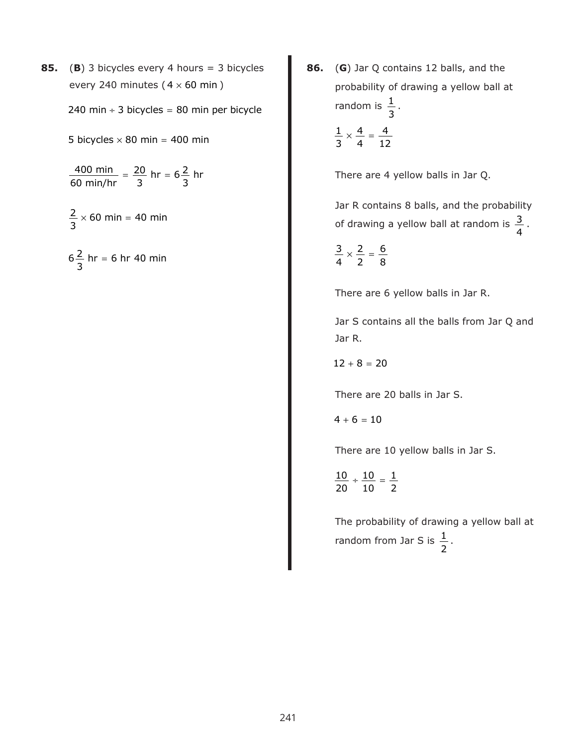**85.** (**B**) 3 bicycles every 4 hours = 3 bicycles every 240 minutes ($4 \times 60$ min)

$240 \text{ min} \div 3 \text{ bicycles} = 80 \text{ min per bicycle}$

$5 \text{ bicycles} \times 80 \text{ min} = 400 \text{ min}$

$$\frac{400 \text{ min}}{60 \text{ min/hr}} = \frac{20}{3} \text{ hr} = 6\frac{2}{3} \text{ hr}$$

$$\frac{2}{3} \times 60 \text{ min} = 40 \text{ min}$$

$$6\frac{2}{3} \text{ hr} = 6 \text{ hr } 40 \text{ min}$$

**86.** (**G**) Jar Q contains 12 balls, and the probability of drawing a yellow ball at random is $\frac{1}{3}$.

$$\frac{1}{3} \times \frac{4}{4} = \frac{4}{12}$$

There are 4 yellow balls in Jar Q.

Jar R contains 8 balls, and the probability of drawing a yellow ball at random is $\frac{3}{4}$.

$$\frac{3}{4} \times \frac{2}{2} = \frac{6}{8}$$

There are 6 yellow balls in Jar R.

Jar S contains all the balls from Jar Q and Jar R.

$12 + 8 = 20$

There are 20 balls in Jar S.

$4 + 6 = 10$

There are 10 yellow balls in Jar S.

$$\frac{10}{20} \div \frac{10}{10} = \frac{1}{2}$$

The probability of drawing a yellow ball at random from Jar S is $\frac{1}{2}$.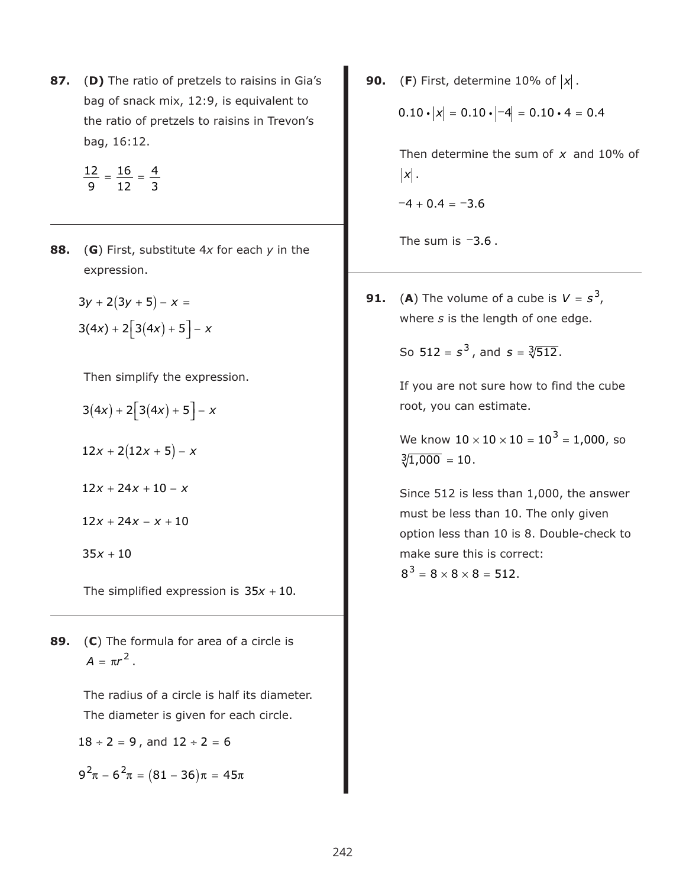**87.** (**D**) The ratio of pretzels to raisins in Gia's bag of snack mix, 12:9, is equivalent to the ratio of pretzels to raisins in Trevon's bag, 16:12.

$$\frac{12}{9} = \frac{16}{12} = \frac{4}{3}$$

---

**88.** (**G**) First, substitute 4*x* for each *y* in the expression.

$$3y + 2(3y + 5) - x =$$
$$3(4x) + 2\left[3(4x) + 5\right] - x$$

Then simplify the expression.

$$3(4x) + 2\left[3(4x) + 5\right] - x$$

$$12x + 2(12x + 5) - x$$

$$12x + 24x + 10 - x$$

$$12x + 24x - x + 10$$

$$35x + 10$$

The simplified expression is $35x + 10$.

---

**89.** (**C**) The formula for area of a circle is $A = \pi r^2$.

The radius of a circle is half its diameter. The diameter is given for each circle.

$18 \div 2 = 9$, and $12 \div 2 = 6$

$$9^2\pi - 6^2\pi = (81 - 36)\pi = 45\pi$$

---

**90.** (**F**) First, determine 10% of $|x|$.

$$0.10 \cdot |x| = 0.10 \cdot |-4| = 0.10 \cdot 4 = 0.4$$

Then determine the sum of $x$ and 10% of $|x|$.

$$-4 + 0.4 = -3.6$$

The sum is $-3.6$.

---

**91.** (**A**) The volume of a cube is $V = s^3$, where *s* is the length of one edge.

So $512 = s^3$, and $s = \sqrt[3]{512}$.

If you are not sure how to find the cube root, you can estimate.

We know $10 \times 10 \times 10 = 10^3 = 1{,}000$, so $\sqrt[3]{1{,}000} = 10$.

Since 512 is less than 1,000, the answer must be less than 10. The only given option less than 10 is 8. Double-check to make sure this is correct:
$8^3 = 8 \times 8 \times 8 = 512$.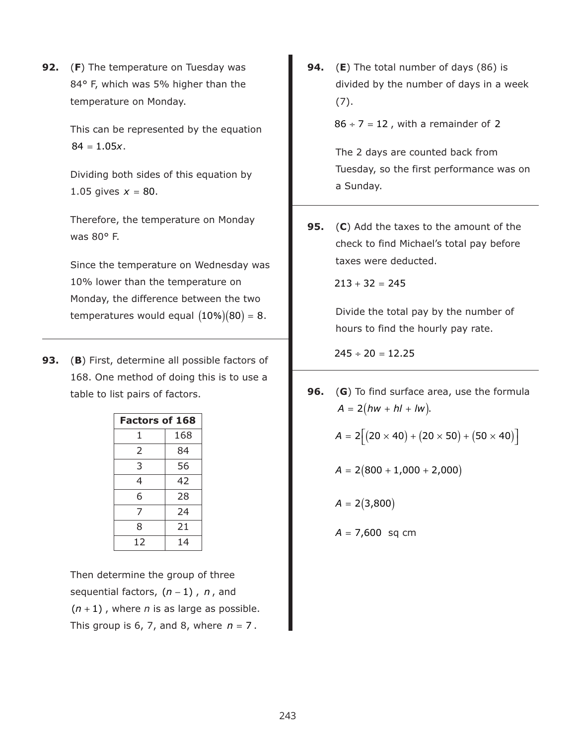**92.** (**F**) The temperature on Tuesday was 84° F, which was 5% higher than the temperature on Monday.

This can be represented by the equation $84 = 1.05x$.

Dividing both sides of this equation by 1.05 gives $x = 80$.

Therefore, the temperature on Monday was 80° F.

Since the temperature on Wednesday was 10% lower than the temperature on Monday, the difference between the two temperatures would equal $(10\%)(80) = 8$.

---

**93.** (**B**) First, determine all possible factors of 168. One method of doing this is to use a table to list pairs of factors.

| Factors of 168 | |
|---|---|
| 1 | 168 |
| 2 | 84 |
| 3 | 56 |
| 4 | 42 |
| 6 | 28 |
| 7 | 24 |
| 8 | 21 |
| 12 | 14 |

Then determine the group of three sequential factors, $(n - 1)$, $n$, and $(n + 1)$, where $n$ is as large as possible. This group is 6, 7, and 8, where $n = 7$.

---

**94.** (**E**) The total number of days (86) is divided by the number of days in a week (7).

$86 \div 7 = 12$, with a remainder of 2

The 2 days are counted back from Tuesday, so the first performance was on a Sunday.

---

**95.** (**C**) Add the taxes to the amount of the check to find Michael's total pay before taxes were deducted.

$213 + 32 = 245$

Divide the total pay by the number of hours to find the hourly pay rate.

$245 \div 20 = 12.25$

---

**96.** (**G**) To find surface area, use the formula $A = 2(hw + hl + lw)$.

$$A = 2\left[(20 \times 40) + (20 \times 50) + (50 \times 40)\right]$$

$$A = 2(800 + 1{,}000 + 2{,}000)$$

$$A = 2(3{,}800)$$

$$A = 7{,}600 \text{ sq cm}$$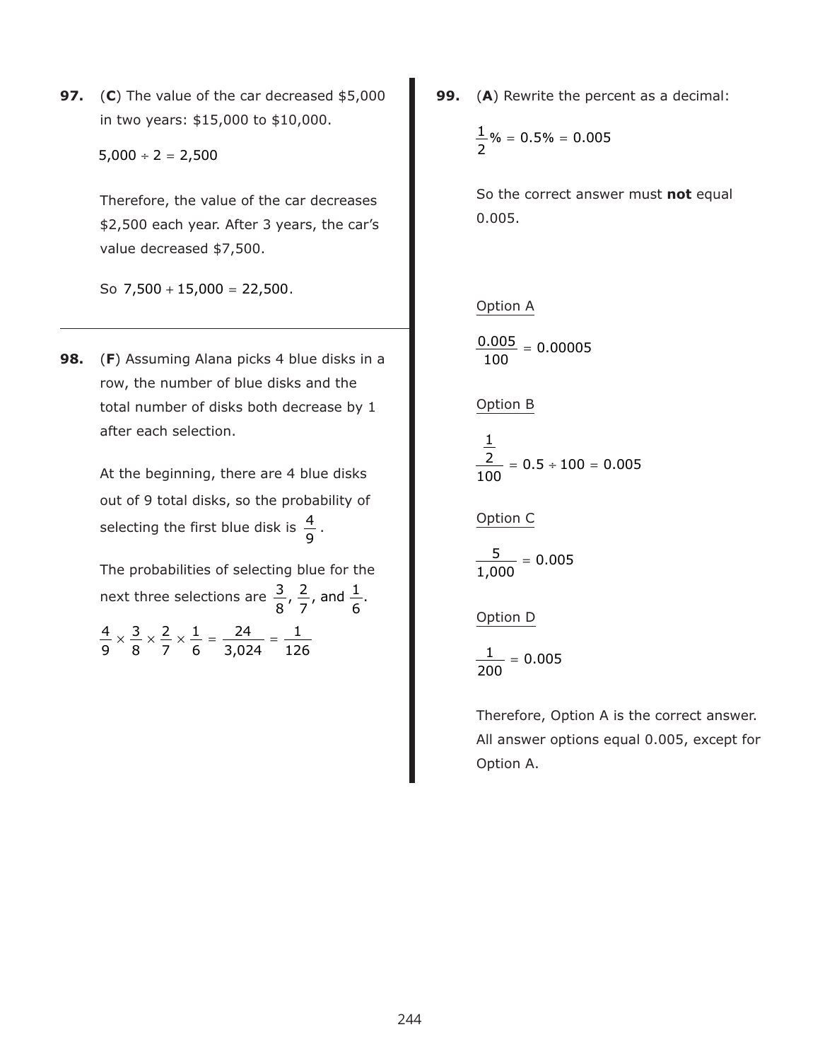**97.** (**C**) The value of the car decreased \$5,000 in two years: \$15,000 to \$10,000.

$$5{,}000 \div 2 = 2{,}500$$

Therefore, the value of the car decreases \$2,500 each year. After 3 years, the car's value decreased \$7,500.

So $7{,}500 + 15{,}000 = 22{,}500$.

---

**98.** (**F**) Assuming Alana picks 4 blue disks in a row, the number of blue disks and the total number of disks both decrease by 1 after each selection.

At the beginning, there are 4 blue disks out of 9 total disks, so the probability of selecting the first blue disk is $\frac{4}{9}$.

The probabilities of selecting blue for the next three selections are $\frac{3}{8}$, $\frac{2}{7}$, and $\frac{1}{6}$.

$$\frac{4}{9} \times \frac{3}{8} \times \frac{2}{7} \times \frac{1}{6} = \frac{24}{3{,}024} = \frac{1}{126}$$

---

**99.** (**A**) Rewrite the percent as a decimal:

$$\frac{1}{2}\% = 0.5\% = 0.005$$

So the correct answer must **not** equal 0.005.

Option A

$$\frac{0.005}{100} = 0.00005$$

Option B

$$\frac{\frac{1}{2}}{100} = 0.5 \div 100 = 0.005$$

Option C

$$\frac{5}{1{,}000} = 0.005$$

Option D

$$\frac{1}{200} = 0.005$$

Therefore, Option A is the correct answer. All answer options equal 0.005, except for Option A.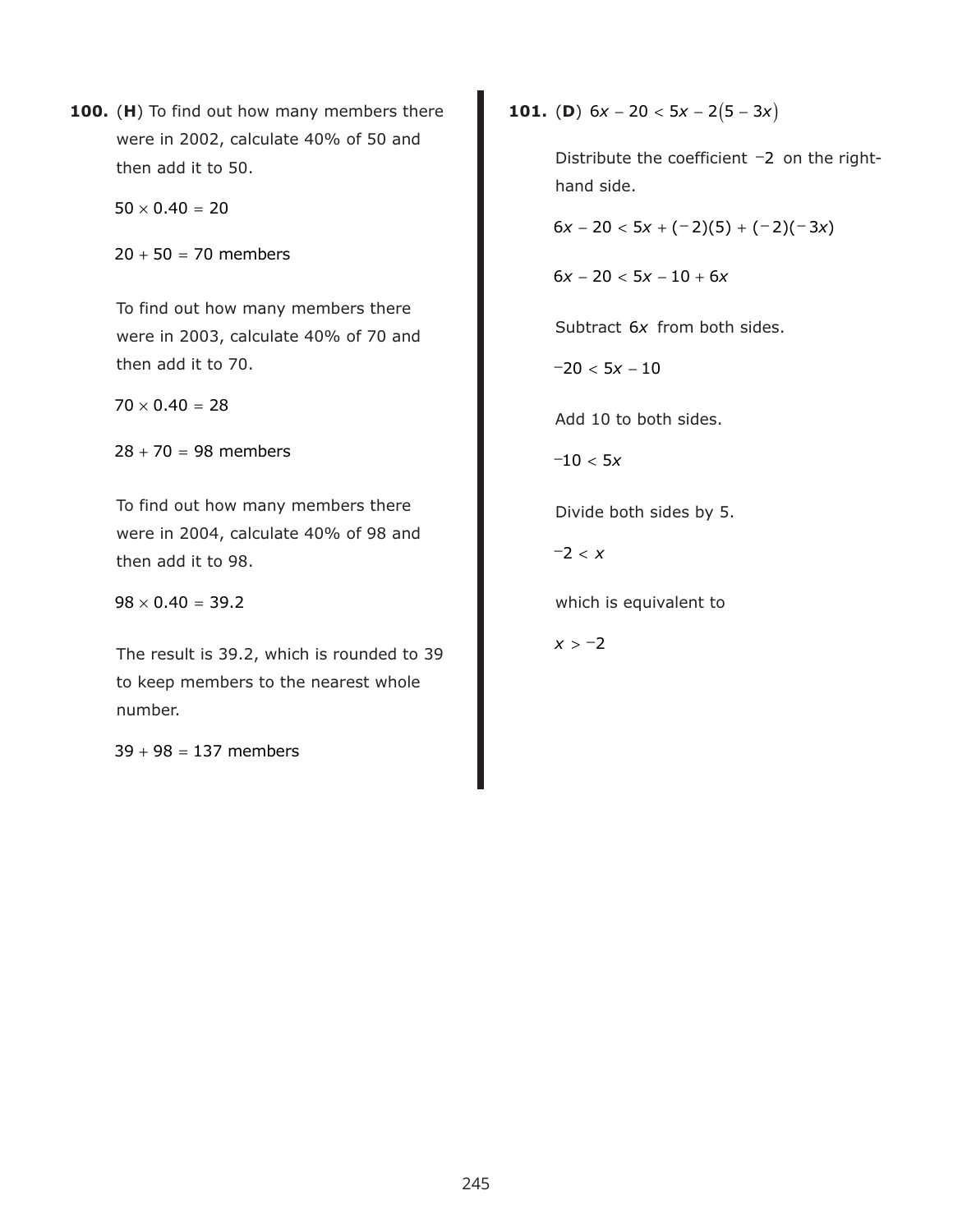**100.** (**H**) To find out how many members there were in 2002, calculate 40% of 50 and then add it to 50.

$50 \times 0.40 = 20$

$20 + 50 = 70$ members

To find out how many members there were in 2003, calculate 40% of 70 and then add it to 70.

$70 \times 0.40 = 28$

$28 + 70 = 98$ members

To find out how many members there were in 2004, calculate 40% of 98 and then add it to 98.

$98 \times 0.40 = 39.2$

The result is 39.2, which is rounded to 39 to keep members to the nearest whole number.

$39 + 98 = 137$ members

**101.** (**D**) $6x - 20 < 5x - 2(5 - 3x)$

Distribute the coefficient $-2$ on the right-hand side.

$6x - 20 < 5x + (-2)(5) + (-2)(-3x)$

$6x - 20 < 5x - 10 + 6x$

Subtract $6x$ from both sides.

$-20 < 5x - 10$

Add 10 to both sides.

$-10 < 5x$

Divide both sides by 5.

$-2 < x$

which is equivalent to

$x > -2$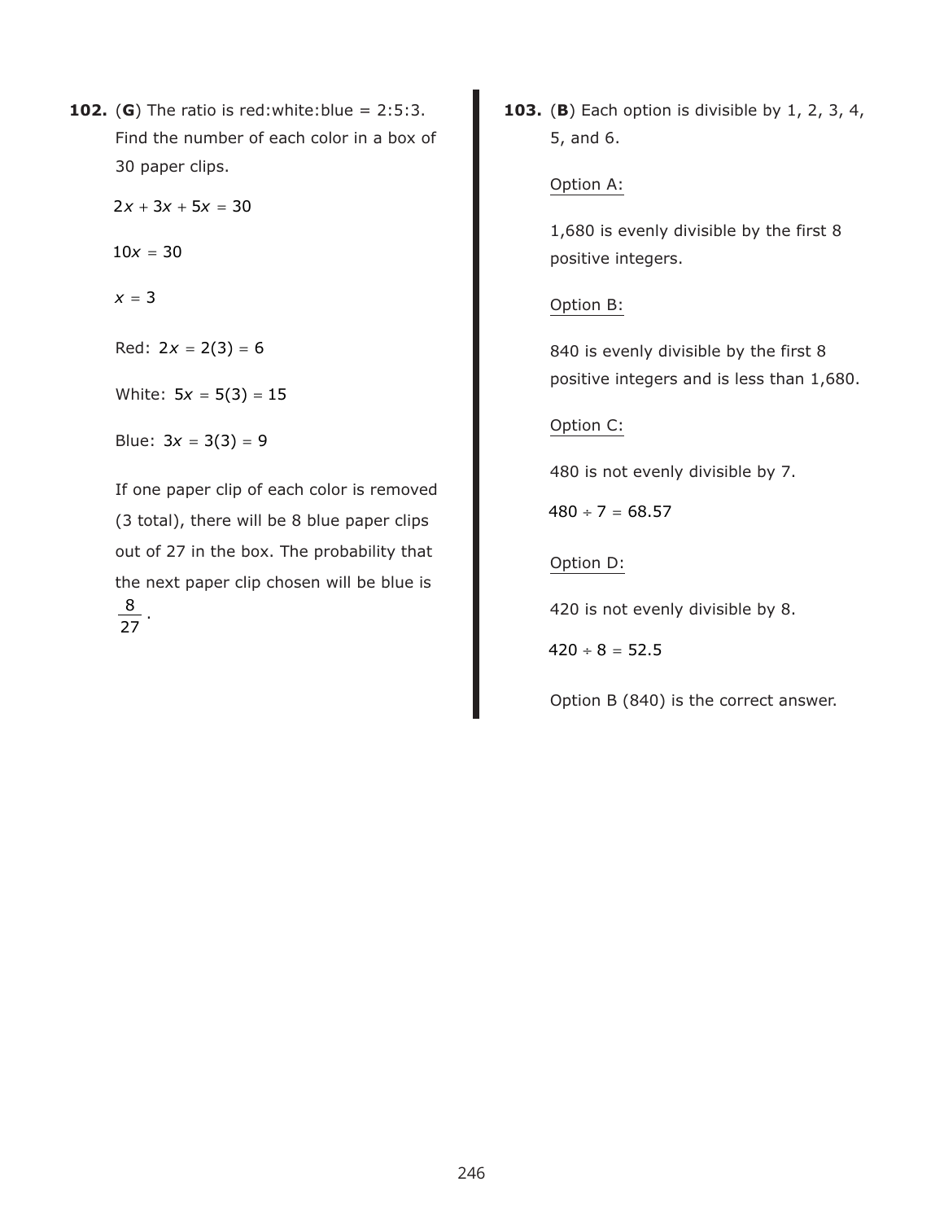**102.** (**G**) The ratio is red:white:blue = 2:5:3. Find the number of each color in a box of 30 paper clips.

$$2x + 3x + 5x = 30$$

$$10x = 30$$

$$x = 3$$

Red: $2x = 2(3) = 6$

White: $5x = 5(3) = 15$

Blue: $3x = 3(3) = 9$

If one paper clip of each color is removed (3 total), there will be 8 blue paper clips out of 27 in the box. The probability that the next paper clip chosen will be blue is $\frac{8}{27}$.

**103.** (**B**) Each option is divisible by 1, 2, 3, 4, 5, and 6.

Option A:

1,680 is evenly divisible by the first 8 positive integers.

Option B:

840 is evenly divisible by the first 8 positive integers and is less than 1,680.

Option C:

480 is not evenly divisible by 7.

$$480 \div 7 = 68.57$$

Option D:

420 is not evenly divisible by 8.

$$420 \div 8 = 52.5$$

Option B (840) is the correct answer.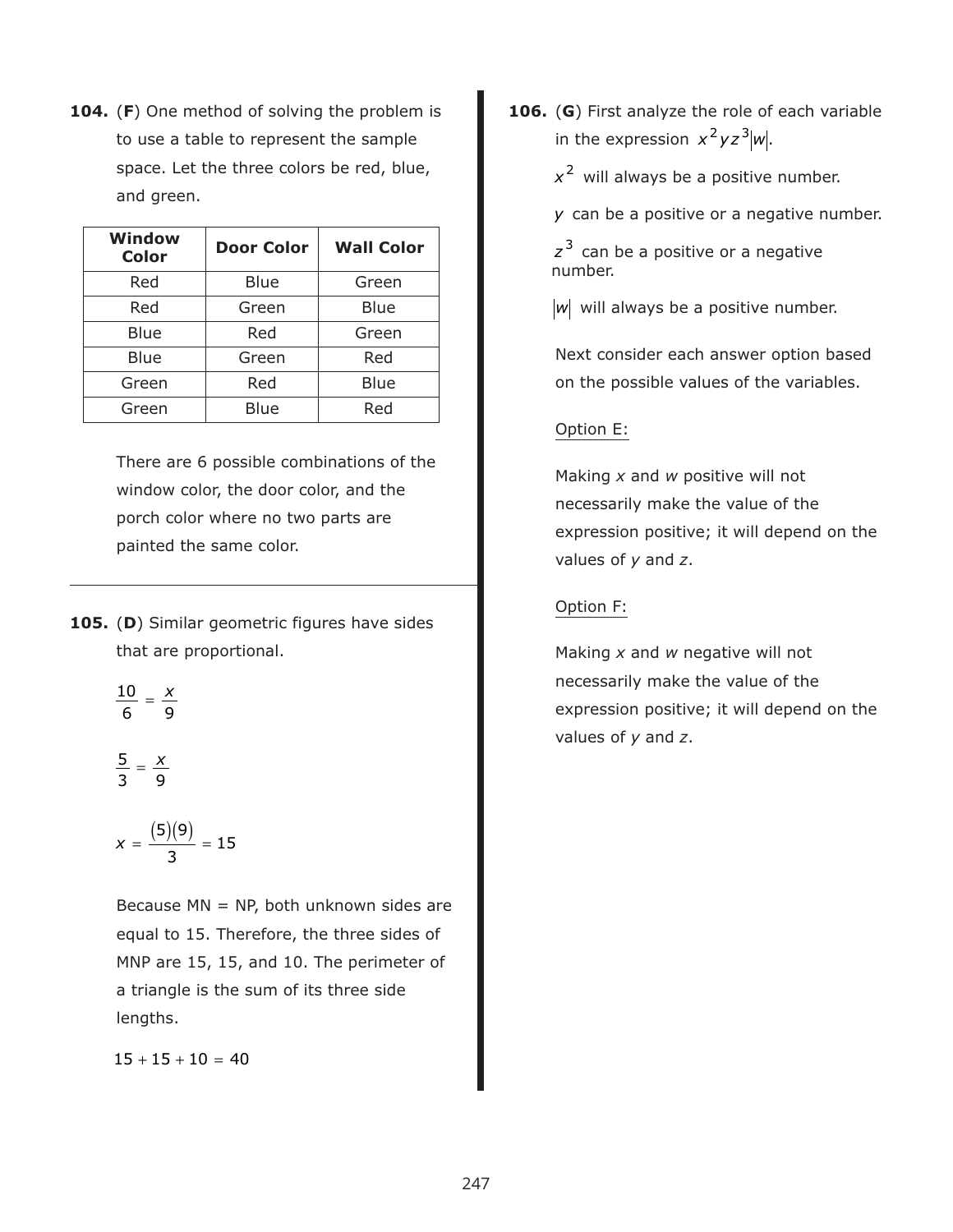**104.** (**F**) One method of solving the problem is to use a table to represent the sample space. Let the three colors be red, blue, and green.

| Window Color | Door Color | Wall Color |
|---|---|---|
| Red | Blue | Green |
| Red | Green | Blue |
| Blue | Red | Green |
| Blue | Green | Red |
| Green | Red | Blue |
| Green | Blue | Red |

There are 6 possible combinations of the window color, the door color, and the porch color where no two parts are painted the same color.

---

**105.** (**D**) Similar geometric figures have sides that are proportional.

$$\frac{10}{6} = \frac{x}{9}$$

$$\frac{5}{3} = \frac{x}{9}$$

$$x = \frac{(5)(9)}{3} = 15$$

Because MN = NP, both unknown sides are equal to 15. Therefore, the three sides of MNP are 15, 15, and 10. The perimeter of a triangle is the sum of its three side lengths.

$$15 + 15 + 10 = 40$$

**106.** (**G**) First analyze the role of each variable in the expression $x^2yz^3|w|$.

$x^2$ will always be a positive number.

$y$ can be a positive or a negative number.

$z^3$ can be a positive or a negative number.

$|w|$ will always be a positive number.

Next consider each answer option based on the possible values of the variables.

Option E:

Making $x$ and $w$ positive will not necessarily make the value of the expression positive; it will depend on the values of $y$ and $z$.

Option F:

Making $x$ and $w$ negative will not necessarily make the value of the expression positive; it will depend on the values of $y$ and $z$.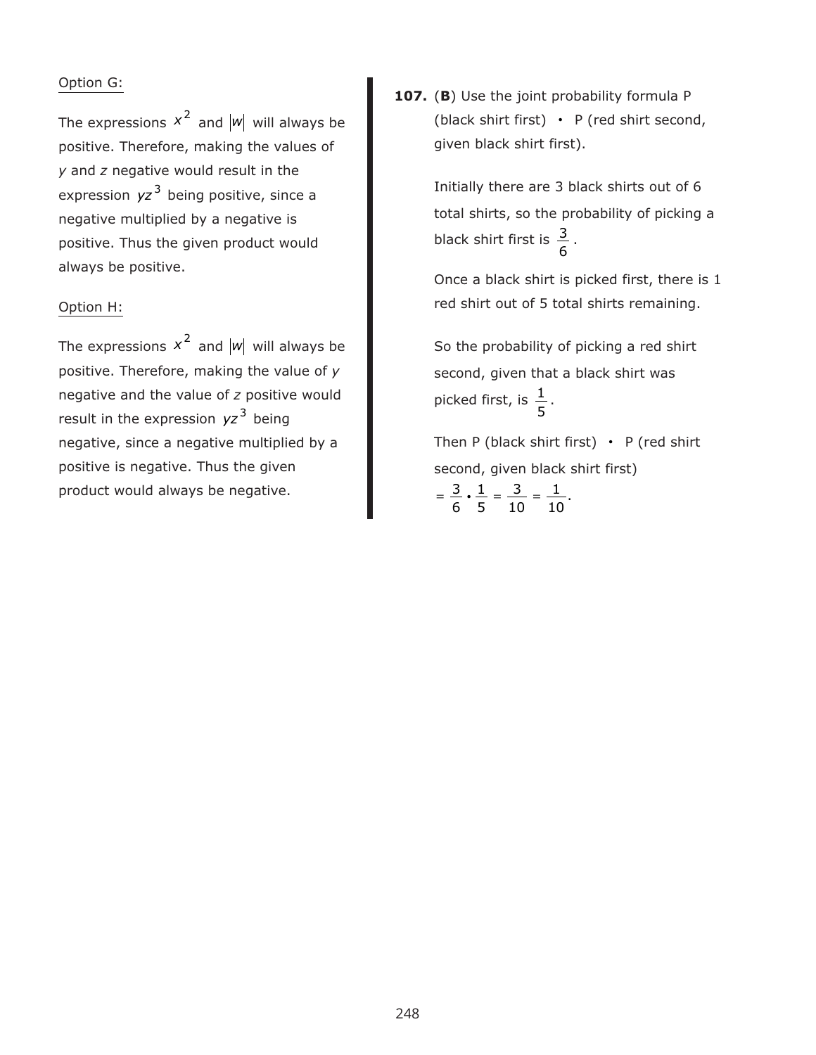Option G:

The expressions $x^2$ and $|w|$ will always be positive. Therefore, making the values of *y* and *z* negative would result in the expression $yz^3$ being positive, since a negative multiplied by a negative is positive. Thus the given product would always be positive.

Option H:

The expressions $x^2$ and $|w|$ will always be positive. Therefore, making the value of *y* negative and the value of *z* positive would result in the expression $yz^3$ being negative, since a negative multiplied by a positive is negative. Thus the given product would always be negative.

**107.** (**B**) Use the joint probability formula P (black shirt first) • P (red shirt second, given black shirt first).

Initially there are 3 black shirts out of 6 total shirts, so the probability of picking a black shirt first is $\frac{3}{6}$.

Once a black shirt is picked first, there is 1 red shirt out of 5 total shirts remaining.

So the probability of picking a red shirt second, given that a black shirt was picked first, is $\frac{1}{5}$.

Then P (black shirt first) • P (red shirt second, given black shirt first)

$= \frac{3}{6} \cdot \frac{1}{5} = \frac{3}{10} = \frac{1}{10}$.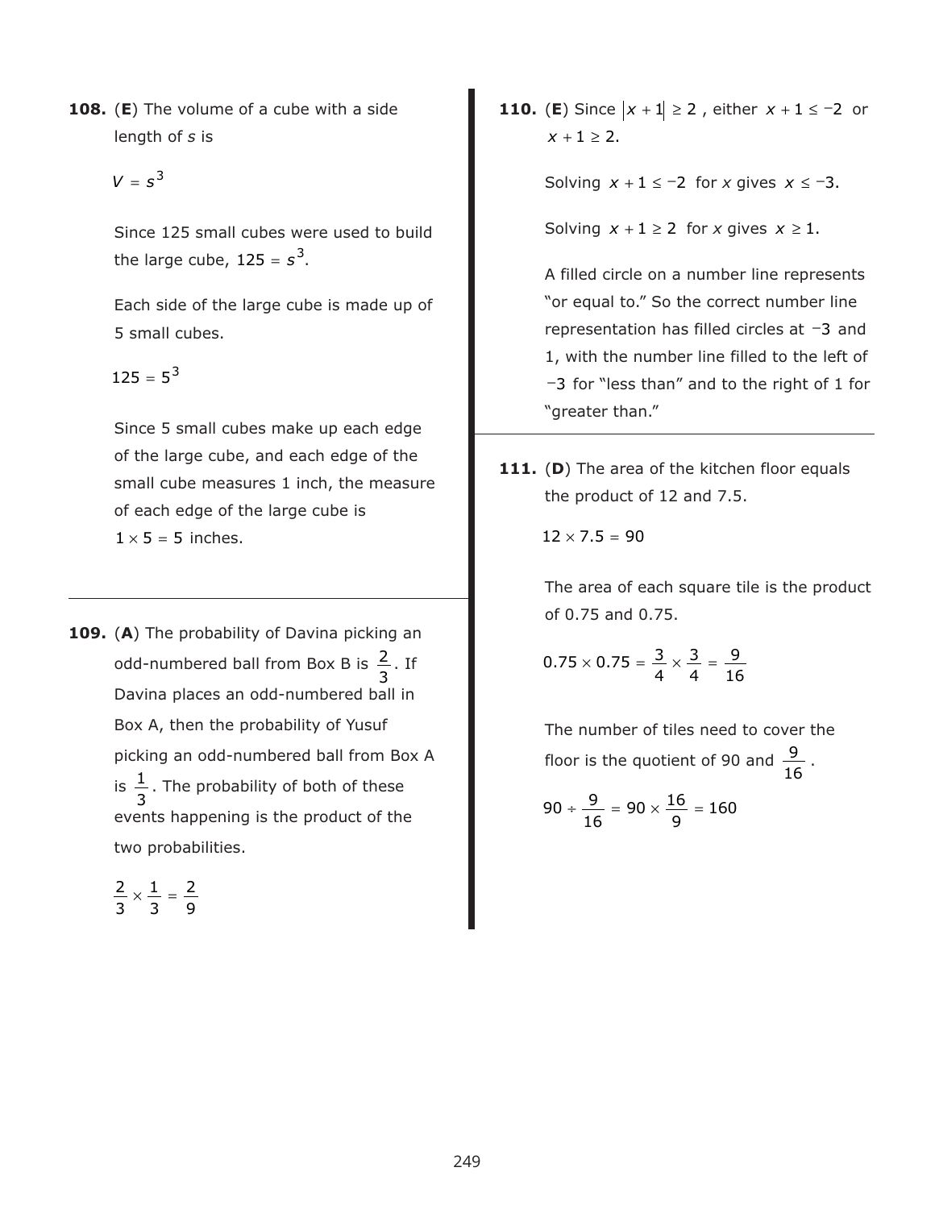**108.** (**E**) The volume of a cube with a side length of *s* is

$$V = s^3$$

Since 125 small cubes were used to build the large cube, $125 = s^3$.

Each side of the large cube is made up of 5 small cubes.

$$125 = 5^3$$

Since 5 small cubes make up each edge of the large cube, and each edge of the small cube measures 1 inch, the measure of each edge of the large cube is $1 \times 5 = 5$ inches.

---

**109.** (**A**) The probability of Davina picking an odd-numbered ball from Box B is $\frac{2}{3}$. If Davina places an odd-numbered ball in Box A, then the probability of Yusuf picking an odd-numbered ball from Box A is $\frac{1}{3}$. The probability of both of these events happening is the product of the two probabilities.

$$\frac{2}{3} \times \frac{1}{3} = \frac{2}{9}$$

---

**110.** (**E**) Since $|x + 1| \geq 2$, either $x + 1 \leq -2$ or $x + 1 \geq 2$.

Solving $x + 1 \leq -2$ for *x* gives $x \leq -3$.

Solving $x + 1 \geq 2$ for *x* gives $x \geq 1$.

A filled circle on a number line represents "or equal to." So the correct number line representation has filled circles at $-3$ and 1, with the number line filled to the left of $-3$ for "less than" and to the right of 1 for "greater than."

---

**111.** (**D**) The area of the kitchen floor equals the product of 12 and 7.5.

$$12 \times 7.5 = 90$$

The area of each square tile is the product of 0.75 and 0.75.

$$0.75 \times 0.75 = \frac{3}{4} \times \frac{3}{4} = \frac{9}{16}$$

The number of tiles need to cover the floor is the quotient of 90 and $\frac{9}{16}$.

$$90 \div \frac{9}{16} = 90 \times \frac{16}{9} = 160$$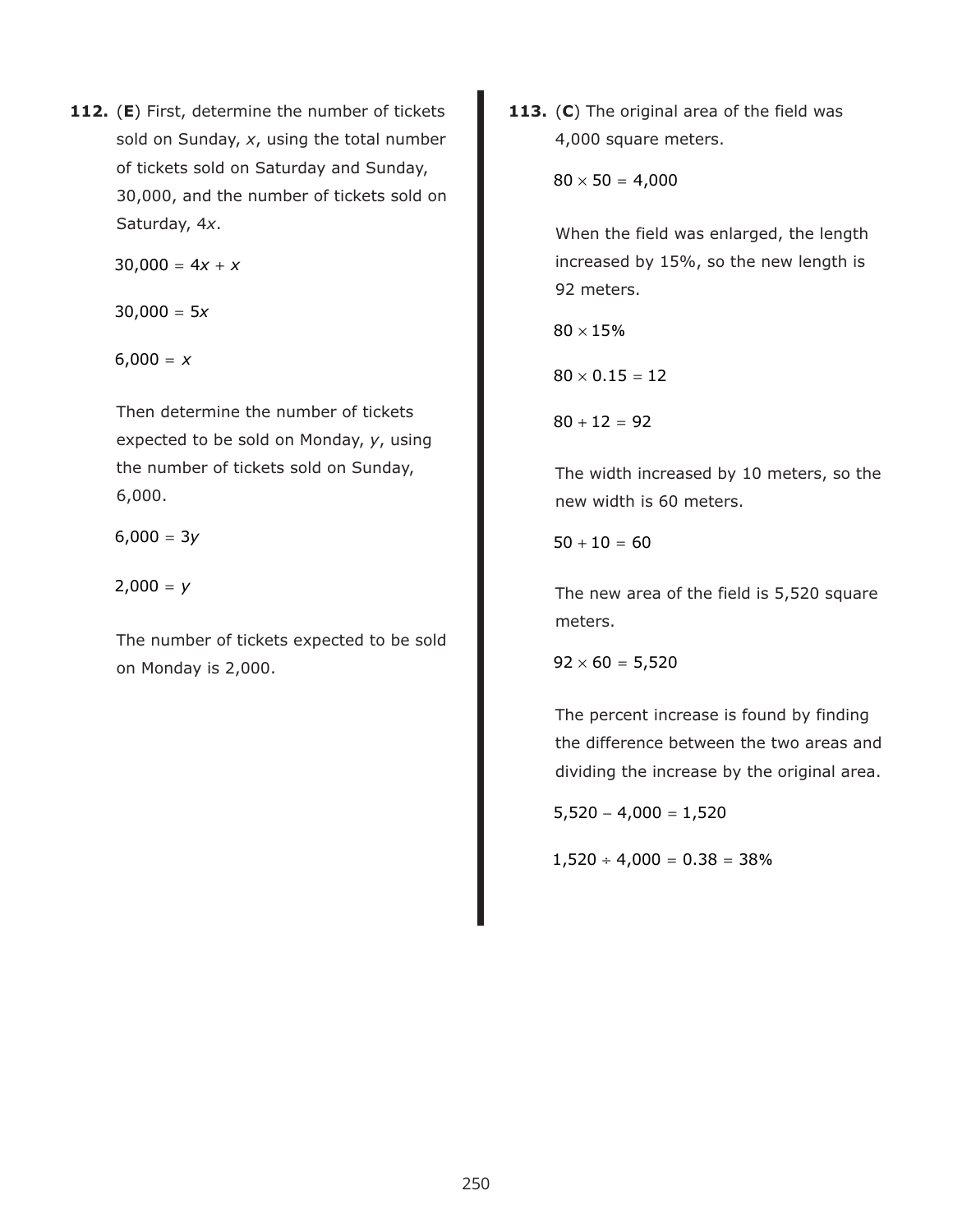**112.** (**E**) First, determine the number of tickets sold on Sunday, $x$, using the total number of tickets sold on Saturday and Sunday, 30,000, and the number of tickets sold on Saturday, $4x$.

$30{,}000 = 4x + x$

$30{,}000 = 5x$

$6{,}000 = x$

Then determine the number of tickets expected to be sold on Monday, $y$, using the number of tickets sold on Sunday, 6,000.

$6{,}000 = 3y$

$2{,}000 = y$

The number of tickets expected to be sold on Monday is 2,000.

**113.** (**C**) The original area of the field was 4,000 square meters.

$80 \times 50 = 4{,}000$

When the field was enlarged, the length increased by 15%, so the new length is 92 meters.

$80 \times 15\%$

$80 \times 0.15 = 12$

$80 + 12 = 92$

The width increased by 10 meters, so the new width is 60 meters.

$50 + 10 = 60$

The new area of the field is 5,520 square meters.

$92 \times 60 = 5{,}520$

The percent increase is found by finding the difference between the two areas and dividing the increase by the original area.

$5{,}520 - 4{,}000 = 1{,}520$

$1{,}520 \div 4{,}000 = 0.38 = 38\%$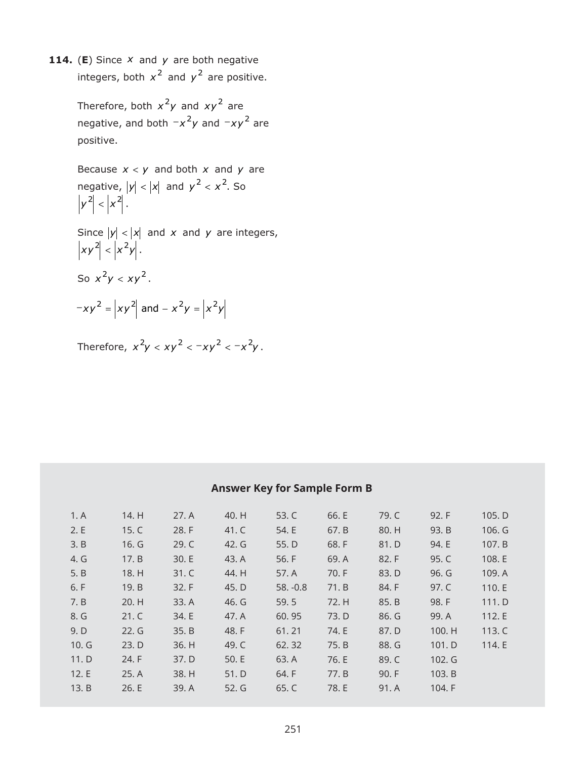**114.** (**E**) Since $x$ and $y$ are both negative integers, both $x^2$ and $y^2$ are positive.

Therefore, both $x^2y$ and $xy^2$ are negative, and both $-x^2y$ and $-xy^2$ are positive.

Because $x < y$ and both $x$ and $y$ are negative, $|y| < |x|$ and $y^2 < x^2$. So $\left|y^2\right| < \left|x^2\right|$.

Since $|y| < |x|$ and $x$ and $y$ are integers, $\left|xy^2\right| < \left|x^2y\right|$.

So $x^2y < xy^2$.

$-xy^2 = \left|xy^2\right|$ and $-x^2y = \left|x^2y\right|$

Therefore, $x^2y < xy^2 < -xy^2 < -x^2y$.

## Answer Key for Sample Form B

| | | | | | | | | |
|---|---|---|---|---|---|---|---|---|
| 1. A | 14. H | 27. A | 40. H | 53. C | 66. E | 79. C | 92. F | 105. D |
| 2. E | 15. C | 28. F | 41. C | 54. E | 67. B | 80. H | 93. B | 106. G |
| 3. B | 16. G | 29. C | 42. G | 55. D | 68. F | 81. D | 94. E | 107. B |
| 4. G | 17. B | 30. E | 43. A | 56. F | 69. A | 82. F | 95. C | 108. E |
| 5. B | 18. H | 31. C | 44. H | 57. A | 70. F | 83. D | 96. G | 109. A |
| 6. F | 19. B | 32. F | 45. D | 58. -0.8 | 71. B | 84. F | 97. C | 110. E |
| 7. B | 20. H | 33. A | 46. G | 59. 5 | 72. H | 85. B | 98. F | 111. D |
| 8. G | 21. C | 34. E | 47. A | 60. 95 | 73. D | 86. G | 99. A | 112. E |
| 9. D | 22. G | 35. B | 48. F | 61. 21 | 74. E | 87. D | 100. H | 113. C |
| 10. G | 23. D | 36. H | 49. C | 62. 32 | 75. B | 88. G | 101. D | 114. E |
| 11. D | 24. F | 37. D | 50. E | 63. A | 76. E | 89. C | 102. G | |
| 12. E | 25. A | 38. H | 51. D | 64. F | 77. B | 90. F | 103. B | |
| 13. B | 26. E | 39. A | 52. G | 65. C | 78. E | 91. A | 104. F | |